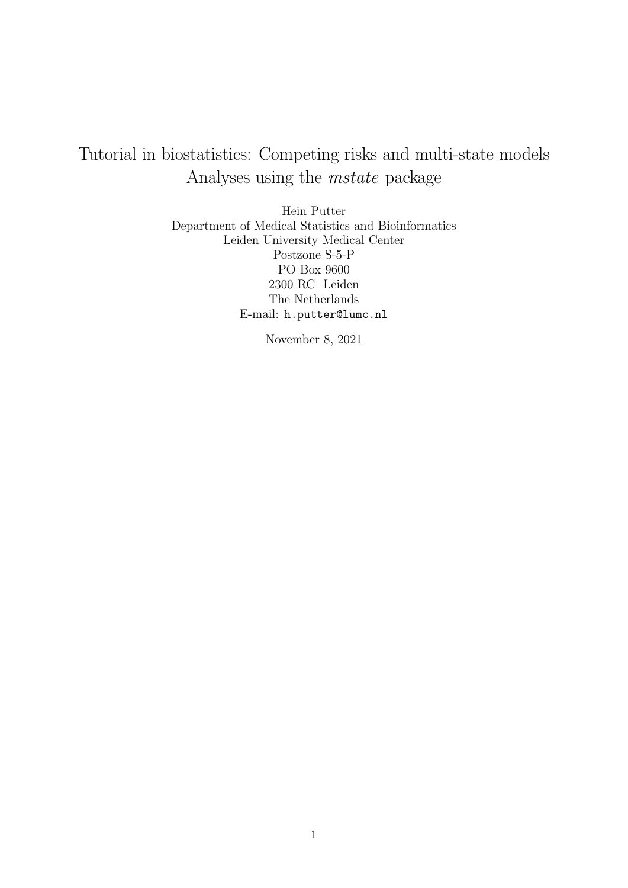# Tutorial in biostatistics: Competing risks and multi-state models
# Analyses using the *mstate* package

Hein Putter
Department of Medical Statistics and Bioinformatics
Leiden University Medical Center
Postzone S-5-P
PO Box 9600
2300 RC Leiden
The Netherlands
E-mail: `h.putter@lumc.nl`

November 8, 2021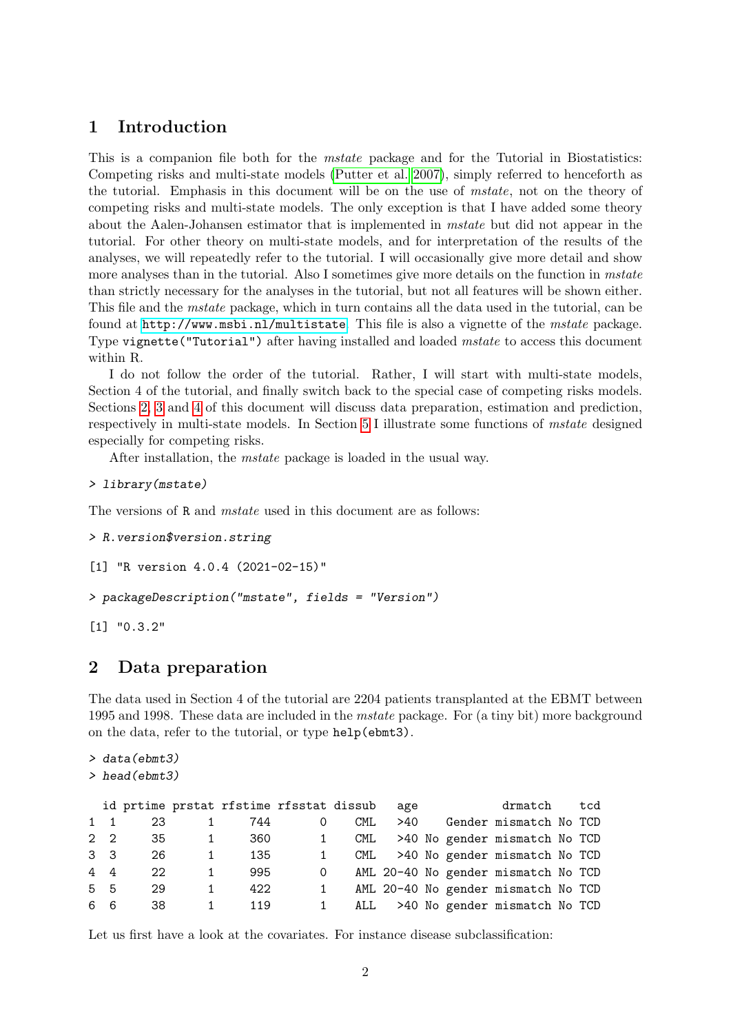# 1 Introduction

This is a companion file both for the *mstate* package and for the Tutorial in Biostatistics: Competing risks and multi-state models (Putter et al. 2007), simply referred to henceforth as the tutorial. Emphasis in this document will be on the use of *mstate*, not on the theory of competing risks and multi-state models. The only exception is that I have added some theory about the Aalen-Johansen estimator that is implemented in *mstate* but did not appear in the tutorial. For other theory on multi-state models, and for interpretation of the results of the analyses, we will repeatedly refer to the tutorial. I will occasionally give more detail and show more analyses than in the tutorial. Also I sometimes give more details on the function in *mstate* than strictly necessary for the analyses in the tutorial, but not all features will be shown either. This file and the *mstate* package, which in turn contains all the data used in the tutorial, can be found at http://www.msbi.nl/multistate. This file is also a vignette of the *mstate* package. Type `vignette("Tutorial")` after having installed and loaded *mstate* to access this document within R.

I do not follow the order of the tutorial. Rather, I will start with multi-state models, Section 4 of the tutorial, and finally switch back to the special case of competing risks models. Sections 2, 3 and 4 of this document will discuss data preparation, estimation and prediction, respectively in multi-state models. In Section 5 I illustrate some functions of *mstate* designed especially for competing risks.

After installation, the *mstate* package is loaded in the usual way.

```
> library(mstate)
```

The versions of R and *mstate* used in this document are as follows:

```
> R.version$version.string

[1] "R version 4.0.4 (2021-02-15)"

> packageDescription("mstate", fields = "Version")

[1] "0.3.2"
```

# 2 Data preparation

The data used in Section 4 of the tutorial are 2204 patients transplanted at the EBMT between 1995 and 1998. These data are included in the *mstate* package. For (a tiny bit) more background on the data, refer to the tutorial, or type `help(ebmt3)`.

```
> data(ebmt3)
> head(ebmt3)

  id prtime prstat rfstime rfsstat dissub   age             drmatch    tcd
1  1     23      1     744       0    CML   >40    Gender mismatch No TCD
2  2     35      1     360       1    CML   >40 No gender mismatch No TCD
3  3     26      1     135       1    CML   >40 No gender mismatch No TCD
4  4     22      1     995       0    AML 20-40 No gender mismatch No TCD
5  5     29      1     422       1    AML 20-40 No gender mismatch No TCD
6  6     38      1     119       1    ALL   >40 No gender mismatch No TCD
```

Let us first have a look at the covariates. For instance disease subclassification: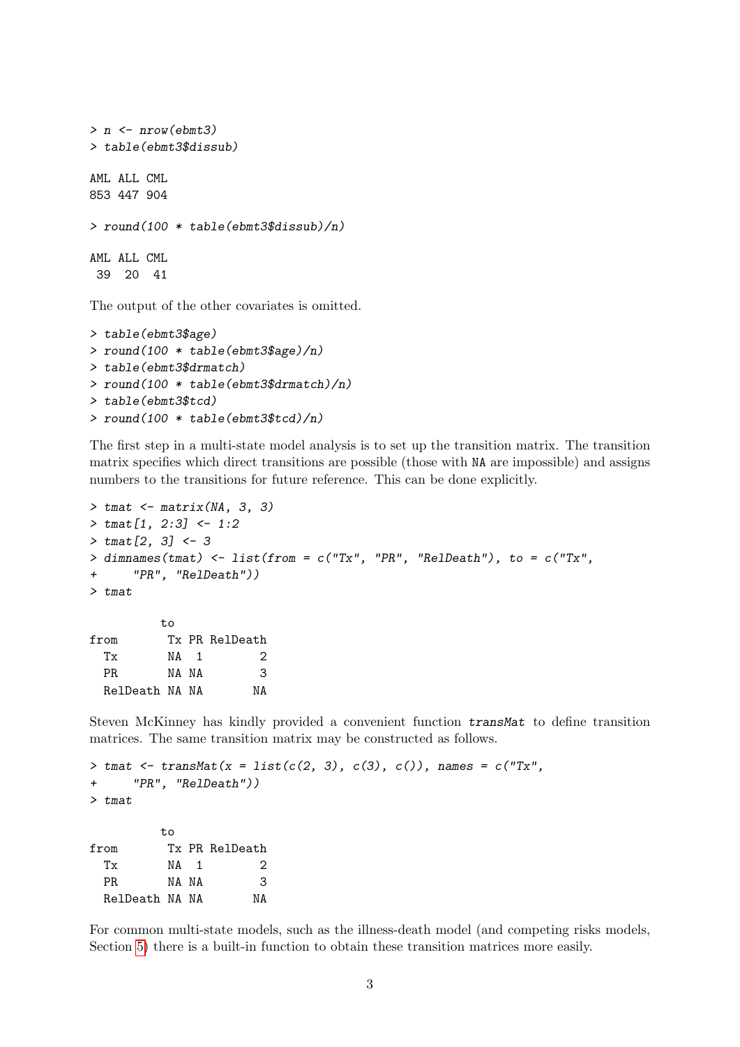```
> n <- nrow(ebmt3)
> table(ebmt3$dissub)

AML ALL CML
853 447 904

> round(100 * table(ebmt3$dissub)/n)

AML ALL CML
 39  20  41
```

The output of the other covariates is omitted.

```
> table(ebmt3$age)
> round(100 * table(ebmt3$age)/n)
> table(ebmt3$drmatch)
> round(100 * table(ebmt3$drmatch)/n)
> table(ebmt3$tcd)
> round(100 * table(ebmt3$tcd)/n)
```

The first step in a multi-state model analysis is to set up the transition matrix. The transition matrix specifies which direct transitions are possible (those with NA are impossible) and assigns numbers to the transitions for future reference. This can be done explicitly.

```
> tmat <- matrix(NA, 3, 3)
> tmat[1, 2:3] <- 1:2
> tmat[2, 3] <- 3
> dimnames(tmat) <- list(from = c("Tx", "PR", "RelDeath"), to = c("Tx",
+     "PR", "RelDeath"))
> tmat

          to
from       Tx PR RelDeath
  Tx       NA  1        2
  PR       NA NA        3
  RelDeath NA NA       NA
```

Steven McKinney has kindly provided a convenient function *transMat* to define transition matrices. The same transition matrix may be constructed as follows.

```
> tmat <- transMat(x = list(c(2, 3), c(3), c()), names = c("Tx",
+     "PR", "RelDeath"))
> tmat

          to
from       Tx PR RelDeath
  Tx       NA  1        2
  PR       NA NA        3
  RelDeath NA NA       NA
```

For common multi-state models, such as the illness-death model (and competing risks models, Section 5) there is a built-in function to obtain these transition matrices more easily.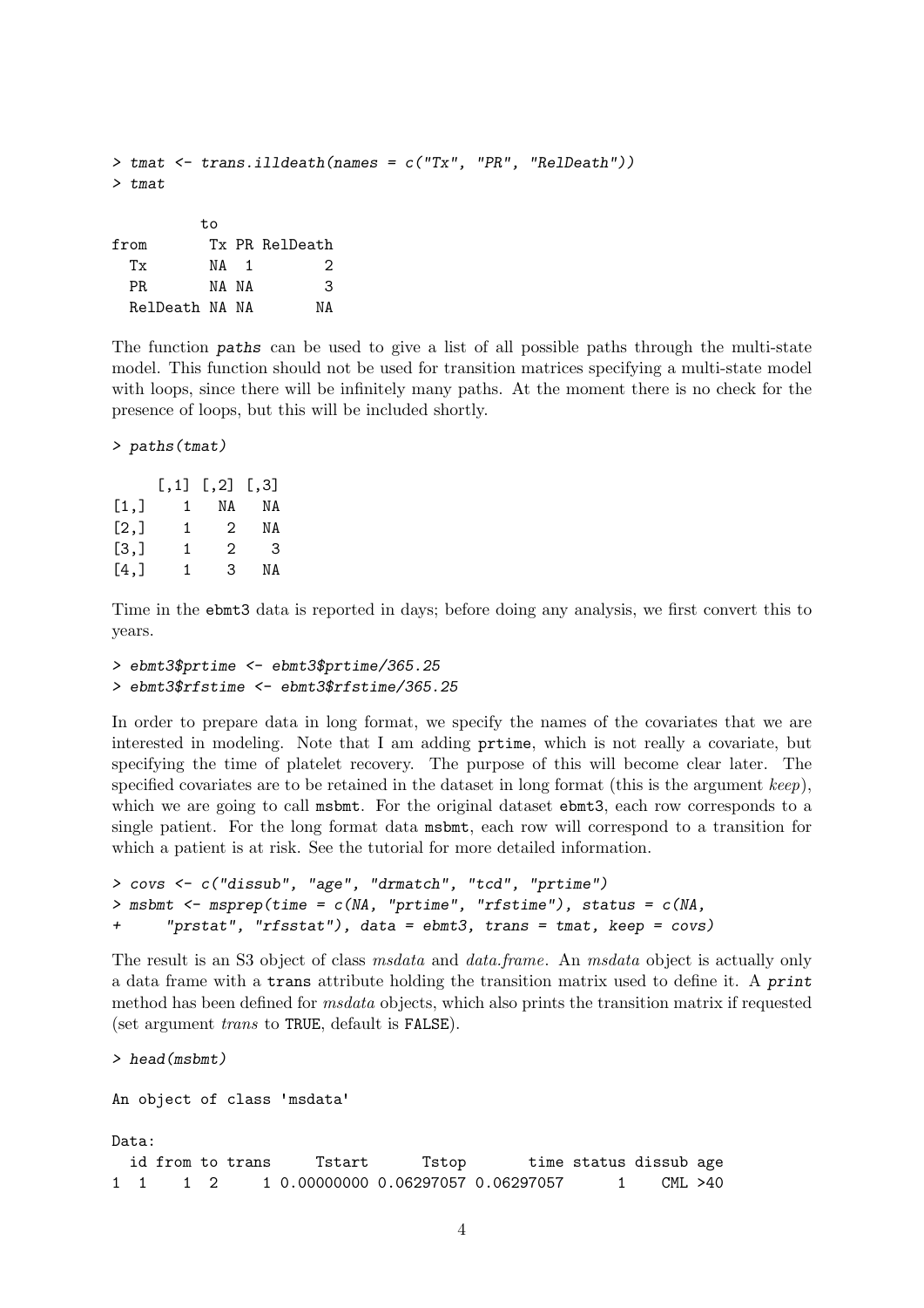```
> tmat <- trans.illdeath(names = c("Tx", "PR", "RelDeath"))
> tmat

          to
from       Tx PR RelDeath
  Tx       NA  1        2
  PR       NA NA        3
  RelDeath NA NA       NA
```

The function *paths* can be used to give a list of all possible paths through the multi-state model. This function should not be used for transition matrices specifying a multi-state model with loops, since there will be infinitely many paths. At the moment there is no check for the presence of loops, but this will be included shortly.

```
> paths(tmat)

     [,1] [,2] [,3]
[1,]    1   NA   NA
[2,]    1    2   NA
[3,]    1    2    3
[4,]    1    3   NA
```

Time in the ebmt3 data is reported in days; before doing any analysis, we first convert this to years.

```
> ebmt3$prtime <- ebmt3$prtime/365.25
> ebmt3$rfstime <- ebmt3$rfstime/365.25
```

In order to prepare data in long format, we specify the names of the covariates that we are interested in modeling. Note that I am adding prtime, which is not really a covariate, but specifying the time of platelet recovery. The purpose of this will become clear later. The specified covariates are to be retained in the dataset in long format (this is the argument *keep*), which we are going to call msbmt. For the original dataset ebmt3, each row corresponds to a single patient. For the long format data msbmt, each row will correspond to a transition for which a patient is at risk. See the tutorial for more detailed information.

```
> covs <- c("dissub", "age", "drmatch", "tcd", "prtime")
> msbmt <- msprep(time = c(NA, "prtime", "rfstime"), status = c(NA,
+     "prstat", "rfsstat"), data = ebmt3, trans = tmat, keep = covs)
```

The result is an S3 object of class *msdata* and *data.frame*. An *msdata* object is actually only a data frame with a trans attribute holding the transition matrix used to define it. A *print* method has been defined for *msdata* objects, which also prints the transition matrix if requested (set argument *trans* to TRUE, default is FALSE).

```
> head(msbmt)

An object of class 'msdata'

Data:
  id from to trans     Tstart      Tstop       time status dissub age
1  1    1  2     1 0.00000000 0.06297057 0.06297057      1    CML >40
```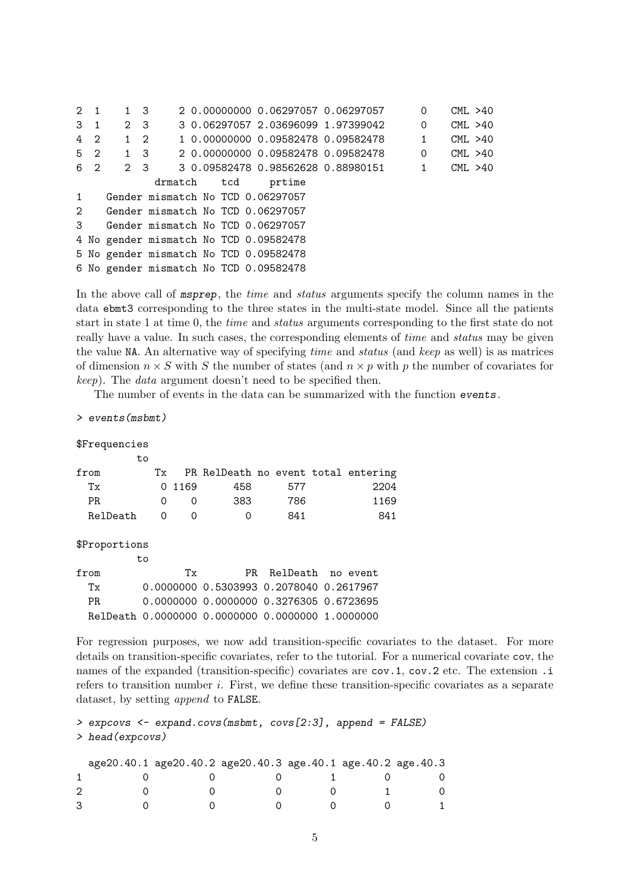```
2 1    1 3     2 0.00000000 0.06297057 0.06297057      0    CML >40
3 1    2 3     3 0.06297057 2.03696099 1.97399042      0    CML >40
4 2    1 2     1 0.00000000 0.09582478 0.09582478      1    CML >40
5 2    1 3     2 0.00000000 0.09582478 0.09582478      0    CML >40
6 2    2 3     3 0.09582478 0.98562628 0.88980151      1    CML >40
             drmatch    tcd     prtime
1    Gender mismatch No TCD 0.06297057
2    Gender mismatch No TCD 0.06297057
3    Gender mismatch No TCD 0.06297057
4 No gender mismatch No TCD 0.09582478
5 No gender mismatch No TCD 0.09582478
6 No gender mismatch No TCD 0.09582478
```

In the above call of **msprep**, the *time* and *status* arguments specify the column names in the data ebmt3 corresponding to the three states in the multi-state model. Since all the patients start in state 1 at time 0, the *time* and *status* arguments corresponding to the first state do not really have a value. In such cases, the corresponding elements of *time* and *status* may be given the value NA. An alternative way of specifying *time* and *status* (and *keep* as well) is as matrices of dimension $n \times S$ with $S$ the number of states (and $n \times p$ with $p$ the number of covariates for *keep*). The *data* argument doesn't need to be specified then.

The number of events in the data can be summarized with the function **events**.

```
> events(msbmt)

$Frequencies
          to
from         Tx   PR RelDeath no event total entering
  Tx          0 1169      458      577           2204
  PR          0    0      383      786           1169
  RelDeath    0    0        0      841            841

$Proportions
          to
from              Tx        PR  RelDeath  no event
  Tx       0.0000000 0.5303993 0.2078040 0.2617967
  PR       0.0000000 0.0000000 0.3276305 0.6723695
  RelDeath 0.0000000 0.0000000 0.0000000 1.0000000
```

For regression purposes, we now add transition-specific covariates to the dataset. For more details on transition-specific covariates, refer to the tutorial. For a numerical covariate cov, the names of the expanded (transition-specific) covariates are cov.1, cov.2 etc. The extension .i refers to transition number $i$. First, we define these transition-specific covariates as a separate dataset, by setting *append* to FALSE.

```
> expcovs <- expand.covs(msbmt, covs[2:3], append = FALSE)
> head(expcovs)

  age20.40.1 age20.40.2 age20.40.3 age.40.1 age.40.2 age.40.3
1          0          0          0        1        0        0
2          0          0          0        0        1        0
3          0          0          0        0        0        1
```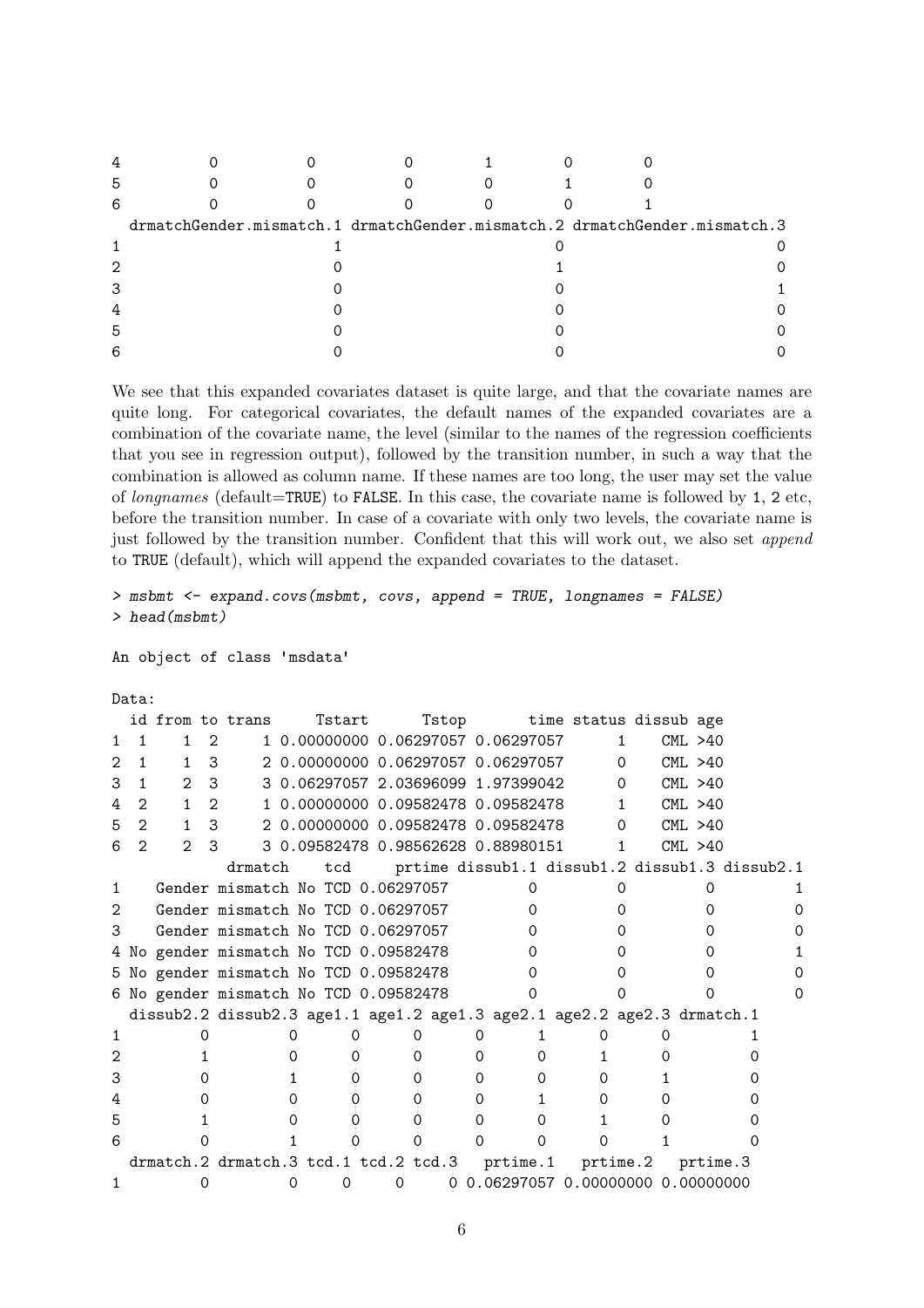```
4         0         0         0         1         0         0
5         0         0         0         0         1         0
6         0         0         0         0         0         1
  drmatchGender.mismatch.1 drmatchGender.mismatch.2 drmatchGender.mismatch.3
1                        1                        0                        0
2                        0                        1                        0
3                        0                        0                        1
4                        0                        0                        0
5                        0                        0                        0
6                        0                        0                        0
```

We see that this expanded covariates dataset is quite large, and that the covariate names are quite long. For categorical covariates, the default names of the expanded covariates are a combination of the covariate name, the level (similar to the names of the regression coefficients that you see in regression output), followed by the transition number, in such a way that the combination is allowed as column name. If these names are too long, the user may set the value of *longnames* (default=TRUE) to FALSE. In this case, the covariate name is followed by 1, 2 etc, before the transition number. In case of a covariate with only two levels, the covariate name is just followed by the transition number. Confident that this will work out, we also set *append* to TRUE (default), which will append the expanded covariates to the dataset.

```
> msbmt <- expand.covs(msbmt, covs, append = TRUE, longnames = FALSE)
> head(msbmt)
```

```
An object of class 'msdata'

Data:
  id from to trans     Tstart      Tstop       time status dissub age
1  1    1  2     1 0.00000000 0.06297057 0.06297057      1    CML >40
2  1    1  3     2 0.00000000 0.06297057 0.06297057      0    CML >40
3  1    2  3     3 0.06297057 2.03696099 1.97399042      0    CML >40
4  2    1  2     1 0.00000000 0.09582478 0.09582478      1    CML >40
5  2    1  3     2 0.00000000 0.09582478 0.09582478      0    CML >40
6  2    2  3     3 0.09582478 0.98562628 0.88980151      1    CML >40
             drmatch    tcd     prtime dissub1.1 dissub1.2 dissub1.3 dissub2.1
1    Gender mismatch No TCD 0.06297057         0         0         0         1
2    Gender mismatch No TCD 0.06297057         0         0         0         0
3    Gender mismatch No TCD 0.06297057         0         0         0         0
4 No gender mismatch No TCD 0.09582478         0         0         0         1
5 No gender mismatch No TCD 0.09582478         0         0         0         0
6 No gender mismatch No TCD 0.09582478         0         0         0         0
  dissub2.2 dissub2.3 age1.1 age1.2 age1.3 age2.1 age2.2 age2.3 drmatch.1
1         0         0      0      0      0      1      0      0         1
2         1         0      0      0      0      0      1      0         0
3         0         1      0      0      0      0      0      1         0
4         0         0      0      0      0      1      0      0         0
5         1         0      0      0      0      0      1      0         0
6         0         1      0      0      0      0      0      1         0
  drmatch.2 drmatch.3 tcd.1 tcd.2 tcd.3   prtime.1   prtime.2   prtime.3
1         0         0     0     0     0 0.06297057 0.00000000 0.00000000
```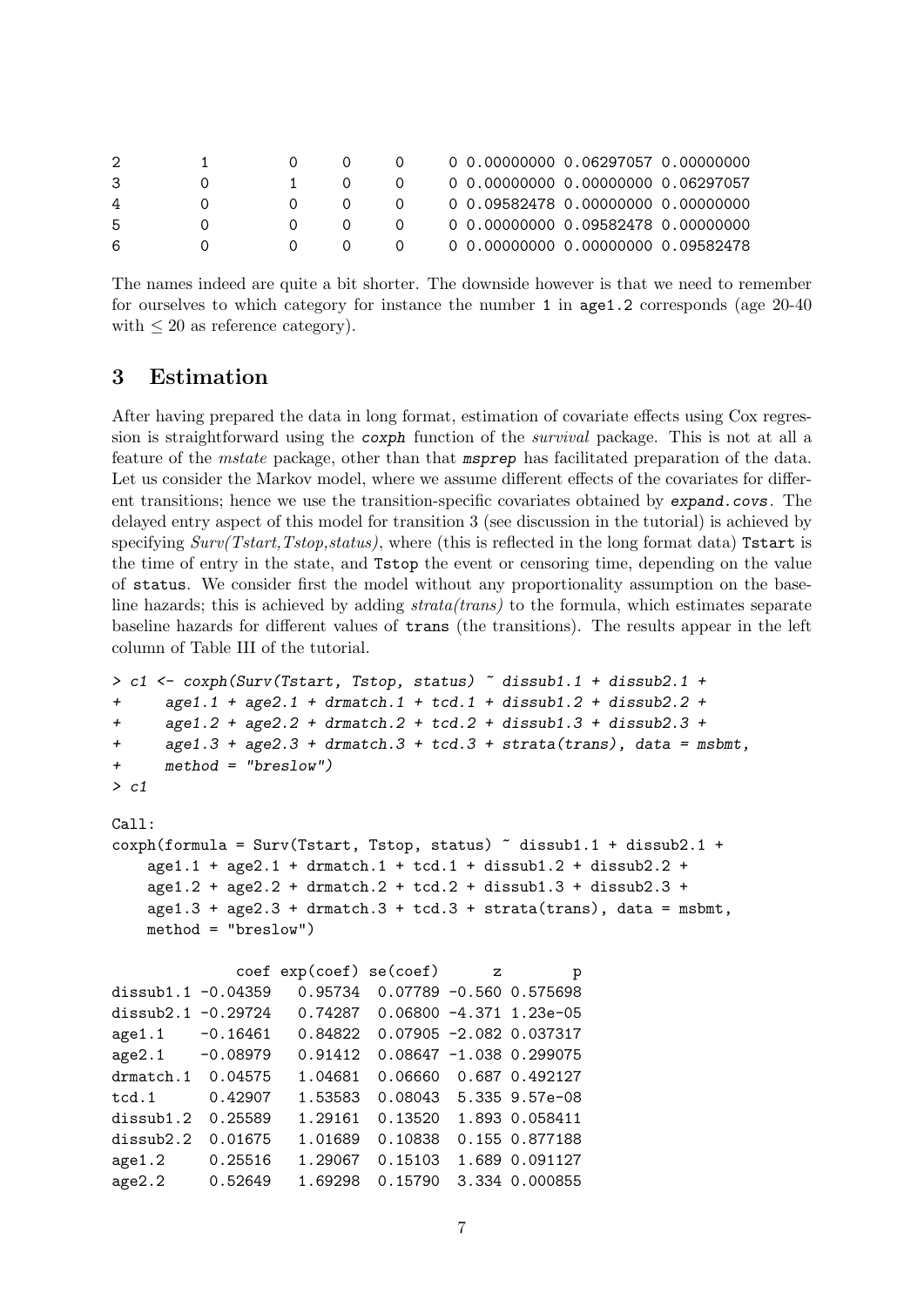```
2          1          0    0    0     0 0.00000000 0.06297057 0.00000000
3          0          1    0    0     0 0.00000000 0.00000000 0.06297057
4          0          0    0    0     0 0.09582478 0.00000000 0.00000000
5          0          0    0    0     0 0.00000000 0.09582478 0.00000000
6          0          0    0    0     0 0.00000000 0.00000000 0.09582478
```

The names indeed are quite a bit shorter. The downside however is that we need to remember for ourselves to which category for instance the number 1 in age1.2 corresponds (age 20-40 with $\leq 20$ as reference category).

## 3 Estimation

After having prepared the data in long format, estimation of covariate effects using Cox regression is straightforward using the **coxph** function of the *survival* package. This is not at all a feature of the *mstate* package, other than that **msprep** has facilitated preparation of the data. Let us consider the Markov model, where we assume different effects of the covariates for different transitions; hence we use the transition-specific covariates obtained by **expand.covs**. The delayed entry aspect of this model for transition 3 (see discussion in the tutorial) is achieved by specifying *Surv(Tstart,Tstop,status)*, where (this is reflected in the long format data) Tstart is the time of entry in the state, and Tstop the event or censoring time, depending on the value of status. We consider first the model without any proportionality assumption on the baseline hazards; this is achieved by adding *strata(trans)* to the formula, which estimates separate baseline hazards for different values of trans (the transitions). The results appear in the left column of Table III of the tutorial.

```
> c1 <- coxph(Surv(Tstart, Tstop, status) ~ dissub1.1 + dissub2.1 +
+     age1.1 + age2.1 + drmatch.1 + tcd.1 + dissub1.2 + dissub2.2 +
+     age1.2 + age2.2 + drmatch.2 + tcd.2 + dissub1.3 + dissub2.3 +
+     age1.3 + age2.3 + drmatch.3 + tcd.3 + strata(trans), data = msbmt,
+     method = "breslow")
> c1

Call:
coxph(formula = Surv(Tstart, Tstop, status) ~ dissub1.1 + dissub2.1 +
    age1.1 + age2.1 + drmatch.1 + tcd.1 + dissub1.2 + dissub2.2 +
    age1.2 + age2.2 + drmatch.2 + tcd.2 + dissub1.3 + dissub2.3 +
    age1.3 + age2.3 + drmatch.3 + tcd.3 + strata(trans), data = msbmt,
    method = "breslow")

              coef exp(coef) se(coef)      z        p
dissub1.1 -0.04359   0.95734  0.07789 -0.560 0.575698
dissub2.1 -0.29724   0.74287  0.06800 -4.371 1.23e-05
age1.1    -0.16461   0.84822  0.07905 -2.082 0.037317
age2.1    -0.08979   0.91412  0.08647 -1.038 0.299075
drmatch.1  0.04575   1.04681  0.06660  0.687 0.492127
tcd.1      0.42907   1.53583  0.08043  5.335 9.57e-08
dissub1.2  0.25589   1.29161  0.13520  1.893 0.058411
dissub2.2  0.01675   1.01689  0.10838  0.155 0.877188
age1.2     0.25516   1.29067  0.15103  1.689 0.091127
age2.2     0.52649   1.69298  0.15790  3.334 0.000855
```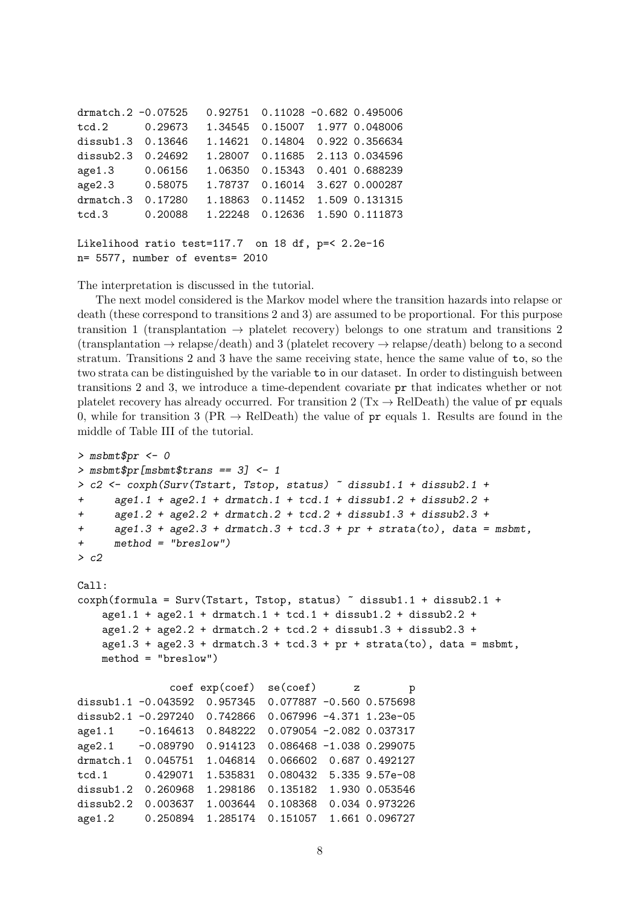```
drmatch.2 -0.07525   0.92751  0.11028 -0.682 0.495006
tcd.2      0.29673   1.34545  0.15007  1.977 0.048006
dissub1.3  0.13646   1.14621  0.14804  0.922 0.356634
dissub2.3  0.24692   1.28007  0.11685  2.113 0.034596
age1.3     0.06156   1.06350  0.15343  0.401 0.688239
age2.3     0.58075   1.78737  0.16014  3.627 0.000287
drmatch.3  0.17280   1.18863  0.11452  1.509 0.131315
tcd.3      0.20088   1.22248  0.12636  1.590 0.111873

Likelihood ratio test=117.7  on 18 df, p=< 2.2e-16
n= 5577, number of events= 2010
```

The interpretation is discussed in the tutorial.

The next model considered is the Markov model where the transition hazards into relapse or death (these correspond to transitions 2 and 3) are assumed to be proportional. For this purpose transition 1 (transplantation → platelet recovery) belongs to one stratum and transitions 2 (transplantation → relapse/death) and 3 (platelet recovery → relapse/death) belong to a second stratum. Transitions 2 and 3 have the same receiving state, hence the same value of `to`, so the two strata can be distinguished by the variable `to` in our dataset. In order to distinguish between transitions 2 and 3, we introduce a time-dependent covariate `pr` that indicates whether or not platelet recovery has already occurred. For transition 2 (Tx → RelDeath) the value of `pr` equals 0, while for transition 3 (PR → RelDeath) the value of `pr` equals 1. Results are found in the middle of Table III of the tutorial.

```
> msbmt$pr <- 0
> msbmt$pr[msbmt$trans == 3] <- 1
> c2 <- coxph(Surv(Tstart, Tstop, status) ~ dissub1.1 + dissub2.1 +
+     age1.1 + age2.1 + drmatch.1 + tcd.1 + dissub1.2 + dissub2.2 +
+     age1.2 + age2.2 + drmatch.2 + tcd.2 + dissub1.3 + dissub2.3 +
+     age1.3 + age2.3 + drmatch.3 + tcd.3 + pr + strata(to), data = msbmt,
+     method = "breslow")
> c2

Call:
coxph(formula = Surv(Tstart, Tstop, status) ~ dissub1.1 + dissub2.1 +
    age1.1 + age2.1 + drmatch.1 + tcd.1 + dissub1.2 + dissub2.2 +
    age1.2 + age2.2 + drmatch.2 + tcd.2 + dissub1.3 + dissub2.3 +
    age1.3 + age2.3 + drmatch.3 + tcd.3 + pr + strata(to), data = msbmt,
    method = "breslow")

               coef exp(coef)  se(coef)      z        p
dissub1.1 -0.043592  0.957345  0.077887 -0.560 0.575698
dissub2.1 -0.297240  0.742866  0.067996 -4.371 1.23e-05
age1.1    -0.164613  0.848222  0.079054 -2.082 0.037317
age2.1    -0.089790  0.914123  0.086468 -1.038 0.299075
drmatch.1  0.045751  1.046814  0.066602  0.687 0.492127
tcd.1      0.429071  1.535831  0.080432  5.335 9.57e-08
dissub1.2  0.260968  1.298186  0.135182  1.930 0.053546
dissub2.2  0.003637  1.003644  0.108368  0.034 0.973226
age1.2     0.250894  1.285174  0.151057  1.661 0.096727
```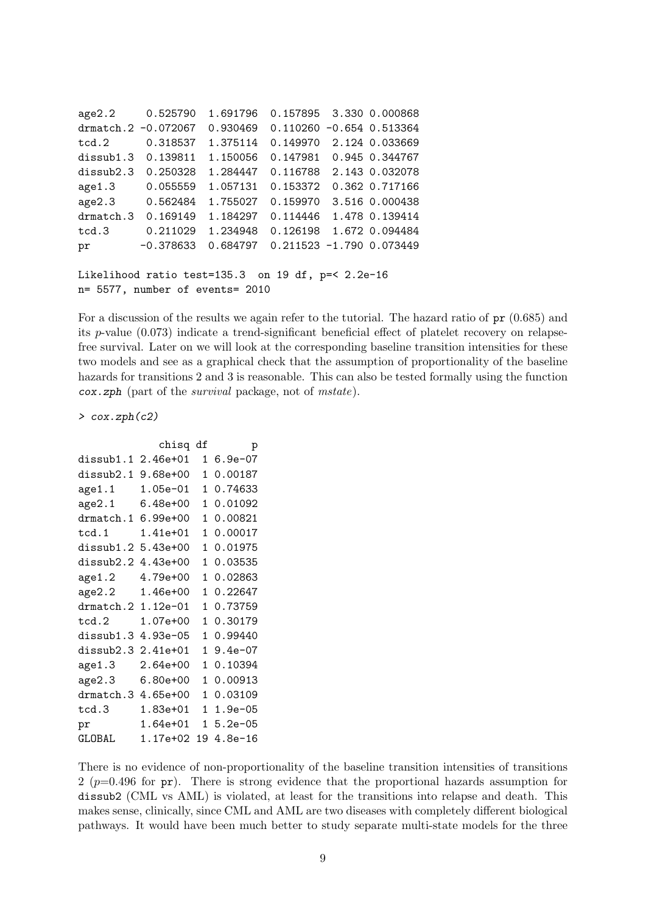```
age2.2      0.525790  1.691796  0.157895  3.330 0.000868
drmatch.2 -0.072067  0.930469  0.110260 -0.654 0.513364
tcd.2      0.318537  1.375114  0.149970  2.124 0.033669
dissub1.3  0.139811  1.150056  0.147981  0.945 0.344767
dissub2.3  0.250328  1.284447  0.116788  2.143 0.032078
age1.3     0.055559  1.057131  0.153372  0.362 0.717166
age2.3     0.562484  1.755027  0.159970  3.516 0.000438
drmatch.3  0.169149  1.184297  0.114446  1.478 0.139414
tcd.3      0.211029  1.234948  0.126198  1.672 0.094484
pr        -0.378633  0.684797  0.211523 -1.790 0.073449

Likelihood ratio test=135.3  on 19 df, p=< 2.2e-16
n= 5577, number of events= 2010
```

For a discussion of the results we again refer to the tutorial. The hazard ratio of `pr` (0.685) and its $p$-value (0.073) indicate a trend-significant beneficial effect of platelet recovery on relapse-free survival. Later on we will look at the corresponding baseline transition intensities for these two models and see as a graphical check that the assumption of proportionality of the baseline hazards for transitions 2 and 3 is reasonable. This can also be tested formally using the function *cox.zph* (part of the *survival* package, not of *mstate*).

```
> cox.zph(c2)

             chisq df        p
dissub1.1 2.46e+01  1 6.9e-07
dissub2.1 9.68e+00  1 0.00187
age1.1    1.05e-01  1 0.74633
age2.1    6.48e+00  1 0.01092
drmatch.1 6.99e+00  1 0.00821
tcd.1     1.41e+01  1 0.00017
dissub1.2 5.43e+00  1 0.01975
dissub2.2 4.43e+00  1 0.03535
age1.2    4.79e+00  1 0.02863
age2.2    1.46e+00  1 0.22647
drmatch.2 1.12e-01  1 0.73759
tcd.2     1.07e+00  1 0.30179
dissub1.3 4.93e-05  1 0.99440
dissub2.3 2.41e+01  1 9.4e-07
age1.3    2.64e+00  1 0.10394
age2.3    6.80e+00  1 0.00913
drmatch.3 4.65e+00  1 0.03109
tcd.3     1.83e+01  1 1.9e-05
pr        1.64e+01  1 5.2e-05
GLOBAL    1.17e+02 19 4.8e-16
```

There is no evidence of non-proportionality of the baseline transition intensities of transitions 2 ($p$=0.496 for `pr`). There is strong evidence that the proportional hazards assumption for `dissub2` (CML vs AML) is violated, at least for the transitions into relapse and death. This makes sense, clinically, since CML and AML are two diseases with completely different biological pathways. It would have been much better to study separate multi-state models for the three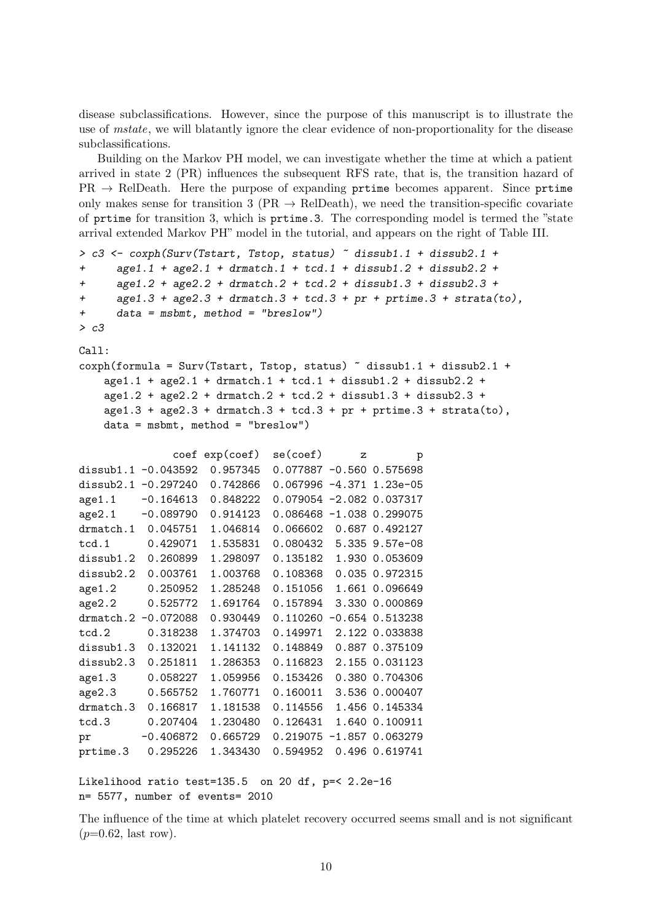disease subclassifications. However, since the purpose of this manuscript is to illustrate the use of *mstate*, we will blatantly ignore the clear evidence of non-proportionality for the disease subclassifications.

Building on the Markov PH model, we can investigate whether the time at which a patient arrived in state 2 (PR) influences the subsequent RFS rate, that is, the transition hazard of PR → RelDeath. Here the purpose of expanding `prtime` becomes apparent. Since `prtime` only makes sense for transition 3 (PR → RelDeath), we need the transition-specific covariate of `prtime` for transition 3, which is `prtime.3`. The corresponding model is termed the "state arrival extended Markov PH" model in the tutorial, and appears on the right of Table III.

```
> c3 <- coxph(Surv(Tstart, Tstop, status) ~ dissub1.1 + dissub2.1 +
+     age1.1 + age2.1 + drmatch.1 + tcd.1 + dissub1.2 + dissub2.2 +
+     age1.2 + age2.2 + drmatch.2 + tcd.2 + dissub1.3 + dissub2.3 +
+     age1.3 + age2.3 + drmatch.3 + tcd.3 + pr + prtime.3 + strata(to),
+     data = msbmt, method = "breslow")
> c3

Call:
coxph(formula = Surv(Tstart, Tstop, status) ~ dissub1.1 + dissub2.1 +
    age1.1 + age2.1 + drmatch.1 + tcd.1 + dissub1.2 + dissub2.2 +
    age1.2 + age2.2 + drmatch.2 + tcd.2 + dissub1.3 + dissub2.3 +
    age1.3 + age2.3 + drmatch.3 + tcd.3 + pr + prtime.3 + strata(to),
    data = msbmt, method = "breslow")

               coef exp(coef)  se(coef)      z        p
dissub1.1 -0.043592  0.957345  0.077887 -0.560 0.575698
dissub2.1 -0.297240  0.742866  0.067996 -4.371 1.23e-05
age1.1    -0.164613  0.848222  0.079054 -2.082 0.037317
age2.1    -0.089790  0.914123  0.086468 -1.038 0.299075
drmatch.1  0.045751  1.046814  0.066602  0.687 0.492127
tcd.1      0.429071  1.535831  0.080432  5.335 9.57e-08
dissub1.2  0.260899  1.298097  0.135182  1.930 0.053609
dissub2.2  0.003761  1.003768  0.108368  0.035 0.972315
age1.2     0.250952  1.285248  0.151056  1.661 0.096649
age2.2     0.525772  1.691764  0.157894  3.330 0.000869
drmatch.2 -0.072088  0.930449  0.110260 -0.654 0.513238
tcd.2      0.318238  1.374703  0.149971  2.122 0.033838
dissub1.3  0.132021  1.141132  0.148849  0.887 0.375109
dissub2.3  0.251811  1.286353  0.116823  2.155 0.031123
age1.3     0.058227  1.059956  0.153426  0.380 0.704306
age2.3     0.565752  1.760771  0.160011  3.536 0.000407
drmatch.3  0.166817  1.181538  0.114556  1.456 0.145334
tcd.3      0.207404  1.230480  0.126431  1.640 0.100911
pr        -0.406872  0.665729  0.219075 -1.857 0.063279
prtime.3   0.295226  1.343430  0.594952  0.496 0.619741

Likelihood ratio test=135.5  on 20 df, p=< 2.2e-16
n= 5577, number of events= 2010
```

The influence of the time at which platelet recovery occurred seems small and is not significant ($p$=0.62, last row).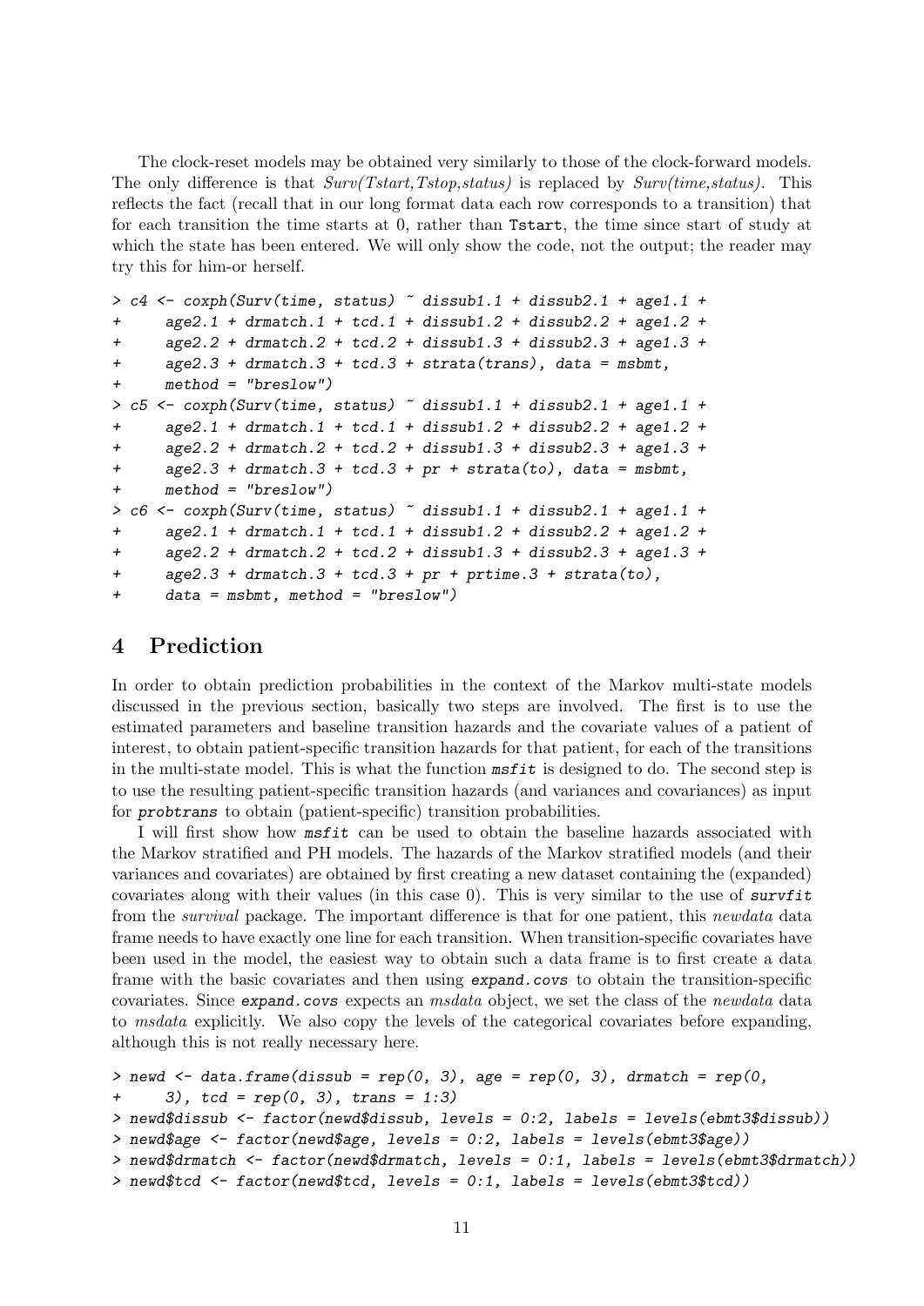The clock-reset models may be obtained very similarly to those of the clock-forward models. The only difference is that *Surv(Tstart,Tstop,status)* is replaced by *Surv(time,status)*. This reflects the fact (recall that in our long format data each row corresponds to a transition) that for each transition the time starts at 0, rather than `Tstart`, the time since start of study at which the state has been entered. We will only show the code, not the output; the reader may try this for him-or herself.

```
> c4 <- coxph(Surv(time, status) ~ dissub1.1 + dissub2.1 + age1.1 +
+     age2.1 + drmatch.1 + tcd.1 + dissub1.2 + dissub2.2 + age1.2 +
+     age2.2 + drmatch.2 + tcd.2 + dissub1.3 + dissub2.3 + age1.3 +
+     age2.3 + drmatch.3 + tcd.3 + strata(trans), data = msbmt,
+     method = "breslow")
> c5 <- coxph(Surv(time, status) ~ dissub1.1 + dissub2.1 + age1.1 +
+     age2.1 + drmatch.1 + tcd.1 + dissub1.2 + dissub2.2 + age1.2 +
+     age2.2 + drmatch.2 + tcd.2 + dissub1.3 + dissub2.3 + age1.3 +
+     age2.3 + drmatch.3 + tcd.3 + pr + strata(to), data = msbmt,
+     method = "breslow")
> c6 <- coxph(Surv(time, status) ~ dissub1.1 + dissub2.1 + age1.1 +
+     age2.1 + drmatch.1 + tcd.1 + dissub1.2 + dissub2.2 + age1.2 +
+     age2.2 + drmatch.2 + tcd.2 + dissub1.3 + dissub2.3 + age1.3 +
+     age2.3 + drmatch.3 + tcd.3 + pr + prtime.3 + strata(to),
+     data = msbmt, method = "breslow")
```

# 4 Prediction

In order to obtain prediction probabilities in the context of the Markov multi-state models discussed in the previous section, basically two steps are involved. The first is to use the estimated parameters and baseline transition hazards and the covariate values of a patient of interest, to obtain patient-specific transition hazards for that patient, for each of the transitions in the multi-state model. This is what the function `msfit` is designed to do. The second step is to use the resulting patient-specific transition hazards (and variances and covariances) as input for `probtrans` to obtain (patient-specific) transition probabilities.

I will first show how `msfit` can be used to obtain the baseline hazards associated with the Markov stratified and PH models. The hazards of the Markov stratified models (and their variances and covariates) are obtained by first creating a new dataset containing the (expanded) covariates along with their values (in this case 0). This is very similar to the use of `survfit` from the *survival* package. The important difference is that for one patient, this *newdata* data frame needs to have exactly one line for each transition. When transition-specific covariates have been used in the model, the easiest way to obtain such a data frame is to first create a data frame with the basic covariates and then using `expand.covs` to obtain the transition-specific covariates. Since `expand.covs` expects an *msdata* object, we set the class of the *newdata* data to *msdata* explicitly. We also copy the levels of the categorical covariates before expanding, although this is not really necessary here.

```
> newd <- data.frame(dissub = rep(0, 3), age = rep(0, 3), drmatch = rep(0,
+     3), tcd = rep(0, 3), trans = 1:3)
> newd$dissub <- factor(newd$dissub, levels = 0:2, labels = levels(ebmt3$dissub))
> newd$age <- factor(newd$age, levels = 0:2, labels = levels(ebmt3$age))
> newd$drmatch <- factor(newd$drmatch, levels = 0:1, labels = levels(ebmt3$drmatch))
> newd$tcd <- factor(newd$tcd, levels = 0:1, labels = levels(ebmt3$tcd))
```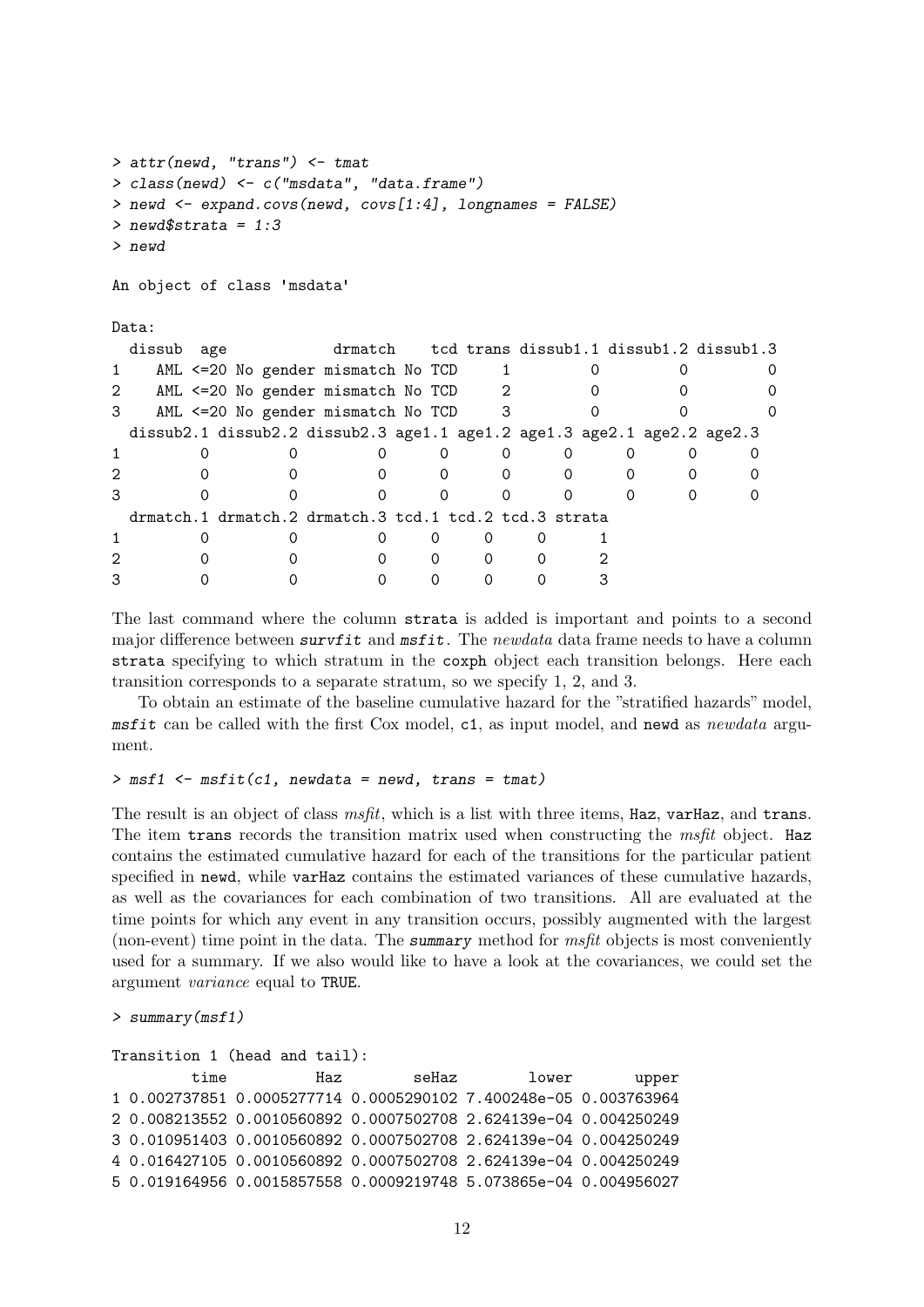```
> attr(newd, "trans") <- tmat
> class(newd) <- c("msdata", "data.frame")
> newd <- expand.covs(newd, covs[1:4], longnames = FALSE)
> newd$strata = 1:3
> newd

An object of class 'msdata'

Data:
  dissub  age           drmatch    tcd trans dissub1.1 dissub1.2 dissub1.3
1    AML <=20 No gender mismatch No TCD     1         0         0         0
2    AML <=20 No gender mismatch No TCD     2         0         0         0
3    AML <=20 No gender mismatch No TCD     3         0         0         0
  dissub2.1 dissub2.2 dissub2.3 age1.1 age1.2 age1.3 age2.1 age2.2 age2.3
1         0         0         0      0      0      0      0      0      0
2         0         0         0      0      0      0      0      0      0
3         0         0         0      0      0      0      0      0      0
  drmatch.1 drmatch.2 drmatch.3 tcd.1 tcd.2 tcd.3 strata
1         0         0         0     0     0     0      1
2         0         0         0     0     0     0      2
3         0         0         0     0     0     0      3
```

The last command where the column `strata` is added is important and points to a second major difference between ***survfit*** and ***msfit***. The *newdata* data frame needs to have a column `strata` specifying to which stratum in the `coxph` object each transition belongs. Here each transition corresponds to a separate stratum, so we specify 1, 2, and 3.

To obtain an estimate of the baseline cumulative hazard for the "stratified hazards" model, ***msfit*** can be called with the first Cox model, `c1`, as input model, and `newd` as *newdata* argument.

```
> msf1 <- msfit(c1, newdata = newd, trans = tmat)
```

The result is an object of class *msfit*, which is a list with three items, `Haz`, `varHaz`, and `trans`. The item `trans` records the transition matrix used when constructing the *msfit* object. `Haz` contains the estimated cumulative hazard for each of the transitions for the particular patient specified in `newd`, while `varHaz` contains the estimated variances of these cumulative hazards, as well as the covariances for each combination of two transitions. All are evaluated at the time points for which any event in any transition occurs, possibly augmented with the largest (non-event) time point in the data. The ***summary*** method for *msfit* objects is most conveniently used for a summary. If we also would like to have a look at the covariances, we could set the argument *variance* equal to `TRUE`.

```
> summary(msf1)

Transition 1 (head and tail):
         time          Haz        seHaz        lower       upper
1 0.002737851 0.0005277714 0.0005290102 7.400248e-05 0.003763964
2 0.008213552 0.0010560892 0.0007502708 2.624139e-04 0.004250249
3 0.010951403 0.0010560892 0.0007502708 2.624139e-04 0.004250249
4 0.016427105 0.0010560892 0.0007502708 2.624139e-04 0.004250249
5 0.019164956 0.0015857558 0.0009219748 5.073865e-04 0.004956027
```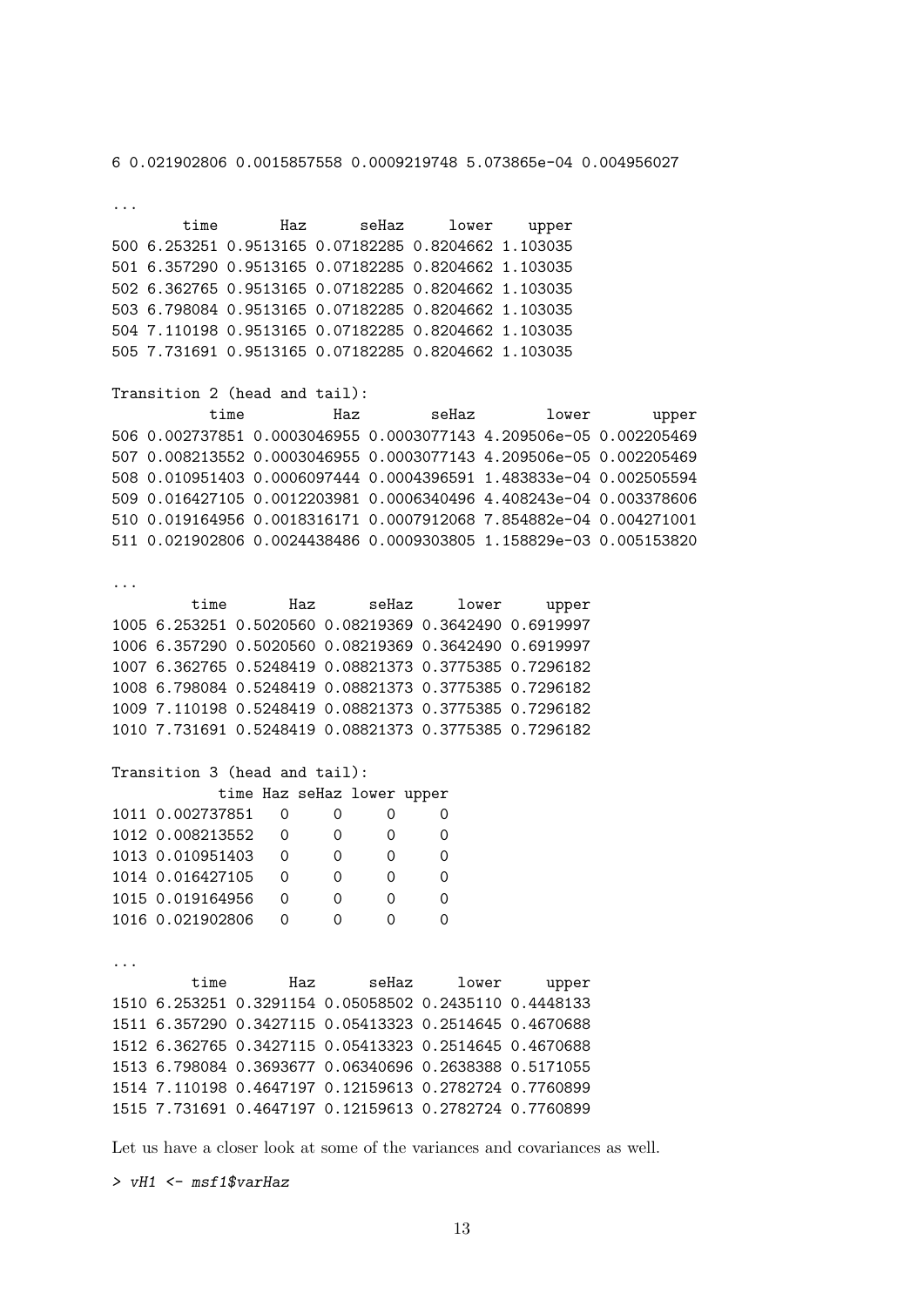```
6 0.021902806 0.0015857558 0.0009219748 5.073865e-04 0.004956027

...
        time       Haz      seHaz     lower    upper
500 6.253251 0.9513165 0.07182285 0.8204662 1.103035
501 6.357290 0.9513165 0.07182285 0.8204662 1.103035
502 6.362765 0.9513165 0.07182285 0.8204662 1.103035
503 6.798084 0.9513165 0.07182285 0.8204662 1.103035
504 7.110198 0.9513165 0.07182285 0.8204662 1.103035
505 7.731691 0.9513165 0.07182285 0.8204662 1.103035

Transition 2 (head and tail):
           time          Haz        seHaz        lower       upper
506 0.002737851 0.0003046955 0.0003077143 4.209506e-05 0.002205469
507 0.008213552 0.0003046955 0.0003077143 4.209506e-05 0.002205469
508 0.010951403 0.0006097444 0.0004396591 1.483833e-04 0.002505594
509 0.016427105 0.0012203981 0.0006340496 4.408243e-04 0.003378606
510 0.019164956 0.0018316171 0.0007912068 7.854882e-04 0.004271001
511 0.021902806 0.0024438486 0.0009303805 1.158829e-03 0.005153820

...
         time       Haz      seHaz     lower     upper
1005 6.253251 0.5020560 0.08219369 0.3642490 0.6919997
1006 6.357290 0.5020560 0.08219369 0.3642490 0.6919997
1007 6.362765 0.5248419 0.08821373 0.3775385 0.7296182
1008 6.798084 0.5248419 0.08821373 0.3775385 0.7296182
1009 7.110198 0.5248419 0.08821373 0.3775385 0.7296182
1010 7.731691 0.5248419 0.08821373 0.3775385 0.7296182

Transition 3 (head and tail):
            time Haz seHaz lower upper
1011 0.002737851   0     0     0     0
1012 0.008213552   0     0     0     0
1013 0.010951403   0     0     0     0
1014 0.016427105   0     0     0     0
1015 0.019164956   0     0     0     0
1016 0.021902806   0     0     0     0

...
         time       Haz      seHaz     lower     upper
1510 6.253251 0.3291154 0.05058502 0.2435110 0.4448133
1511 6.357290 0.3427115 0.05413323 0.2514645 0.4670688
1512 6.362765 0.3427115 0.05413323 0.2514645 0.4670688
1513 6.798084 0.3693677 0.06340696 0.2638388 0.5171055
1514 7.110198 0.4647197 0.12159613 0.2782724 0.7760899
1515 7.731691 0.4647197 0.12159613 0.2782724 0.7760899
```

Let us have a closer look at some of the variances and covariances as well.

```
> vH1 <- msf1$varHaz
```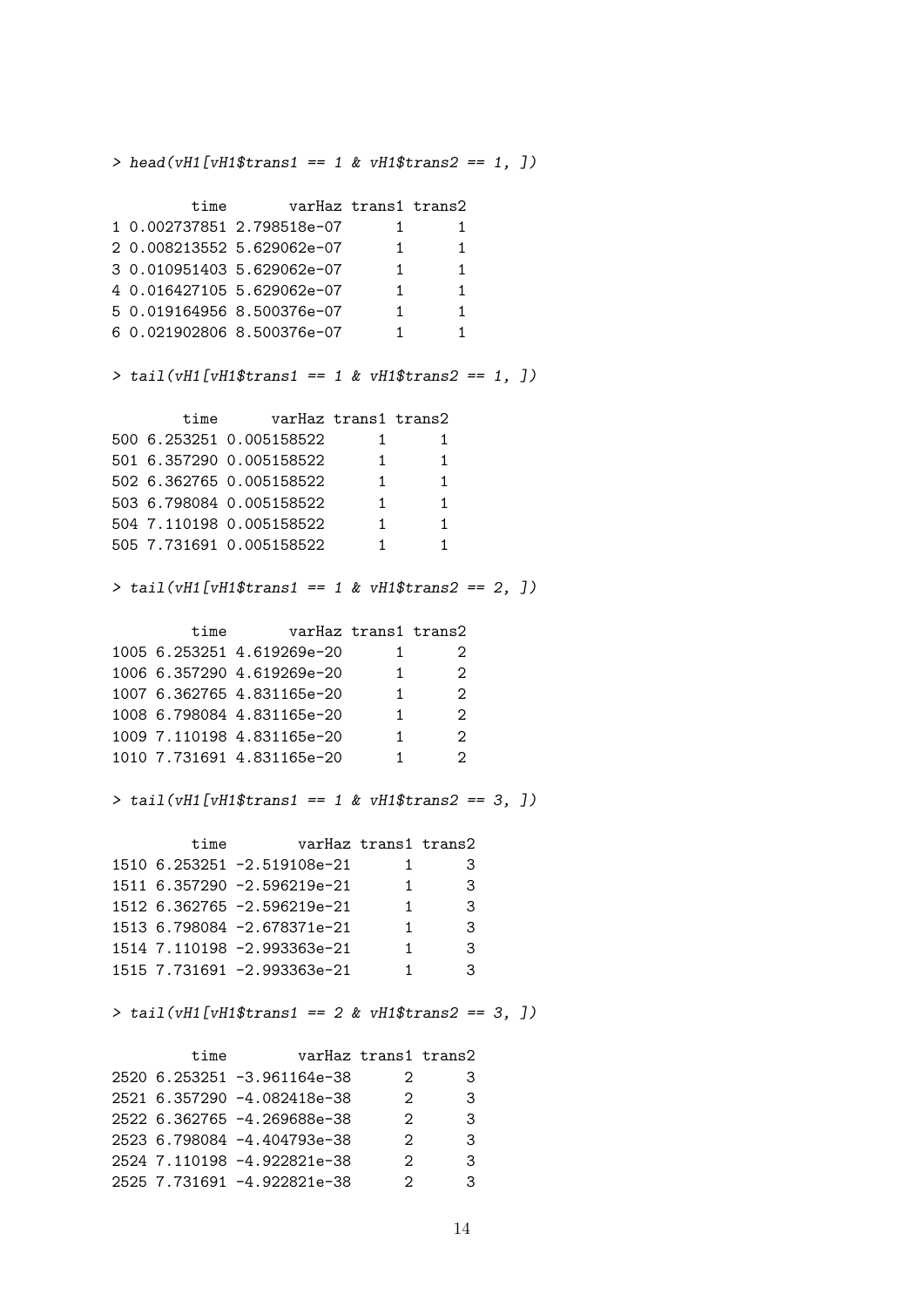```
> head(vH1[vH1$trans1 == 1 & vH1$trans2 == 1, ])

         time       varHaz trans1 trans2
1 0.002737851 2.798518e-07      1      1
2 0.008213552 5.629062e-07      1      1
3 0.010951403 5.629062e-07      1      1
4 0.016427105 5.629062e-07      1      1
5 0.019164956 8.500376e-07      1      1
6 0.021902806 8.500376e-07      1      1

> tail(vH1[vH1$trans1 == 1 & vH1$trans2 == 1, ])

        time      varHaz trans1 trans2
500 6.253251 0.005158522      1      1
501 6.357290 0.005158522      1      1
502 6.362765 0.005158522      1      1
503 6.798084 0.005158522      1      1
504 7.110198 0.005158522      1      1
505 7.731691 0.005158522      1      1

> tail(vH1[vH1$trans1 == 1 & vH1$trans2 == 2, ])

         time       varHaz trans1 trans2
1005 6.253251 4.619269e-20      1      2
1006 6.357290 4.619269e-20      1      2
1007 6.362765 4.831165e-20      1      2
1008 6.798084 4.831165e-20      1      2
1009 7.110198 4.831165e-20      1      2
1010 7.731691 4.831165e-20      1      2

> tail(vH1[vH1$trans1 == 1 & vH1$trans2 == 3, ])

         time        varHaz trans1 trans2
1510 6.253251 -2.519108e-21      1      3
1511 6.357290 -2.596219e-21      1      3
1512 6.362765 -2.596219e-21      1      3
1513 6.798084 -2.678371e-21      1      3
1514 7.110198 -2.993363e-21      1      3
1515 7.731691 -2.993363e-21      1      3

> tail(vH1[vH1$trans1 == 2 & vH1$trans2 == 3, ])

         time        varHaz trans1 trans2
2520 6.253251 -3.961164e-38      2      3
2521 6.357290 -4.082418e-38      2      3
2522 6.362765 -4.269688e-38      2      3
2523 6.798084 -4.404793e-38      2      3
2524 7.110198 -4.922821e-38      2      3
2525 7.731691 -4.922821e-38      2      3
```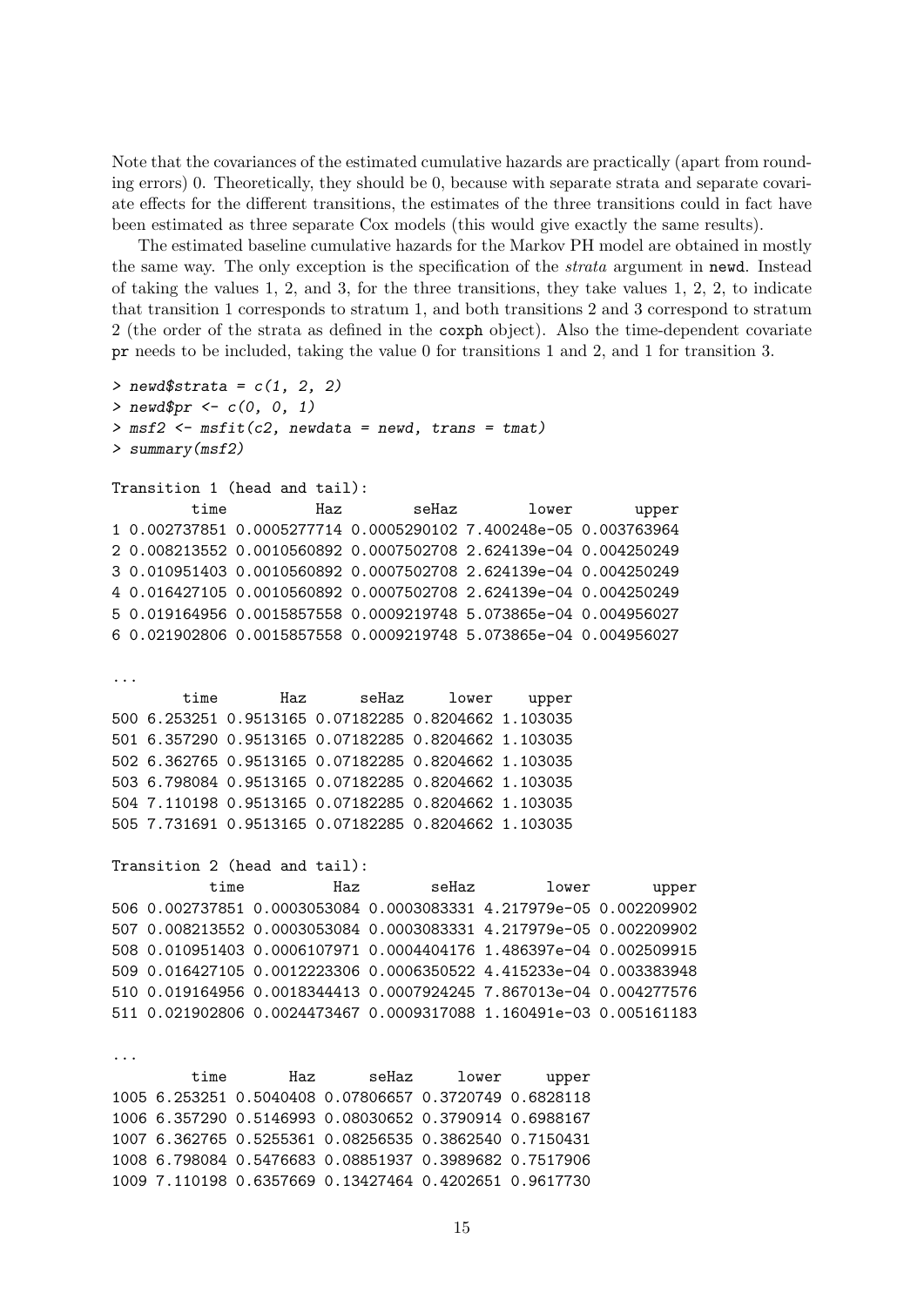Note that the covariances of the estimated cumulative hazards are practically (apart from rounding errors) 0. Theoretically, they should be 0, because with separate strata and separate covariate effects for the different transitions, the estimates of the three transitions could in fact have been estimated as three separate Cox models (this would give exactly the same results).

The estimated baseline cumulative hazards for the Markov PH model are obtained in mostly the same way. The only exception is the specification of the *strata* argument in `newd`. Instead of taking the values 1, 2, and 3, for the three transitions, they take values 1, 2, 2, to indicate that transition 1 corresponds to stratum 1, and both transitions 2 and 3 correspond to stratum 2 (the order of the strata as defined in the `coxph` object). Also the time-dependent covariate `pr` needs to be included, taking the value 0 for transitions 1 and 2, and 1 for transition 3.

```
> newd$strata = c(1, 2, 2)
> newd$pr <- c(0, 0, 1)
> msf2 <- msfit(c2, newdata = newd, trans = tmat)
> summary(msf2)

Transition 1 (head and tail):
         time          Haz        seHaz        lower       upper
1 0.002737851 0.0005277714 0.0005290102 7.400248e-05 0.003763964
2 0.008213552 0.0010560892 0.0007502708 2.624139e-04 0.004250249
3 0.010951403 0.0010560892 0.0007502708 2.624139e-04 0.004250249
4 0.016427105 0.0010560892 0.0007502708 2.624139e-04 0.004250249
5 0.019164956 0.0015857558 0.0009219748 5.073865e-04 0.004956027
6 0.021902806 0.0015857558 0.0009219748 5.073865e-04 0.004956027

...
        time       Haz      seHaz     lower    upper
500 6.253251 0.9513165 0.07182285 0.8204662 1.103035
501 6.357290 0.9513165 0.07182285 0.8204662 1.103035
502 6.362765 0.9513165 0.07182285 0.8204662 1.103035
503 6.798084 0.9513165 0.07182285 0.8204662 1.103035
504 7.110198 0.9513165 0.07182285 0.8204662 1.103035
505 7.731691 0.9513165 0.07182285 0.8204662 1.103035

Transition 2 (head and tail):
           time          Haz        seHaz        lower       upper
506 0.002737851 0.0003053084 0.0003083331 4.217979e-05 0.002209902
507 0.008213552 0.0003053084 0.0003083331 4.217979e-05 0.002209902
508 0.010951403 0.0006107971 0.0004404176 1.486397e-04 0.002509915
509 0.016427105 0.0012223306 0.0006350522 4.415233e-04 0.003383948
510 0.019164956 0.0018344413 0.0007924245 7.867013e-04 0.004277576
511 0.021902806 0.0024473467 0.0009317088 1.160491e-03 0.005161183

...
         time       Haz      seHaz     lower     upper
1005 6.253251 0.5040408 0.07806657 0.3720749 0.6828118
1006 6.357290 0.5146993 0.08030652 0.3790914 0.6988167
1007 6.362765 0.5255361 0.08256535 0.3862540 0.7150431
1008 6.798084 0.5476683 0.08851937 0.3989682 0.7517906
1009 7.110198 0.6357669 0.13427464 0.4202651 0.9617730
```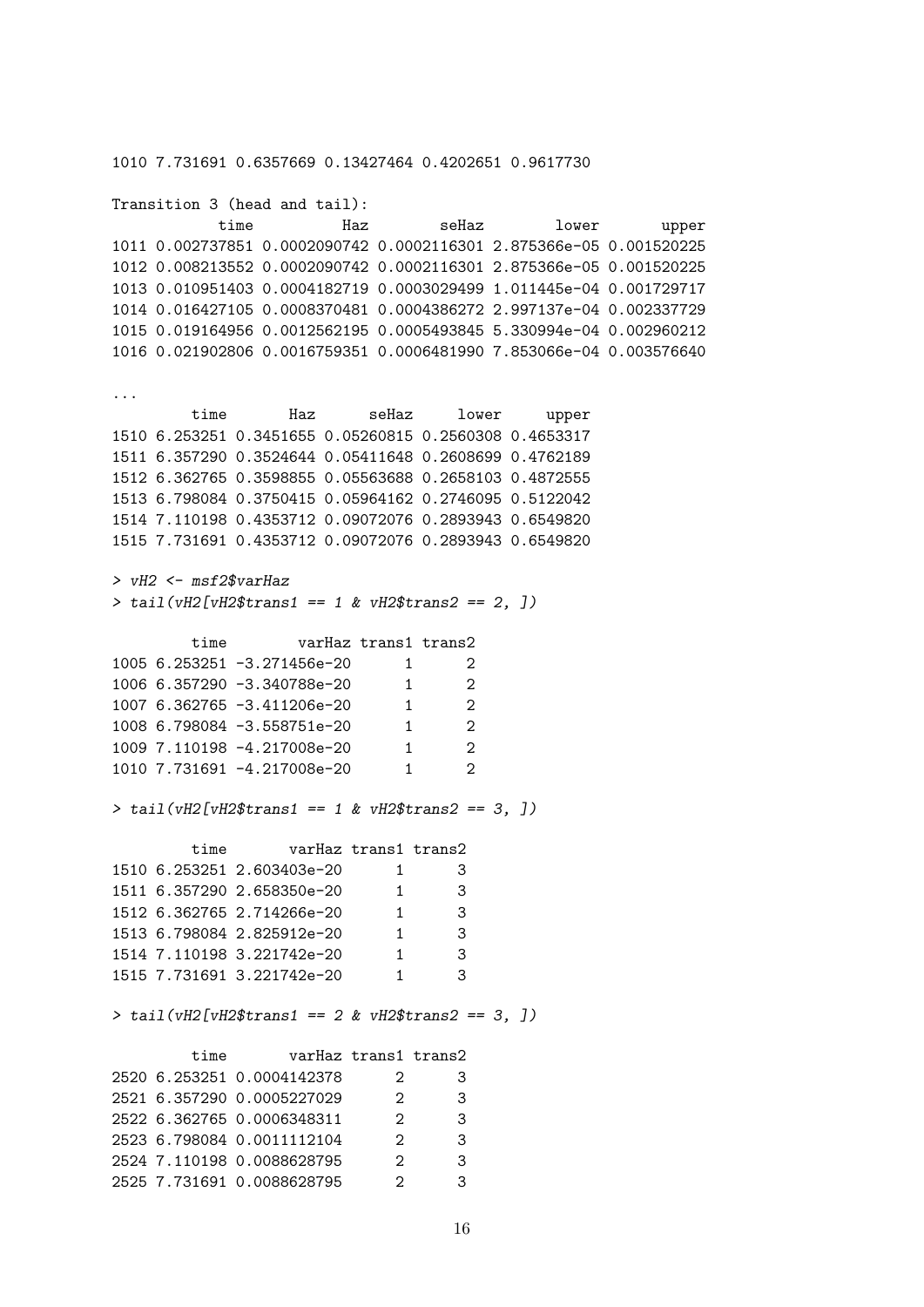```
1010 7.731691 0.6357669 0.13427464 0.4202651 0.9617730

Transition 3 (head and tail):
            time          Haz        seHaz        lower       upper
1011 0.002737851 0.0002090742 0.0002116301 2.875366e-05 0.001520225
1012 0.008213552 0.0002090742 0.0002116301 2.875366e-05 0.001520225
1013 0.010951403 0.0004182719 0.0003029499 1.011445e-04 0.001729717
1014 0.016427105 0.0008370481 0.0004386272 2.997137e-04 0.002337729
1015 0.019164956 0.0012562195 0.0005493845 5.330994e-04 0.002960212
1016 0.021902806 0.0016759351 0.0006481990 7.853066e-04 0.003576640

...
         time       Haz      seHaz     lower     upper
1510 6.253251 0.3451655 0.05260815 0.2560308 0.4653317
1511 6.357290 0.3524644 0.05411648 0.2608699 0.4762189
1512 6.362765 0.3598855 0.05563688 0.2658103 0.4872555
1513 6.798084 0.3750415 0.05964162 0.2746095 0.5122042
1514 7.110198 0.4353712 0.09072076 0.2893943 0.6549820
1515 7.731691 0.4353712 0.09072076 0.2893943 0.6549820

> vH2 <- msf2$varHaz
> tail(vH2[vH2$trans1 == 1 & vH2$trans2 == 2, ])

         time        varHaz trans1 trans2
1005 6.253251 -3.271456e-20      1      2
1006 6.357290 -3.340788e-20      1      2
1007 6.362765 -3.411206e-20      1      2
1008 6.798084 -3.558751e-20      1      2
1009 7.110198 -4.217008e-20      1      2
1010 7.731691 -4.217008e-20      1      2

> tail(vH2[vH2$trans1 == 1 & vH2$trans2 == 3, ])

         time       varHaz trans1 trans2
1510 6.253251 2.603403e-20      1      3
1511 6.357290 2.658350e-20      1      3
1512 6.362765 2.714266e-20      1      3
1513 6.798084 2.825912e-20      1      3
1514 7.110198 3.221742e-20      1      3
1515 7.731691 3.221742e-20      1      3

> tail(vH2[vH2$trans1 == 2 & vH2$trans2 == 3, ])

         time       varHaz trans1 trans2
2520 6.253251 0.0004142378      2      3
2521 6.357290 0.0005227029      2      3
2522 6.362765 0.0006348311      2      3
2523 6.798084 0.0011112104      2      3
2524 7.110198 0.0088628795      2      3
2525 7.731691 0.0088628795      2      3
```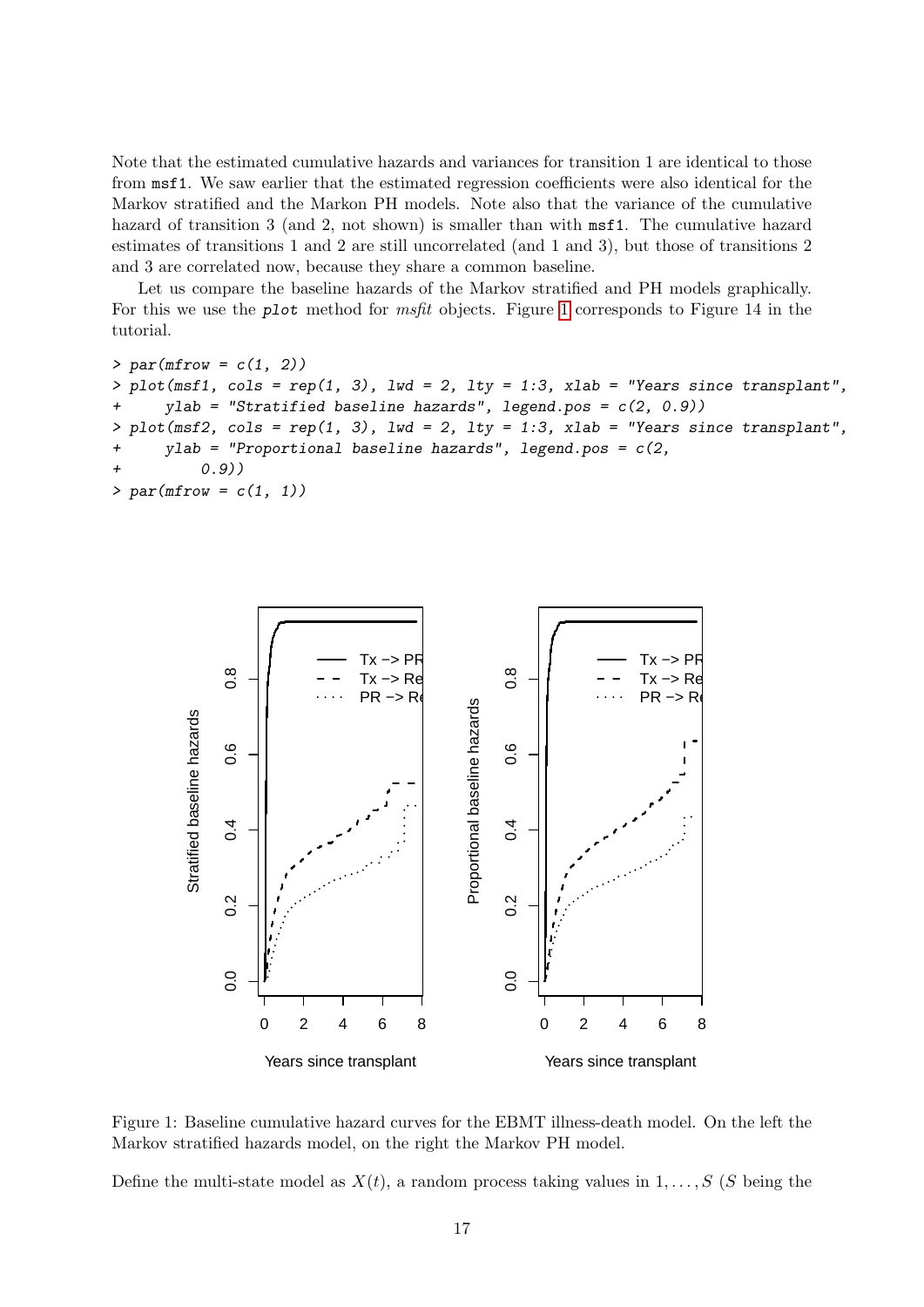Note that the estimated cumulative hazards and variances for transition 1 are identical to those from msf1. We saw earlier that the estimated regression coefficients were also identical for the Markov stratified and the Markon PH models. Note also that the variance of the cumulative hazard of transition 3 (and 2, not shown) is smaller than with msf1. The cumulative hazard estimates of transitions 1 and 2 are still uncorrelated (and 1 and 3), but those of transitions 2 and 3 are correlated now, because they share a common baseline.

Let us compare the baseline hazards of the Markov stratified and PH models graphically. For this we use the `plot` method for *msfit* objects. Figure 1 corresponds to Figure 14 in the tutorial.

```
> par(mfrow = c(1, 2))
> plot(msf1, cols = rep(1, 3), lwd = 2, lty = 1:3, xlab = "Years since transplant",
+     ylab = "Stratified baseline hazards", legend.pos = c(2, 0.9))
> plot(msf2, cols = rep(1, 3), lwd = 2, lty = 1:3, xlab = "Years since transplant",
+     ylab = "Proportional baseline hazards", legend.pos = c(2,
+         0.9))
> par(mfrow = c(1, 1))
```

Figure 1: Baseline cumulative hazard curves for the EBMT illness-death model. On the left the Markov stratified hazards model, on the right the Markov PH model.

Define the multi-state model as $X(t)$, a random process taking values in $1, \ldots, S$ ($S$ being the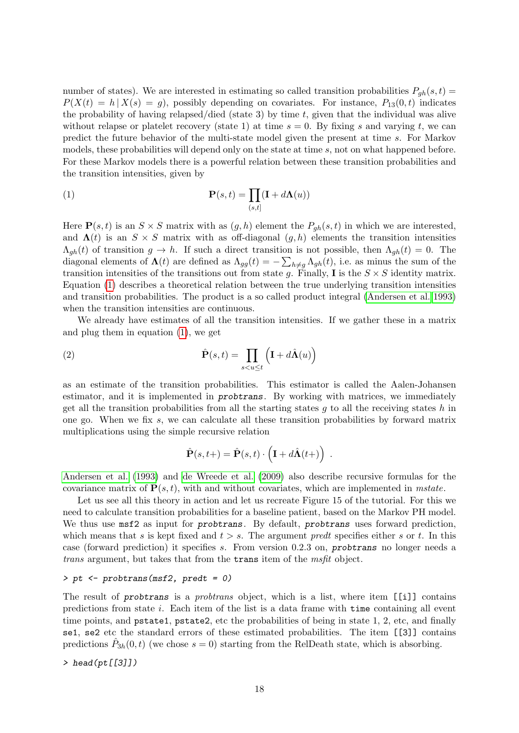number of states). We are interested in estimating so called transition probabilities $P_{gh}(s,t) = P(X(t) = h \,|\, X(s) = g)$, possibly depending on covariates. For instance, $P_{13}(0,t)$ indicates the probability of having relapsed/died (state 3) by time $t$, given that the individual was alive without relapse or platelet recovery (state 1) at time $s = 0$. By fixing $s$ and varying $t$, we can predict the future behavior of the multi-state model given the present at time $s$. For Markov models, these probabilities will depend only on the state at time $s$, not on what happened before. For these Markov models there is a powerful relation between these transition probabilities and the transition intensities, given by

$$\mathbf{P}(s,t) = \prod_{(s,t]} (\mathbf{I} + d\mathbf{\Lambda}(u)) \tag{1}$$

Here $\mathbf{P}(s,t)$ is an $S \times S$ matrix with as $(g,h)$ element the $P_{gh}(s,t)$ in which we are interested, and $\mathbf{\Lambda}(t)$ is an $S \times S$ matrix with as off-diagonal $(g,h)$ elements the transition intensities $\Lambda_{gh}(t)$ of transition $g \to h$. If such a direct transition is not possible, then $\Lambda_{gh}(t) = 0$. The diagonal elements of $\mathbf{\Lambda}(t)$ are defined as $\Lambda_{gg}(t) = -\sum_{h \neq g} \Lambda_{gh}(t)$, i.e. as minus the sum of the transition intensities of the transitions out from state $g$. Finally, $\mathbf{I}$ is the $S \times S$ identity matrix. Equation (1) describes a theoretical relation between the true underlying transition intensities and transition probabilities. The product is a so called product integral (Andersen et al. 1993) when the transition intensities are continuous.

We already have estimates of all the transition intensities. If we gather these in a matrix and plug them in equation (1), we get

$$\hat{\mathbf{P}}(s,t) = \prod_{s<u\leq t} \left(\mathbf{I} + d\hat{\mathbf{\Lambda}}(u)\right) \tag{2}$$

as an estimate of the transition probabilities. This estimator is called the Aalen-Johansen estimator, and it is implemented in *probtrans*. By working with matrices, we immediately get all the transition probabilities from all the starting states $g$ to all the receiving states $h$ in one go. When we fix $s$, we can calculate all these transition probabilities by forward matrix multiplications using the simple recursive relation

$$\hat{\mathbf{P}}(s,t+) = \hat{\mathbf{P}}(s,t) \cdot \left(\mathbf{I} + d\hat{\mathbf{\Lambda}}(t+)\right) .$$

Andersen et al. (1993) and de Wreede et al. (2009) also describe recursive formulas for the covariance matrix of $\mathbf{P}(s,t)$, with and without covariates, which are implemented in *mstate*.

Let us see all this theory in action and let us recreate Figure 15 of the tutorial. For this we need to calculate transition probabilities for a baseline patient, based on the Markov PH model. We thus use msf2 as input for *probtrans*. By default, *probtrans* uses forward prediction, which means that $s$ is kept fixed and $t > s$. The argument *predt* specifies either $s$ or $t$. In this case (forward prediction) it specifies $s$. From version 0.2.3 on, *probtrans* no longer needs a *trans* argument, but takes that from the trans item of the *msfit* object.

```
> pt <- probtrans(msf2, predt = 0)
```

The result of *probtrans* is a *probtrans* object, which is a list, where item [[i]] contains predictions from state $i$. Each item of the list is a data frame with time containing all event time points, and pstate1, pstate2, etc the probabilities of being in state 1, 2, etc, and finally se1, se2 etc the standard errors of these estimated probabilities. The item [[3]] contains predictions $\hat{P}_{3h}(0,t)$ (we chose $s = 0$) starting from the RelDeath state, which is absorbing.

```
> head(pt[[3]])
```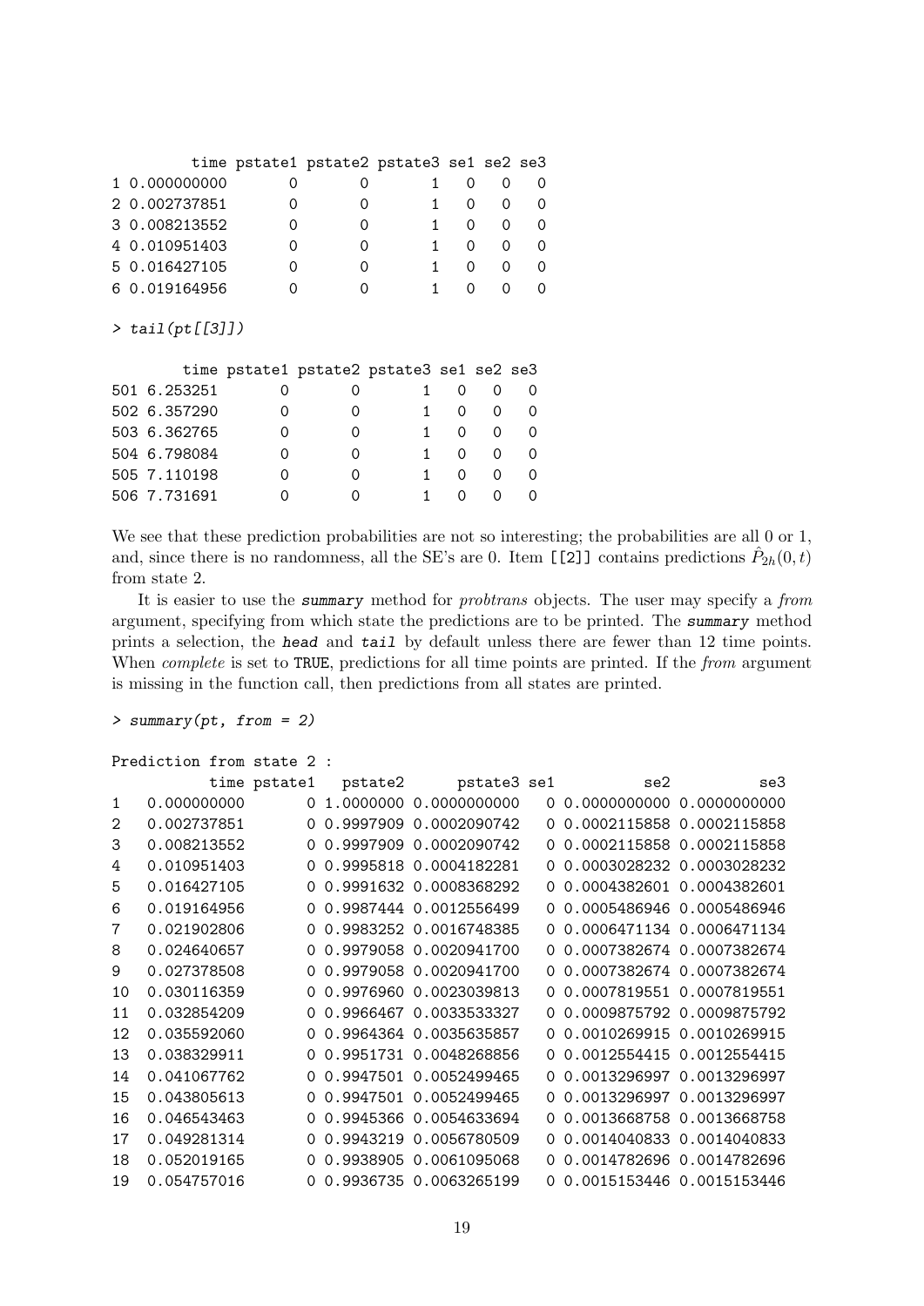```
         time pstate1 pstate2 pstate3 se1 se2 se3
1 0.000000000       0       0       1   0   0   0
2 0.002737851       0       0       1   0   0   0
3 0.008213552       0       0       1   0   0   0
4 0.010951403       0       0       1   0   0   0
5 0.016427105       0       0       1   0   0   0
6 0.019164956       0       0       1   0   0   0
```

```
> tail(pt[[3]])
```

```
        time pstate1 pstate2 pstate3 se1 se2 se3
501 6.253251       0       0       1   0   0   0
502 6.357290       0       0       1   0   0   0
503 6.362765       0       0       1   0   0   0
504 6.798084       0       0       1   0   0   0
505 7.110198       0       0       1   0   0   0
506 7.731691       0       0       1   0   0   0
```

We see that these prediction probabilities are not so interesting; the probabilities are all 0 or 1, and, since there is no randomness, all the SE's are 0. Item [[2]] contains predictions $\hat{P}_{2h}(0,t)$ from state 2.

It is easier to use the **summary** method for *probtrans* objects. The user may specify a *from* argument, specifying from which state the predictions are to be printed. The **summary** method prints a selection, the **head** and **tail** by default unless there are fewer than 12 time points. When *complete* is set to TRUE, predictions for all time points are printed. If the *from* argument is missing in the function call, then predictions from all states are printed.

```
> summary(pt, from = 2)

Prediction from state 2 :
          time pstate1   pstate2      pstate3 se1          se2          se3
1  0.000000000       0 1.0000000 0.0000000000   0 0.0000000000 0.0000000000
2  0.002737851       0 0.9997909 0.0002090742   0 0.0002115858 0.0002115858
3  0.008213552       0 0.9997909 0.0002090742   0 0.0002115858 0.0002115858
4  0.010951403       0 0.9995818 0.0004182281   0 0.0003028232 0.0003028232
5  0.016427105       0 0.9991632 0.0008368292   0 0.0004382601 0.0004382601
6  0.019164956       0 0.9987444 0.0012556499   0 0.0005486946 0.0005486946
7  0.021902806       0 0.9983252 0.0016748385   0 0.0006471134 0.0006471134
8  0.024640657       0 0.9979058 0.0020941700   0 0.0007382674 0.0007382674
9  0.027378508       0 0.9979058 0.0020941700   0 0.0007382674 0.0007382674
10 0.030116359       0 0.9976960 0.0023039813   0 0.0007819551 0.0007819551
11 0.032854209       0 0.9966467 0.0033533327   0 0.0009875792 0.0009875792
12 0.035592060       0 0.9964364 0.0035635857   0 0.0010269915 0.0010269915
13 0.038329911       0 0.9951731 0.0048268856   0 0.0012554415 0.0012554415
14 0.041067762       0 0.9947501 0.0052499465   0 0.0013296997 0.0013296997
15 0.043805613       0 0.9947501 0.0052499465   0 0.0013296997 0.0013296997
16 0.046543463       0 0.9945366 0.0054633694   0 0.0013668758 0.0013668758
17 0.049281314       0 0.9943219 0.0056780509   0 0.0014040833 0.0014040833
18 0.052019165       0 0.9938905 0.0061095068   0 0.0014782696 0.0014782696
19 0.054757016       0 0.9936735 0.0063265199   0 0.0015153446 0.0015153446
```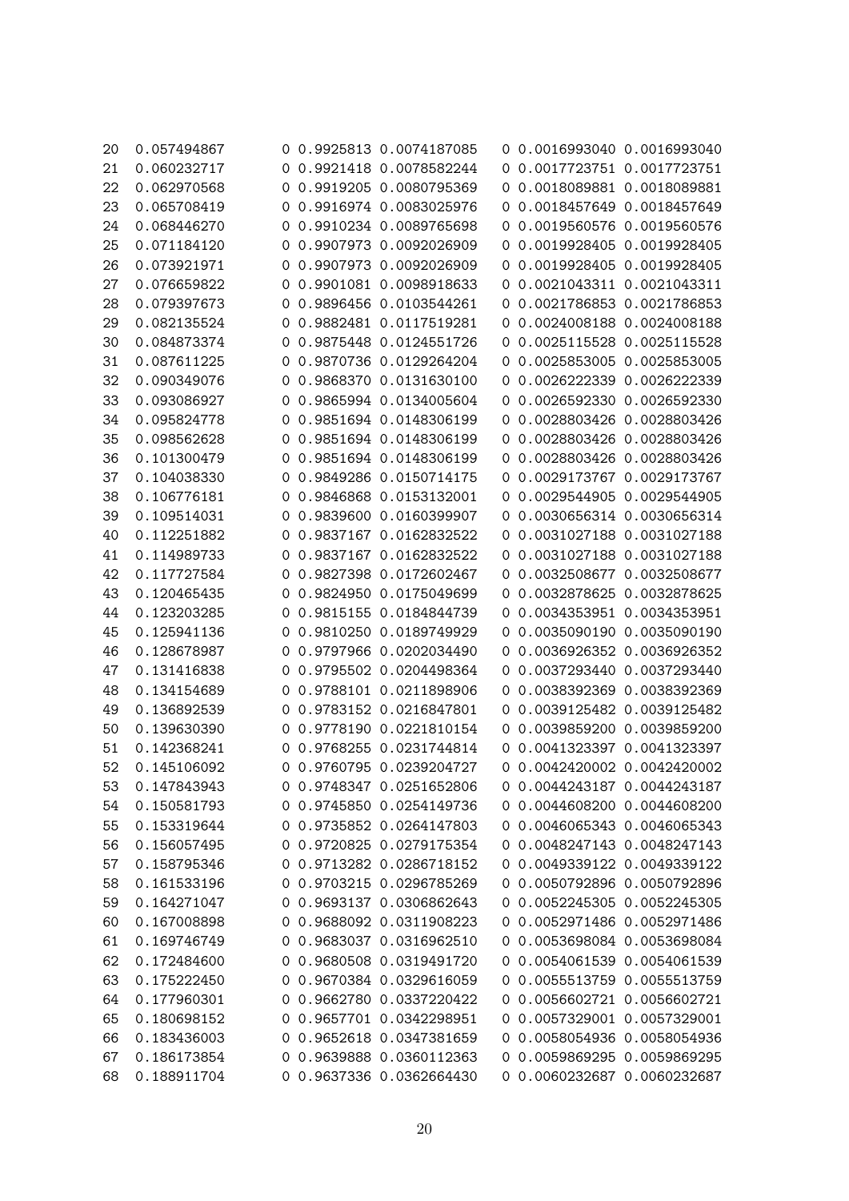| | | | | | | | |
|---|---|---|---|---|---|---|---|
| 20 | 0.057494867 | 0 | 0.9925813 | 0.0074187085 | 0 | 0.0016993040 | 0.0016993040 |
| 21 | 0.060232717 | 0 | 0.9921418 | 0.0078582244 | 0 | 0.0017723751 | 0.0017723751 |
| 22 | 0.062970568 | 0 | 0.9919205 | 0.0080795369 | 0 | 0.0018089881 | 0.0018089881 |
| 23 | 0.065708419 | 0 | 0.9916974 | 0.0083025976 | 0 | 0.0018457649 | 0.0018457649 |
| 24 | 0.068446270 | 0 | 0.9910234 | 0.0089765698 | 0 | 0.0019560576 | 0.0019560576 |
| 25 | 0.071184120 | 0 | 0.9907973 | 0.0092026909 | 0 | 0.0019928405 | 0.0019928405 |
| 26 | 0.073921971 | 0 | 0.9907973 | 0.0092026909 | 0 | 0.0019928405 | 0.0019928405 |
| 27 | 0.076659822 | 0 | 0.9901081 | 0.0098918633 | 0 | 0.0021043311 | 0.0021043311 |
| 28 | 0.079397673 | 0 | 0.9896456 | 0.0103544261 | 0 | 0.0021786853 | 0.0021786853 |
| 29 | 0.082135524 | 0 | 0.9882481 | 0.0117519281 | 0 | 0.0024008188 | 0.0024008188 |
| 30 | 0.084873374 | 0 | 0.9875448 | 0.0124551726 | 0 | 0.0025115528 | 0.0025115528 |
| 31 | 0.087611225 | 0 | 0.9870736 | 0.0129264204 | 0 | 0.0025853005 | 0.0025853005 |
| 32 | 0.090349076 | 0 | 0.9868370 | 0.0131630100 | 0 | 0.0026222339 | 0.0026222339 |
| 33 | 0.093086927 | 0 | 0.9865994 | 0.0134005604 | 0 | 0.0026592330 | 0.0026592330 |
| 34 | 0.095824778 | 0 | 0.9851694 | 0.0148306199 | 0 | 0.0028803426 | 0.0028803426 |
| 35 | 0.098562628 | 0 | 0.9851694 | 0.0148306199 | 0 | 0.0028803426 | 0.0028803426 |
| 36 | 0.101300479 | 0 | 0.9851694 | 0.0148306199 | 0 | 0.0028803426 | 0.0028803426 |
| 37 | 0.104038330 | 0 | 0.9849286 | 0.0150714175 | 0 | 0.0029173767 | 0.0029173767 |
| 38 | 0.106776181 | 0 | 0.9846868 | 0.0153132001 | 0 | 0.0029544905 | 0.0029544905 |
| 39 | 0.109514031 | 0 | 0.9839600 | 0.0160399907 | 0 | 0.0030656314 | 0.0030656314 |
| 40 | 0.112251882 | 0 | 0.9837167 | 0.0162832522 | 0 | 0.0031027188 | 0.0031027188 |
| 41 | 0.114989733 | 0 | 0.9837167 | 0.0162832522 | 0 | 0.0031027188 | 0.0031027188 |
| 42 | 0.117727584 | 0 | 0.9827398 | 0.0172602467 | 0 | 0.0032508677 | 0.0032508677 |
| 43 | 0.120465435 | 0 | 0.9824950 | 0.0175049699 | 0 | 0.0032878625 | 0.0032878625 |
| 44 | 0.123203285 | 0 | 0.9815155 | 0.0184844739 | 0 | 0.0034353951 | 0.0034353951 |
| 45 | 0.125941136 | 0 | 0.9810250 | 0.0189749929 | 0 | 0.0035090190 | 0.0035090190 |
| 46 | 0.128678987 | 0 | 0.9797966 | 0.0202034490 | 0 | 0.0036926352 | 0.0036926352 |
| 47 | 0.131416838 | 0 | 0.9795502 | 0.0204498364 | 0 | 0.0037293440 | 0.0037293440 |
| 48 | 0.134154689 | 0 | 0.9788101 | 0.0211898906 | 0 | 0.0038392369 | 0.0038392369 |
| 49 | 0.136892539 | 0 | 0.9783152 | 0.0216847801 | 0 | 0.0039125482 | 0.0039125482 |
| 50 | 0.139630390 | 0 | 0.9778190 | 0.0221810154 | 0 | 0.0039859200 | 0.0039859200 |
| 51 | 0.142368241 | 0 | 0.9768255 | 0.0231744814 | 0 | 0.0041323397 | 0.0041323397 |
| 52 | 0.145106092 | 0 | 0.9760795 | 0.0239204727 | 0 | 0.0042420002 | 0.0042420002 |
| 53 | 0.147843943 | 0 | 0.9748347 | 0.0251652806 | 0 | 0.0044243187 | 0.0044243187 |
| 54 | 0.150581793 | 0 | 0.9745850 | 0.0254149736 | 0 | 0.0044608200 | 0.0044608200 |
| 55 | 0.153319644 | 0 | 0.9735852 | 0.0264147803 | 0 | 0.0046065343 | 0.0046065343 |
| 56 | 0.156057495 | 0 | 0.9720825 | 0.0279175354 | 0 | 0.0048247143 | 0.0048247143 |
| 57 | 0.158795346 | 0 | 0.9713282 | 0.0286718152 | 0 | 0.0049339122 | 0.0049339122 |
| 58 | 0.161533196 | 0 | 0.9703215 | 0.0296785269 | 0 | 0.0050792896 | 0.0050792896 |
| 59 | 0.164271047 | 0 | 0.9693137 | 0.0306862643 | 0 | 0.0052245305 | 0.0052245305 |
| 60 | 0.167008898 | 0 | 0.9688092 | 0.0311908223 | 0 | 0.0052971486 | 0.0052971486 |
| 61 | 0.169746749 | 0 | 0.9683037 | 0.0316962510 | 0 | 0.0053698084 | 0.0053698084 |
| 62 | 0.172484600 | 0 | 0.9680508 | 0.0319491720 | 0 | 0.0054061539 | 0.0054061539 |
| 63 | 0.175222450 | 0 | 0.9670384 | 0.0329616059 | 0 | 0.0055513759 | 0.0055513759 |
| 64 | 0.177960301 | 0 | 0.9662780 | 0.0337220422 | 0 | 0.0056602721 | 0.0056602721 |
| 65 | 0.180698152 | 0 | 0.9657701 | 0.0342298951 | 0 | 0.0057329001 | 0.0057329001 |
| 66 | 0.183436003 | 0 | 0.9652618 | 0.0347381659 | 0 | 0.0058054936 | 0.0058054936 |
| 67 | 0.186173854 | 0 | 0.9639888 | 0.0360112363 | 0 | 0.0059869295 | 0.0059869295 |
| 68 | 0.188911704 | 0 | 0.9637336 | 0.0362664430 | 0 | 0.0060232687 | 0.0060232687 |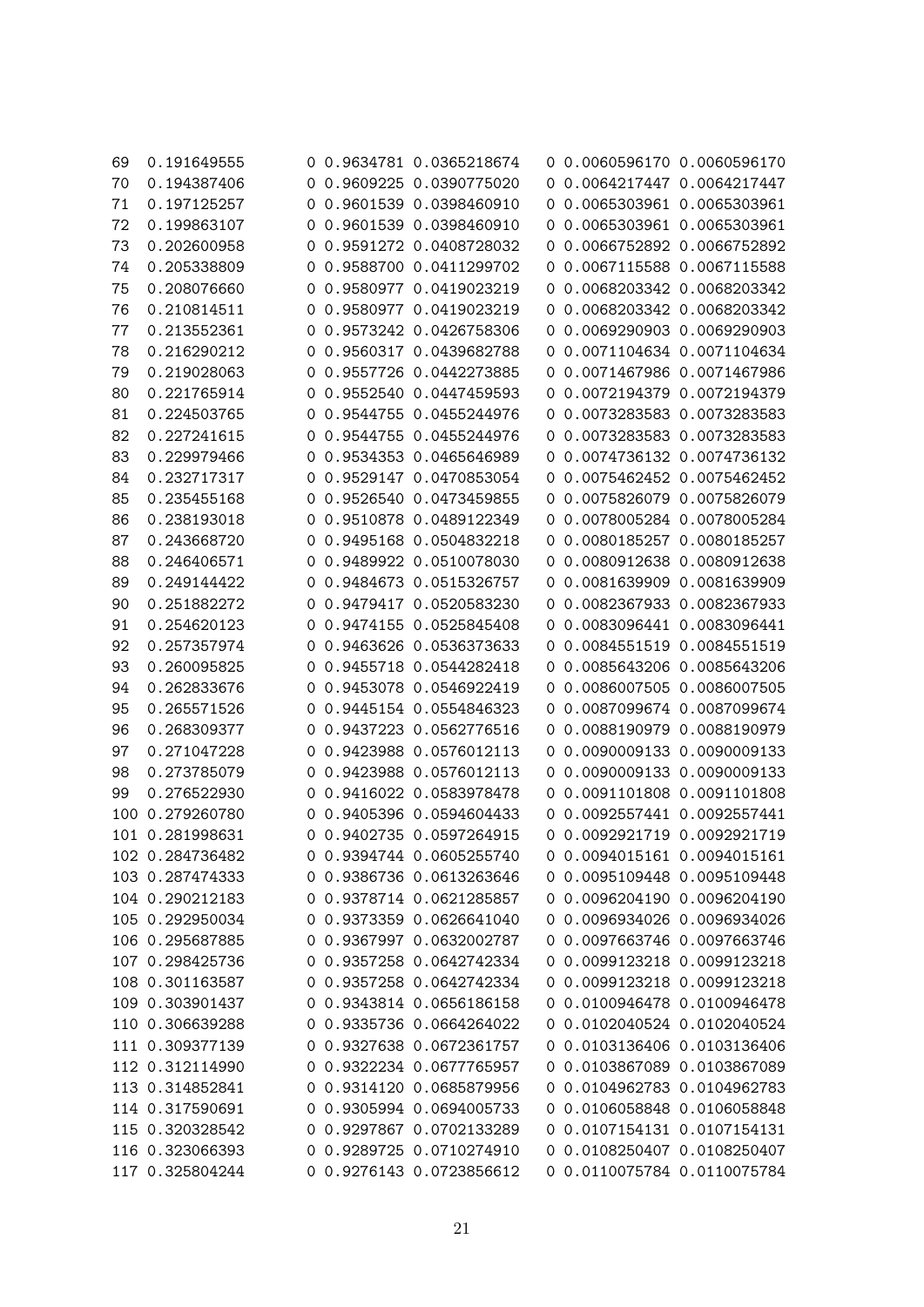| | | | | | | | |
|---|---|---|---|---|---|---|---|
| 69 | 0.191649555 | 0 | 0.9634781 | 0.0365218674 | 0 | 0.0060596170 | 0.0060596170 |
| 70 | 0.194387406 | 0 | 0.9609225 | 0.0390775020 | 0 | 0.0064217447 | 0.0064217447 |
| 71 | 0.197125257 | 0 | 0.9601539 | 0.0398460910 | 0 | 0.0065303961 | 0.0065303961 |
| 72 | 0.199863107 | 0 | 0.9601539 | 0.0398460910 | 0 | 0.0065303961 | 0.0065303961 |
| 73 | 0.202600958 | 0 | 0.9591272 | 0.0408728032 | 0 | 0.0066752892 | 0.0066752892 |
| 74 | 0.205338809 | 0 | 0.9588700 | 0.0411299702 | 0 | 0.0067115588 | 0.0067115588 |
| 75 | 0.208076660 | 0 | 0.9580977 | 0.0419023219 | 0 | 0.0068203342 | 0.0068203342 |
| 76 | 0.210814511 | 0 | 0.9580977 | 0.0419023219 | 0 | 0.0068203342 | 0.0068203342 |
| 77 | 0.213552361 | 0 | 0.9573242 | 0.0426758306 | 0 | 0.0069290903 | 0.0069290903 |
| 78 | 0.216290212 | 0 | 0.9560317 | 0.0439682788 | 0 | 0.0071104634 | 0.0071104634 |
| 79 | 0.219028063 | 0 | 0.9557726 | 0.0442273885 | 0 | 0.0071467986 | 0.0071467986 |
| 80 | 0.221765914 | 0 | 0.9552540 | 0.0447459593 | 0 | 0.0072194379 | 0.0072194379 |
| 81 | 0.224503765 | 0 | 0.9544755 | 0.0455244976 | 0 | 0.0073283583 | 0.0073283583 |
| 82 | 0.227241615 | 0 | 0.9544755 | 0.0455244976 | 0 | 0.0073283583 | 0.0073283583 |
| 83 | 0.229979466 | 0 | 0.9534353 | 0.0465646989 | 0 | 0.0074736132 | 0.0074736132 |
| 84 | 0.232717317 | 0 | 0.9529147 | 0.0470853054 | 0 | 0.0075462452 | 0.0075462452 |
| 85 | 0.235455168 | 0 | 0.9526540 | 0.0473459855 | 0 | 0.0075826079 | 0.0075826079 |
| 86 | 0.238193018 | 0 | 0.9510878 | 0.0489122349 | 0 | 0.0078005284 | 0.0078005284 |
| 87 | 0.243668720 | 0 | 0.9495168 | 0.0504832218 | 0 | 0.0080185257 | 0.0080185257 |
| 88 | 0.246406571 | 0 | 0.9489922 | 0.0510078030 | 0 | 0.0080912638 | 0.0080912638 |
| 89 | 0.249144422 | 0 | 0.9484673 | 0.0515326757 | 0 | 0.0081639909 | 0.0081639909 |
| 90 | 0.251882272 | 0 | 0.9479417 | 0.0520583230 | 0 | 0.0082367933 | 0.0082367933 |
| 91 | 0.254620123 | 0 | 0.9474155 | 0.0525845408 | 0 | 0.0083096441 | 0.0083096441 |
| 92 | 0.257357974 | 0 | 0.9463626 | 0.0536373633 | 0 | 0.0084551519 | 0.0084551519 |
| 93 | 0.260095825 | 0 | 0.9455718 | 0.0544282418 | 0 | 0.0085643206 | 0.0085643206 |
| 94 | 0.262833676 | 0 | 0.9453078 | 0.0546922419 | 0 | 0.0086007505 | 0.0086007505 |
| 95 | 0.265571526 | 0 | 0.9445154 | 0.0554846323 | 0 | 0.0087099674 | 0.0087099674 |
| 96 | 0.268309377 | 0 | 0.9437223 | 0.0562776516 | 0 | 0.0088190979 | 0.0088190979 |
| 97 | 0.271047228 | 0 | 0.9423988 | 0.0576012113 | 0 | 0.0090009133 | 0.0090009133 |
| 98 | 0.273785079 | 0 | 0.9423988 | 0.0576012113 | 0 | 0.0090009133 | 0.0090009133 |
| 99 | 0.276522930 | 0 | 0.9416022 | 0.0583978478 | 0 | 0.0091101808 | 0.0091101808 |
| 100 | 0.279260780 | 0 | 0.9405396 | 0.0594604433 | 0 | 0.0092557441 | 0.0092557441 |
| 101 | 0.281998631 | 0 | 0.9402735 | 0.0597264915 | 0 | 0.0092921719 | 0.0092921719 |
| 102 | 0.284736482 | 0 | 0.9394744 | 0.0605255740 | 0 | 0.0094015161 | 0.0094015161 |
| 103 | 0.287474333 | 0 | 0.9386736 | 0.0613263646 | 0 | 0.0095109448 | 0.0095109448 |
| 104 | 0.290212183 | 0 | 0.9378714 | 0.0621285857 | 0 | 0.0096204190 | 0.0096204190 |
| 105 | 0.292950034 | 0 | 0.9373359 | 0.0626641040 | 0 | 0.0096934026 | 0.0096934026 |
| 106 | 0.295687885 | 0 | 0.9367997 | 0.0632002787 | 0 | 0.0097663746 | 0.0097663746 |
| 107 | 0.298425736 | 0 | 0.9357258 | 0.0642742334 | 0 | 0.0099123218 | 0.0099123218 |
| 108 | 0.301163587 | 0 | 0.9357258 | 0.0642742334 | 0 | 0.0099123218 | 0.0099123218 |
| 109 | 0.303901437 | 0 | 0.9343814 | 0.0656186158 | 0 | 0.0100946478 | 0.0100946478 |
| 110 | 0.306639288 | 0 | 0.9335736 | 0.0664264022 | 0 | 0.0102040524 | 0.0102040524 |
| 111 | 0.309377139 | 0 | 0.9327638 | 0.0672361757 | 0 | 0.0103136406 | 0.0103136406 |
| 112 | 0.312114990 | 0 | 0.9322234 | 0.0677765957 | 0 | 0.0103867089 | 0.0103867089 |
| 113 | 0.314852841 | 0 | 0.9314120 | 0.0685879956 | 0 | 0.0104962783 | 0.0104962783 |
| 114 | 0.317590691 | 0 | 0.9305994 | 0.0694005733 | 0 | 0.0106058848 | 0.0106058848 |
| 115 | 0.320328542 | 0 | 0.9297867 | 0.0702133289 | 0 | 0.0107154131 | 0.0107154131 |
| 116 | 0.323066393 | 0 | 0.9289725 | 0.0710274910 | 0 | 0.0108250407 | 0.0108250407 |
| 117 | 0.325804244 | 0 | 0.9276143 | 0.0723856612 | 0 | 0.0110075784 | 0.0110075784 |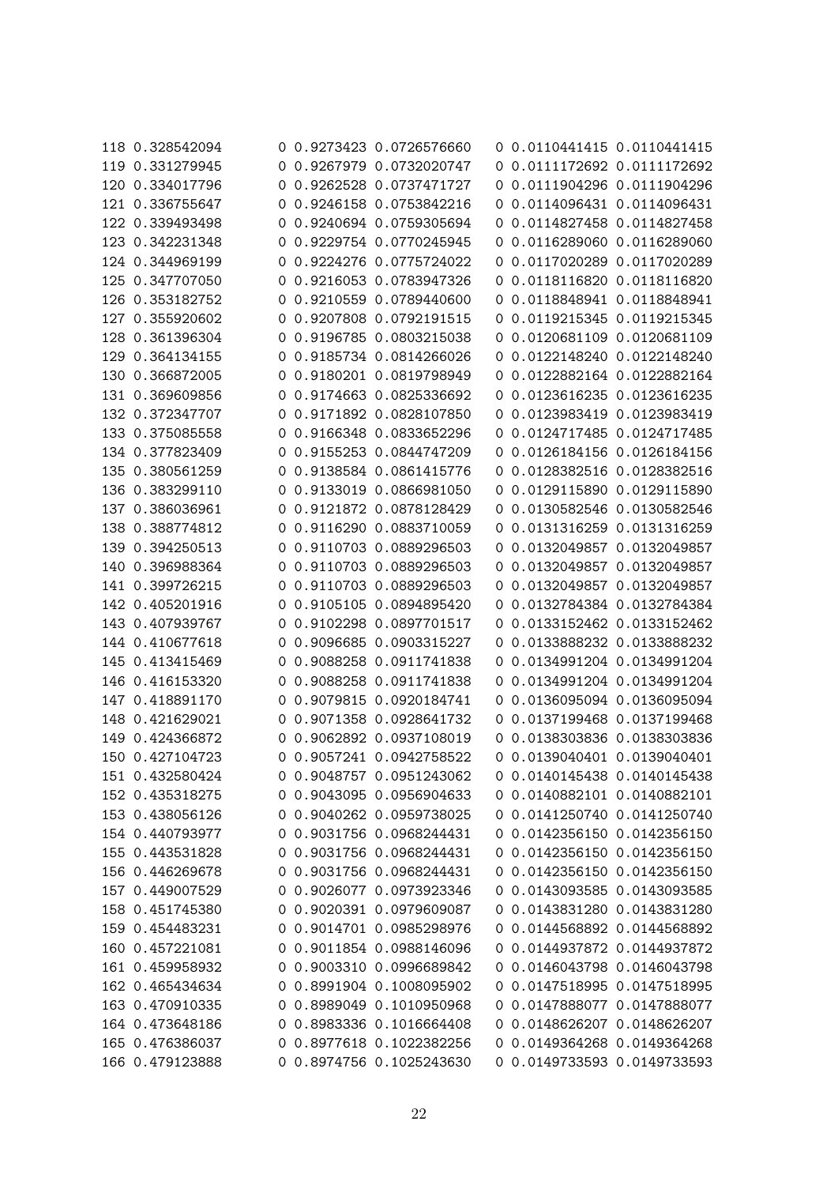| | | | | | | | |
|---|---|---|---|---|---|---|---|
| 118 | 0.328542094 | 0 | 0.9273423 | 0.0726576660 | 0 | 0.0110441415 | 0.0110441415 |
| 119 | 0.331279945 | 0 | 0.9267979 | 0.0732020747 | 0 | 0.0111172692 | 0.0111172692 |
| 120 | 0.334017796 | 0 | 0.9262528 | 0.0737471727 | 0 | 0.0111904296 | 0.0111904296 |
| 121 | 0.336755647 | 0 | 0.9246158 | 0.0753842216 | 0 | 0.0114096431 | 0.0114096431 |
| 122 | 0.339493498 | 0 | 0.9240694 | 0.0759305694 | 0 | 0.0114827458 | 0.0114827458 |
| 123 | 0.342231348 | 0 | 0.9229754 | 0.0770245945 | 0 | 0.0116289060 | 0.0116289060 |
| 124 | 0.344969199 | 0 | 0.9224276 | 0.0775724022 | 0 | 0.0117020289 | 0.0117020289 |
| 125 | 0.347707050 | 0 | 0.9216053 | 0.0783947326 | 0 | 0.0118116820 | 0.0118116820 |
| 126 | 0.353182752 | 0 | 0.9210559 | 0.0789440600 | 0 | 0.0118848941 | 0.0118848941 |
| 127 | 0.355920602 | 0 | 0.9207808 | 0.0792191515 | 0 | 0.0119215345 | 0.0119215345 |
| 128 | 0.361396304 | 0 | 0.9196785 | 0.0803215038 | 0 | 0.0120681109 | 0.0120681109 |
| 129 | 0.364134155 | 0 | 0.9185734 | 0.0814266026 | 0 | 0.0122148240 | 0.0122148240 |
| 130 | 0.366872005 | 0 | 0.9180201 | 0.0819798949 | 0 | 0.0122882164 | 0.0122882164 |
| 131 | 0.369609856 | 0 | 0.9174663 | 0.0825336692 | 0 | 0.0123616235 | 0.0123616235 |
| 132 | 0.372347707 | 0 | 0.9171892 | 0.0828107850 | 0 | 0.0123983419 | 0.0123983419 |
| 133 | 0.375085558 | 0 | 0.9166348 | 0.0833652296 | 0 | 0.0124717485 | 0.0124717485 |
| 134 | 0.377823409 | 0 | 0.9155253 | 0.0844747209 | 0 | 0.0126184156 | 0.0126184156 |
| 135 | 0.380561259 | 0 | 0.9138584 | 0.0861415776 | 0 | 0.0128382516 | 0.0128382516 |
| 136 | 0.383299110 | 0 | 0.9133019 | 0.0866981050 | 0 | 0.0129115890 | 0.0129115890 |
| 137 | 0.386036961 | 0 | 0.9121872 | 0.0878128429 | 0 | 0.0130582546 | 0.0130582546 |
| 138 | 0.388774812 | 0 | 0.9116290 | 0.0883710059 | 0 | 0.0131316259 | 0.0131316259 |
| 139 | 0.394250513 | 0 | 0.9110703 | 0.0889296503 | 0 | 0.0132049857 | 0.0132049857 |
| 140 | 0.396988364 | 0 | 0.9110703 | 0.0889296503 | 0 | 0.0132049857 | 0.0132049857 |
| 141 | 0.399726215 | 0 | 0.9110703 | 0.0889296503 | 0 | 0.0132049857 | 0.0132049857 |
| 142 | 0.405201916 | 0 | 0.9105105 | 0.0894895420 | 0 | 0.0132784384 | 0.0132784384 |
| 143 | 0.407939767 | 0 | 0.9102298 | 0.0897701517 | 0 | 0.0133152462 | 0.0133152462 |
| 144 | 0.410677618 | 0 | 0.9096685 | 0.0903315227 | 0 | 0.0133888232 | 0.0133888232 |
| 145 | 0.413415469 | 0 | 0.9088258 | 0.0911741838 | 0 | 0.0134991204 | 0.0134991204 |
| 146 | 0.416153320 | 0 | 0.9088258 | 0.0911741838 | 0 | 0.0134991204 | 0.0134991204 |
| 147 | 0.418891170 | 0 | 0.9079815 | 0.0920184741 | 0 | 0.0136095094 | 0.0136095094 |
| 148 | 0.421629021 | 0 | 0.9071358 | 0.0928641732 | 0 | 0.0137199468 | 0.0137199468 |
| 149 | 0.424366872 | 0 | 0.9062892 | 0.0937108019 | 0 | 0.0138303836 | 0.0138303836 |
| 150 | 0.427104723 | 0 | 0.9057241 | 0.0942758522 | 0 | 0.0139040401 | 0.0139040401 |
| 151 | 0.432580424 | 0 | 0.9048757 | 0.0951243062 | 0 | 0.0140145438 | 0.0140145438 |
| 152 | 0.435318275 | 0 | 0.9043095 | 0.0956904633 | 0 | 0.0140882101 | 0.0140882101 |
| 153 | 0.438056126 | 0 | 0.9040262 | 0.0959738025 | 0 | 0.0141250740 | 0.0141250740 |
| 154 | 0.440793977 | 0 | 0.9031756 | 0.0968244431 | 0 | 0.0142356150 | 0.0142356150 |
| 155 | 0.443531828 | 0 | 0.9031756 | 0.0968244431 | 0 | 0.0142356150 | 0.0142356150 |
| 156 | 0.446269678 | 0 | 0.9031756 | 0.0968244431 | 0 | 0.0142356150 | 0.0142356150 |
| 157 | 0.449007529 | 0 | 0.9026077 | 0.0973923346 | 0 | 0.0143093585 | 0.0143093585 |
| 158 | 0.451745380 | 0 | 0.9020391 | 0.0979609087 | 0 | 0.0143831280 | 0.0143831280 |
| 159 | 0.454483231 | 0 | 0.9014701 | 0.0985298976 | 0 | 0.0144568892 | 0.0144568892 |
| 160 | 0.457221081 | 0 | 0.9011854 | 0.0988146096 | 0 | 0.0144937872 | 0.0144937872 |
| 161 | 0.459958932 | 0 | 0.9003310 | 0.0996689842 | 0 | 0.0146043798 | 0.0146043798 |
| 162 | 0.465434634 | 0 | 0.8991904 | 0.1008095902 | 0 | 0.0147518995 | 0.0147518995 |
| 163 | 0.470910335 | 0 | 0.8989049 | 0.1010950968 | 0 | 0.0147888077 | 0.0147888077 |
| 164 | 0.473648186 | 0 | 0.8983336 | 0.1016664408 | 0 | 0.0148626207 | 0.0148626207 |
| 165 | 0.476386037 | 0 | 0.8977618 | 0.1022382256 | 0 | 0.0149364268 | 0.0149364268 |
| 166 | 0.479123888 | 0 | 0.8974756 | 0.1025243630 | 0 | 0.0149733593 | 0.0149733593 |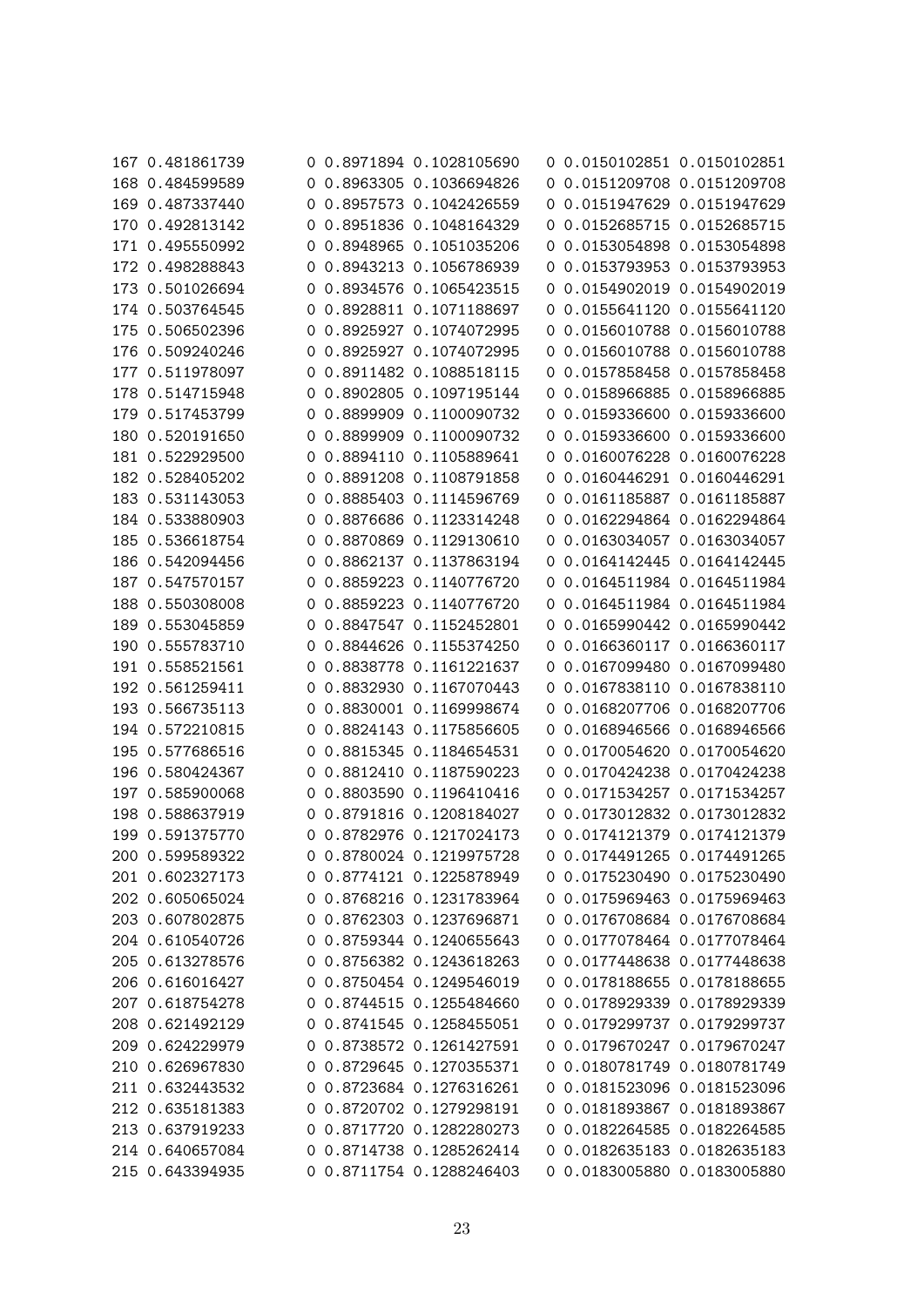```
167 0.481861739        0 0.8971894 0.1028105690    0 0.0150102851 0.0150102851
168 0.484599589        0 0.8963305 0.1036694826    0 0.0151209708 0.0151209708
169 0.487337440        0 0.8957573 0.1042426559    0 0.0151947629 0.0151947629
170 0.492813142        0 0.8951836 0.1048164329    0 0.0152685715 0.0152685715
171 0.495550992        0 0.8948965 0.1051035206    0 0.0153054898 0.0153054898
172 0.498288843        0 0.8943213 0.1056786939    0 0.0153793953 0.0153793953
173 0.501026694        0 0.8934576 0.1065423515    0 0.0154902019 0.0154902019
174 0.503764545        0 0.8928811 0.1071188697    0 0.0155641120 0.0155641120
175 0.506502396        0 0.8925927 0.1074072995    0 0.0156010788 0.0156010788
176 0.509240246        0 0.8925927 0.1074072995    0 0.0156010788 0.0156010788
177 0.511978097        0 0.8911482 0.1088518115    0 0.0157858458 0.0157858458
178 0.514715948        0 0.8902805 0.1097195144    0 0.0158966885 0.0158966885
179 0.517453799        0 0.8899909 0.1100090732    0 0.0159336600 0.0159336600
180 0.520191650        0 0.8899909 0.1100090732    0 0.0159336600 0.0159336600
181 0.522929500        0 0.8894110 0.1105889641    0 0.0160076228 0.0160076228
182 0.528405202        0 0.8891208 0.1108791858    0 0.0160446291 0.0160446291
183 0.531143053        0 0.8885403 0.1114596769    0 0.0161185887 0.0161185887
184 0.533880903        0 0.8876686 0.1123314248    0 0.0162294864 0.0162294864
185 0.536618754        0 0.8870869 0.1129130610    0 0.0163034057 0.0163034057
186 0.542094456        0 0.8862137 0.1137863194    0 0.0164142445 0.0164142445
187 0.547570157        0 0.8859223 0.1140776720    0 0.0164511984 0.0164511984
188 0.550308008        0 0.8859223 0.1140776720    0 0.0164511984 0.0164511984
189 0.553045859        0 0.8847547 0.1152452801    0 0.0165990442 0.0165990442
190 0.555783710        0 0.8844626 0.1155374250    0 0.0166360117 0.0166360117
191 0.558521561        0 0.8838778 0.1161221637    0 0.0167099480 0.0167099480
192 0.561259411        0 0.8832930 0.1167070443    0 0.0167838110 0.0167838110
193 0.566735113        0 0.8830001 0.1169998674    0 0.0168207706 0.0168207706
194 0.572210815        0 0.8824143 0.1175856605    0 0.0168946566 0.0168946566
195 0.577686516        0 0.8815345 0.1184654531    0 0.0170054620 0.0170054620
196 0.580424367        0 0.8812410 0.1187590223    0 0.0170424238 0.0170424238
197 0.585900068        0 0.8803590 0.1196410416    0 0.0171534257 0.0171534257
198 0.588637919        0 0.8791816 0.1208184027    0 0.0173012832 0.0173012832
199 0.591375770        0 0.8782976 0.1217024173    0 0.0174121379 0.0174121379
200 0.599589322        0 0.8780024 0.1219975728    0 0.0174491265 0.0174491265
201 0.602327173        0 0.8774121 0.1225878949    0 0.0175230490 0.0175230490
202 0.605065024        0 0.8768216 0.1231783964    0 0.0175969463 0.0175969463
203 0.607802875        0 0.8762303 0.1237696871    0 0.0176708684 0.0176708684
204 0.610540726        0 0.8759344 0.1240655643    0 0.0177078464 0.0177078464
205 0.613278576        0 0.8756382 0.1243618263    0 0.0177448638 0.0177448638
206 0.616016427        0 0.8750454 0.1249546019    0 0.0178188655 0.0178188655
207 0.618754278        0 0.8744515 0.1255484660    0 0.0178929339 0.0178929339
208 0.621492129        0 0.8741545 0.1258455051    0 0.0179299737 0.0179299737
209 0.624229979        0 0.8738572 0.1261427591    0 0.0179670247 0.0179670247
210 0.626967830        0 0.8729645 0.1270355371    0 0.0180781749 0.0180781749
211 0.632443532        0 0.8723684 0.1276316261    0 0.0181523096 0.0181523096
212 0.635181383        0 0.8720702 0.1279298191    0 0.0181893867 0.0181893867
213 0.637919233        0 0.8717720 0.1282280273    0 0.0182264585 0.0182264585
214 0.640657084        0 0.8714738 0.1285262414    0 0.0182635183 0.0182635183
215 0.643394935        0 0.8711754 0.1288246403    0 0.0183005880 0.0183005880
```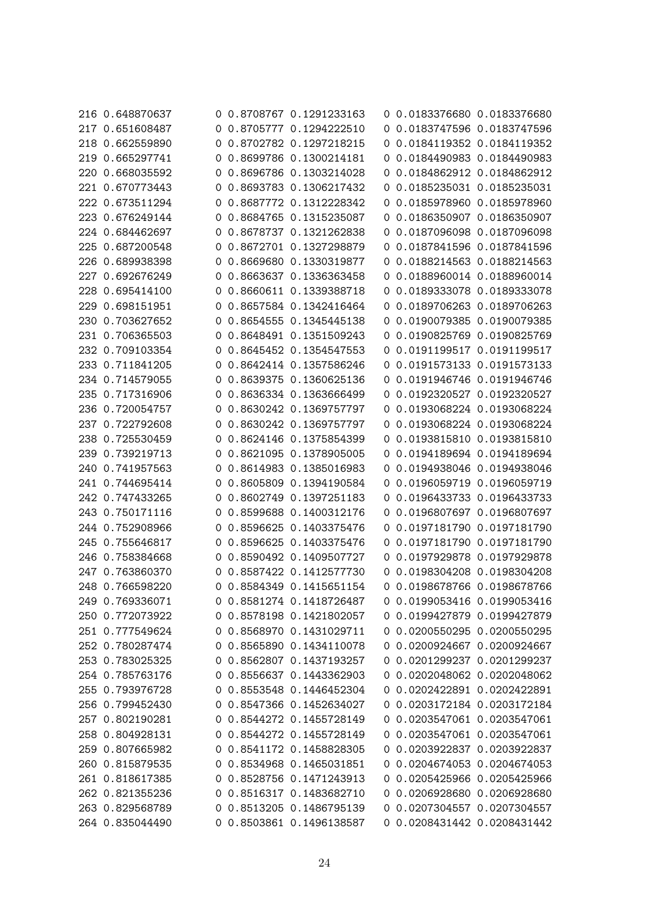| | | | | | | | |
|---|---|---|---|---|---|---|---|
| 216 | 0.648870637 | 0 | 0.8708767 | 0.1291233163 | 0 | 0.0183376680 | 0.0183376680 |
| 217 | 0.651608487 | 0 | 0.8705777 | 0.1294222510 | 0 | 0.0183747596 | 0.0183747596 |
| 218 | 0.662559890 | 0 | 0.8702782 | 0.1297218215 | 0 | 0.0184119352 | 0.0184119352 |
| 219 | 0.665297741 | 0 | 0.8699786 | 0.1300214181 | 0 | 0.0184490983 | 0.0184490983 |
| 220 | 0.668035592 | 0 | 0.8696786 | 0.1303214028 | 0 | 0.0184862912 | 0.0184862912 |
| 221 | 0.670773443 | 0 | 0.8693783 | 0.1306217432 | 0 | 0.0185235031 | 0.0185235031 |
| 222 | 0.673511294 | 0 | 0.8687772 | 0.1312228342 | 0 | 0.0185978960 | 0.0185978960 |
| 223 | 0.676249144 | 0 | 0.8684765 | 0.1315235087 | 0 | 0.0186350907 | 0.0186350907 |
| 224 | 0.684462697 | 0 | 0.8678737 | 0.1321262838 | 0 | 0.0187096098 | 0.0187096098 |
| 225 | 0.687200548 | 0 | 0.8672701 | 0.1327298879 | 0 | 0.0187841596 | 0.0187841596 |
| 226 | 0.689938398 | 0 | 0.8669680 | 0.1330319877 | 0 | 0.0188214563 | 0.0188214563 |
| 227 | 0.692676249 | 0 | 0.8663637 | 0.1336363458 | 0 | 0.0188960014 | 0.0188960014 |
| 228 | 0.695414100 | 0 | 0.8660611 | 0.1339388718 | 0 | 0.0189333078 | 0.0189333078 |
| 229 | 0.698151951 | 0 | 0.8657584 | 0.1342416464 | 0 | 0.0189706263 | 0.0189706263 |
| 230 | 0.703627652 | 0 | 0.8654555 | 0.1345445138 | 0 | 0.0190079385 | 0.0190079385 |
| 231 | 0.706365503 | 0 | 0.8648491 | 0.1351509243 | 0 | 0.0190825769 | 0.0190825769 |
| 232 | 0.709103354 | 0 | 0.8645452 | 0.1354547553 | 0 | 0.0191199517 | 0.0191199517 |
| 233 | 0.711841205 | 0 | 0.8642414 | 0.1357586246 | 0 | 0.0191573133 | 0.0191573133 |
| 234 | 0.714579055 | 0 | 0.8639375 | 0.1360625136 | 0 | 0.0191946746 | 0.0191946746 |
| 235 | 0.717316906 | 0 | 0.8636334 | 0.1363666499 | 0 | 0.0192320527 | 0.0192320527 |
| 236 | 0.720054757 | 0 | 0.8630242 | 0.1369757797 | 0 | 0.0193068224 | 0.0193068224 |
| 237 | 0.722792608 | 0 | 0.8630242 | 0.1369757797 | 0 | 0.0193068224 | 0.0193068224 |
| 238 | 0.725530459 | 0 | 0.8624146 | 0.1375854399 | 0 | 0.0193815810 | 0.0193815810 |
| 239 | 0.739219713 | 0 | 0.8621095 | 0.1378905005 | 0 | 0.0194189694 | 0.0194189694 |
| 240 | 0.741957563 | 0 | 0.8614983 | 0.1385016983 | 0 | 0.0194938046 | 0.0194938046 |
| 241 | 0.744695414 | 0 | 0.8605809 | 0.1394190584 | 0 | 0.0196059719 | 0.0196059719 |
| 242 | 0.747433265 | 0 | 0.8602749 | 0.1397251183 | 0 | 0.0196433733 | 0.0196433733 |
| 243 | 0.750171116 | 0 | 0.8599688 | 0.1400312176 | 0 | 0.0196807697 | 0.0196807697 |
| 244 | 0.752908966 | 0 | 0.8596625 | 0.1403375476 | 0 | 0.0197181790 | 0.0197181790 |
| 245 | 0.755646817 | 0 | 0.8596625 | 0.1403375476 | 0 | 0.0197181790 | 0.0197181790 |
| 246 | 0.758384668 | 0 | 0.8590492 | 0.1409507727 | 0 | 0.0197929878 | 0.0197929878 |
| 247 | 0.763860370 | 0 | 0.8587422 | 0.1412577730 | 0 | 0.0198304208 | 0.0198304208 |
| 248 | 0.766598220 | 0 | 0.8584349 | 0.1415651154 | 0 | 0.0198678766 | 0.0198678766 |
| 249 | 0.769336071 | 0 | 0.8581274 | 0.1418726487 | 0 | 0.0199053416 | 0.0199053416 |
| 250 | 0.772073922 | 0 | 0.8578198 | 0.1421802057 | 0 | 0.0199427879 | 0.0199427879 |
| 251 | 0.777549624 | 0 | 0.8568970 | 0.1431029711 | 0 | 0.0200550295 | 0.0200550295 |
| 252 | 0.780287474 | 0 | 0.8565890 | 0.1434110078 | 0 | 0.0200924667 | 0.0200924667 |
| 253 | 0.783025325 | 0 | 0.8562807 | 0.1437193257 | 0 | 0.0201299237 | 0.0201299237 |
| 254 | 0.785763176 | 0 | 0.8556637 | 0.1443362903 | 0 | 0.0202048062 | 0.0202048062 |
| 255 | 0.793976728 | 0 | 0.8553548 | 0.1446452304 | 0 | 0.0202422891 | 0.0202422891 |
| 256 | 0.799452430 | 0 | 0.8547366 | 0.1452634027 | 0 | 0.0203172184 | 0.0203172184 |
| 257 | 0.802190281 | 0 | 0.8544272 | 0.1455728149 | 0 | 0.0203547061 | 0.0203547061 |
| 258 | 0.804928131 | 0 | 0.8544272 | 0.1455728149 | 0 | 0.0203547061 | 0.0203547061 |
| 259 | 0.807665982 | 0 | 0.8541172 | 0.1458828305 | 0 | 0.0203922837 | 0.0203922837 |
| 260 | 0.815879535 | 0 | 0.8534968 | 0.1465031851 | 0 | 0.0204674053 | 0.0204674053 |
| 261 | 0.818617385 | 0 | 0.8528756 | 0.1471243913 | 0 | 0.0205425966 | 0.0205425966 |
| 262 | 0.821355236 | 0 | 0.8516317 | 0.1483682710 | 0 | 0.0206928680 | 0.0206928680 |
| 263 | 0.829568789 | 0 | 0.8513205 | 0.1486795139 | 0 | 0.0207304557 | 0.0207304557 |
| 264 | 0.835044490 | 0 | 0.8503861 | 0.1496138587 | 0 | 0.0208431442 | 0.0208431442 |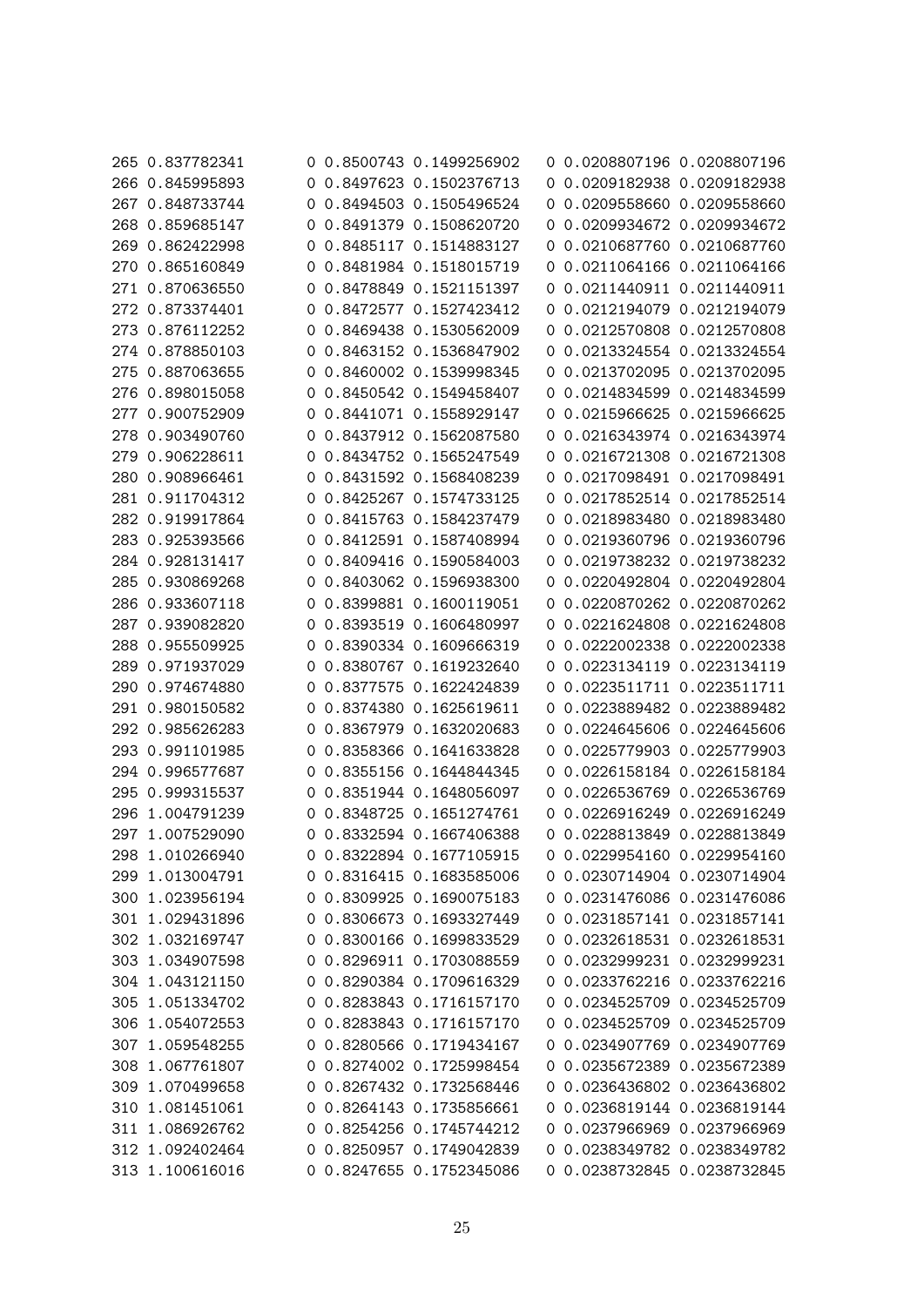```
265 0.837782341        0 0.8500743 0.1499256902    0 0.0208807196 0.0208807196
266 0.845995893        0 0.8497623 0.1502376713    0 0.0209182938 0.0209182938
267 0.848733744        0 0.8494503 0.1505496524    0 0.0209558660 0.0209558660
268 0.859685147        0 0.8491379 0.1508620720    0 0.0209934672 0.0209934672
269 0.862422998        0 0.8485117 0.1514883127    0 0.0210687760 0.0210687760
270 0.865160849        0 0.8481984 0.1518015719    0 0.0211064166 0.0211064166
271 0.870636550        0 0.8478849 0.1521151397    0 0.0211440911 0.0211440911
272 0.873374401        0 0.8472577 0.1527423412    0 0.0212194079 0.0212194079
273 0.876112252        0 0.8469438 0.1530562009    0 0.0212570808 0.0212570808
274 0.878850103        0 0.8463152 0.1536847902    0 0.0213324554 0.0213324554
275 0.887063655        0 0.8460002 0.1539998345    0 0.0213702095 0.0213702095
276 0.898015058        0 0.8450542 0.1549458407    0 0.0214834599 0.0214834599
277 0.900752909        0 0.8441071 0.1558929147    0 0.0215966625 0.0215966625
278 0.903490760        0 0.8437912 0.1562087580    0 0.0216343974 0.0216343974
279 0.906228611        0 0.8434752 0.1565247549    0 0.0216721308 0.0216721308
280 0.908966461        0 0.8431592 0.1568408239    0 0.0217098491 0.0217098491
281 0.911704312        0 0.8425267 0.1574733125    0 0.0217852514 0.0217852514
282 0.919917864        0 0.8415763 0.1584237479    0 0.0218983480 0.0218983480
283 0.925393566        0 0.8412591 0.1587408994    0 0.0219360796 0.0219360796
284 0.928131417        0 0.8409416 0.1590584003    0 0.0219738232 0.0219738232
285 0.930869268        0 0.8403062 0.1596938300    0 0.0220492804 0.0220492804
286 0.933607118        0 0.8399881 0.1600119051    0 0.0220870262 0.0220870262
287 0.939082820        0 0.8393519 0.1606480997    0 0.0221624808 0.0221624808
288 0.955509925        0 0.8390334 0.1609666319    0 0.0222002338 0.0222002338
289 0.971937029        0 0.8380767 0.1619232640    0 0.0223134119 0.0223134119
290 0.974674880        0 0.8377575 0.1622424839    0 0.0223511711 0.0223511711
291 0.980150582        0 0.8374380 0.1625619611    0 0.0223889482 0.0223889482
292 0.985626283        0 0.8367979 0.1632020683    0 0.0224645606 0.0224645606
293 0.991101985        0 0.8358366 0.1641633828    0 0.0225779903 0.0225779903
294 0.996577687        0 0.8355156 0.1644844345    0 0.0226158184 0.0226158184
295 0.999315537        0 0.8351944 0.1648056097    0 0.0226536769 0.0226536769
296 1.004791239        0 0.8348725 0.1651274761    0 0.0226916249 0.0226916249
297 1.007529090        0 0.8332594 0.1667406388    0 0.0228813849 0.0228813849
298 1.010266940        0 0.8322894 0.1677105915    0 0.0229954160 0.0229954160
299 1.013004791        0 0.8316415 0.1683585006    0 0.0230714904 0.0230714904
300 1.023956194        0 0.8309925 0.1690075183    0 0.0231476086 0.0231476086
301 1.029431896        0 0.8306673 0.1693327449    0 0.0231857141 0.0231857141
302 1.032169747        0 0.8300166 0.1699833529    0 0.0232618531 0.0232618531
303 1.034907598        0 0.8296911 0.1703088559    0 0.0232999231 0.0232999231
304 1.043121150        0 0.8290384 0.1709616329    0 0.0233762216 0.0233762216
305 1.051334702        0 0.8283843 0.1716157170    0 0.0234525709 0.0234525709
306 1.054072553        0 0.8283843 0.1716157170    0 0.0234525709 0.0234525709
307 1.059548255        0 0.8280566 0.1719434167    0 0.0234907769 0.0234907769
308 1.067761807        0 0.8274002 0.1725998454    0 0.0235672389 0.0235672389
309 1.070499658        0 0.8267432 0.1732568446    0 0.0236436802 0.0236436802
310 1.081451061        0 0.8264143 0.1735856661    0 0.0236819144 0.0236819144
311 1.086926762        0 0.8254256 0.1745744212    0 0.0237966969 0.0237966969
312 1.092402464        0 0.8250957 0.1749042839    0 0.0238349782 0.0238349782
313 1.100616016        0 0.8247655 0.1752345086    0 0.0238732845 0.0238732845
```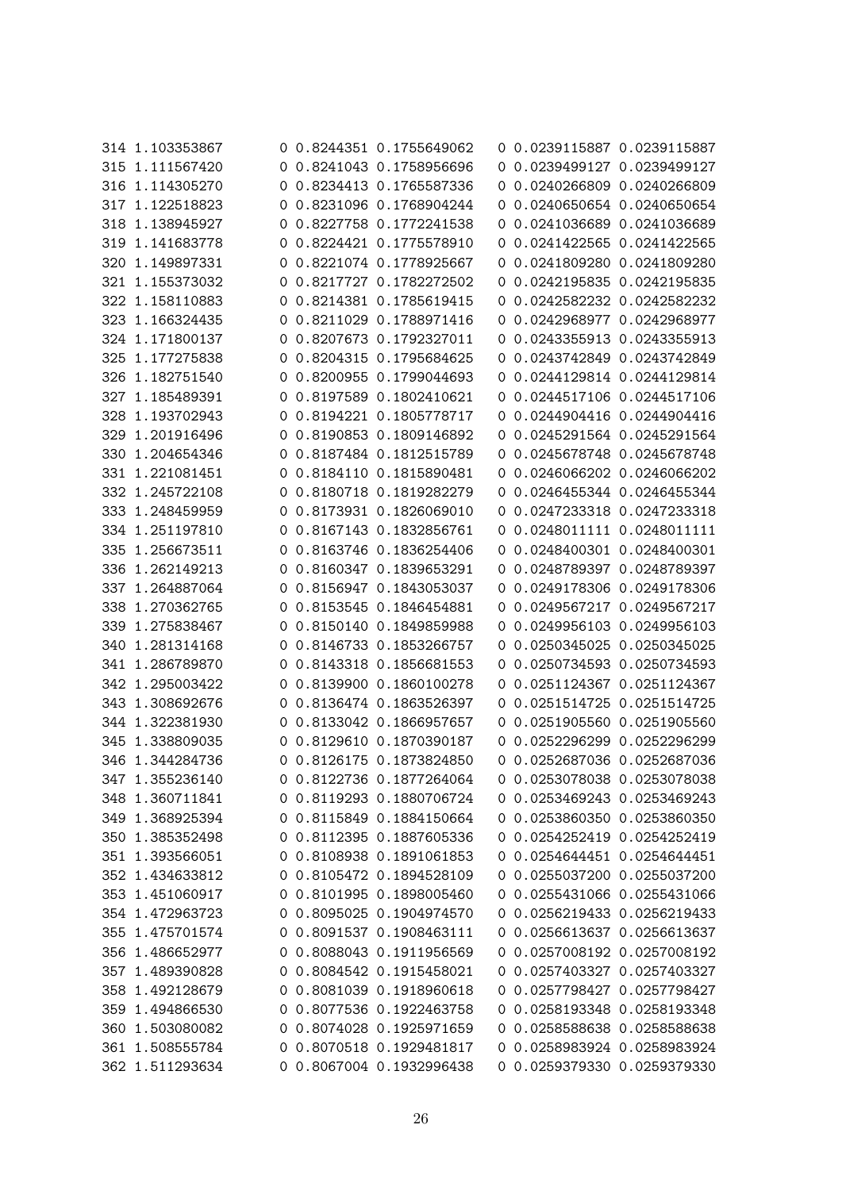| | | | | | | | |
|---|---|---|---|---|---|---|---|
| 314 | 1.103353867 | 0 | 0.8244351 | 0.1755649062 | 0 | 0.0239115887 | 0.0239115887 |
| 315 | 1.111567420 | 0 | 0.8241043 | 0.1758956696 | 0 | 0.0239499127 | 0.0239499127 |
| 316 | 1.114305270 | 0 | 0.8234413 | 0.1765587336 | 0 | 0.0240266809 | 0.0240266809 |
| 317 | 1.122518823 | 0 | 0.8231096 | 0.1768904244 | 0 | 0.0240650654 | 0.0240650654 |
| 318 | 1.138945927 | 0 | 0.8227758 | 0.1772241538 | 0 | 0.0241036689 | 0.0241036689 |
| 319 | 1.141683778 | 0 | 0.8224421 | 0.1775578910 | 0 | 0.0241422565 | 0.0241422565 |
| 320 | 1.149897331 | 0 | 0.8221074 | 0.1778925667 | 0 | 0.0241809280 | 0.0241809280 |
| 321 | 1.155373032 | 0 | 0.8217727 | 0.1782272502 | 0 | 0.0242195835 | 0.0242195835 |
| 322 | 1.158110883 | 0 | 0.8214381 | 0.1785619415 | 0 | 0.0242582232 | 0.0242582232 |
| 323 | 1.166324435 | 0 | 0.8211029 | 0.1788971416 | 0 | 0.0242968977 | 0.0242968977 |
| 324 | 1.171800137 | 0 | 0.8207673 | 0.1792327011 | 0 | 0.0243355913 | 0.0243355913 |
| 325 | 1.177275838 | 0 | 0.8204315 | 0.1795684625 | 0 | 0.0243742849 | 0.0243742849 |
| 326 | 1.182751540 | 0 | 0.8200955 | 0.1799044693 | 0 | 0.0244129814 | 0.0244129814 |
| 327 | 1.185489391 | 0 | 0.8197589 | 0.1802410621 | 0 | 0.0244517106 | 0.0244517106 |
| 328 | 1.193702943 | 0 | 0.8194221 | 0.1805778717 | 0 | 0.0244904416 | 0.0244904416 |
| 329 | 1.201916496 | 0 | 0.8190853 | 0.1809146892 | 0 | 0.0245291564 | 0.0245291564 |
| 330 | 1.204654346 | 0 | 0.8187484 | 0.1812515789 | 0 | 0.0245678748 | 0.0245678748 |
| 331 | 1.221081451 | 0 | 0.8184110 | 0.1815890481 | 0 | 0.0246066202 | 0.0246066202 |
| 332 | 1.245722108 | 0 | 0.8180718 | 0.1819282279 | 0 | 0.0246455344 | 0.0246455344 |
| 333 | 1.248459959 | 0 | 0.8173931 | 0.1826069010 | 0 | 0.0247233318 | 0.0247233318 |
| 334 | 1.251197810 | 0 | 0.8167143 | 0.1832856761 | 0 | 0.0248011111 | 0.0248011111 |
| 335 | 1.256673511 | 0 | 0.8163746 | 0.1836254406 | 0 | 0.0248400301 | 0.0248400301 |
| 336 | 1.262149213 | 0 | 0.8160347 | 0.1839653291 | 0 | 0.0248789397 | 0.0248789397 |
| 337 | 1.264887064 | 0 | 0.8156947 | 0.1843053037 | 0 | 0.0249178306 | 0.0249178306 |
| 338 | 1.270362765 | 0 | 0.8153545 | 0.1846454881 | 0 | 0.0249567217 | 0.0249567217 |
| 339 | 1.275838467 | 0 | 0.8150140 | 0.1849859988 | 0 | 0.0249956103 | 0.0249956103 |
| 340 | 1.281314168 | 0 | 0.8146733 | 0.1853266757 | 0 | 0.0250345025 | 0.0250345025 |
| 341 | 1.286789870 | 0 | 0.8143318 | 0.1856681553 | 0 | 0.0250734593 | 0.0250734593 |
| 342 | 1.295003422 | 0 | 0.8139900 | 0.1860100278 | 0 | 0.0251124367 | 0.0251124367 |
| 343 | 1.308692676 | 0 | 0.8136474 | 0.1863526397 | 0 | 0.0251514725 | 0.0251514725 |
| 344 | 1.322381930 | 0 | 0.8133042 | 0.1866957657 | 0 | 0.0251905560 | 0.0251905560 |
| 345 | 1.338809035 | 0 | 0.8129610 | 0.1870390187 | 0 | 0.0252296299 | 0.0252296299 |
| 346 | 1.344284736 | 0 | 0.8126175 | 0.1873824850 | 0 | 0.0252687036 | 0.0252687036 |
| 347 | 1.355236140 | 0 | 0.8122736 | 0.1877264064 | 0 | 0.0253078038 | 0.0253078038 |
| 348 | 1.360711841 | 0 | 0.8119293 | 0.1880706724 | 0 | 0.0253469243 | 0.0253469243 |
| 349 | 1.368925394 | 0 | 0.8115849 | 0.1884150664 | 0 | 0.0253860350 | 0.0253860350 |
| 350 | 1.385352498 | 0 | 0.8112395 | 0.1887605336 | 0 | 0.0254252419 | 0.0254252419 |
| 351 | 1.393566051 | 0 | 0.8108938 | 0.1891061853 | 0 | 0.0254644451 | 0.0254644451 |
| 352 | 1.434633812 | 0 | 0.8105472 | 0.1894528109 | 0 | 0.0255037200 | 0.0255037200 |
| 353 | 1.451060917 | 0 | 0.8101995 | 0.1898005460 | 0 | 0.0255431066 | 0.0255431066 |
| 354 | 1.472963723 | 0 | 0.8095025 | 0.1904974570 | 0 | 0.0256219433 | 0.0256219433 |
| 355 | 1.475701574 | 0 | 0.8091537 | 0.1908463111 | 0 | 0.0256613637 | 0.0256613637 |
| 356 | 1.486652977 | 0 | 0.8088043 | 0.1911956569 | 0 | 0.0257008192 | 0.0257008192 |
| 357 | 1.489390828 | 0 | 0.8084542 | 0.1915458021 | 0 | 0.0257403327 | 0.0257403327 |
| 358 | 1.492128679 | 0 | 0.8081039 | 0.1918960618 | 0 | 0.0257798427 | 0.0257798427 |
| 359 | 1.494866530 | 0 | 0.8077536 | 0.1922463758 | 0 | 0.0258193348 | 0.0258193348 |
| 360 | 1.503080082 | 0 | 0.8074028 | 0.1925971659 | 0 | 0.0258588638 | 0.0258588638 |
| 361 | 1.508555784 | 0 | 0.8070518 | 0.1929481817 | 0 | 0.0258983924 | 0.0258983924 |
| 362 | 1.511293634 | 0 | 0.8067004 | 0.1932996438 | 0 | 0.0259379330 | 0.0259379330 |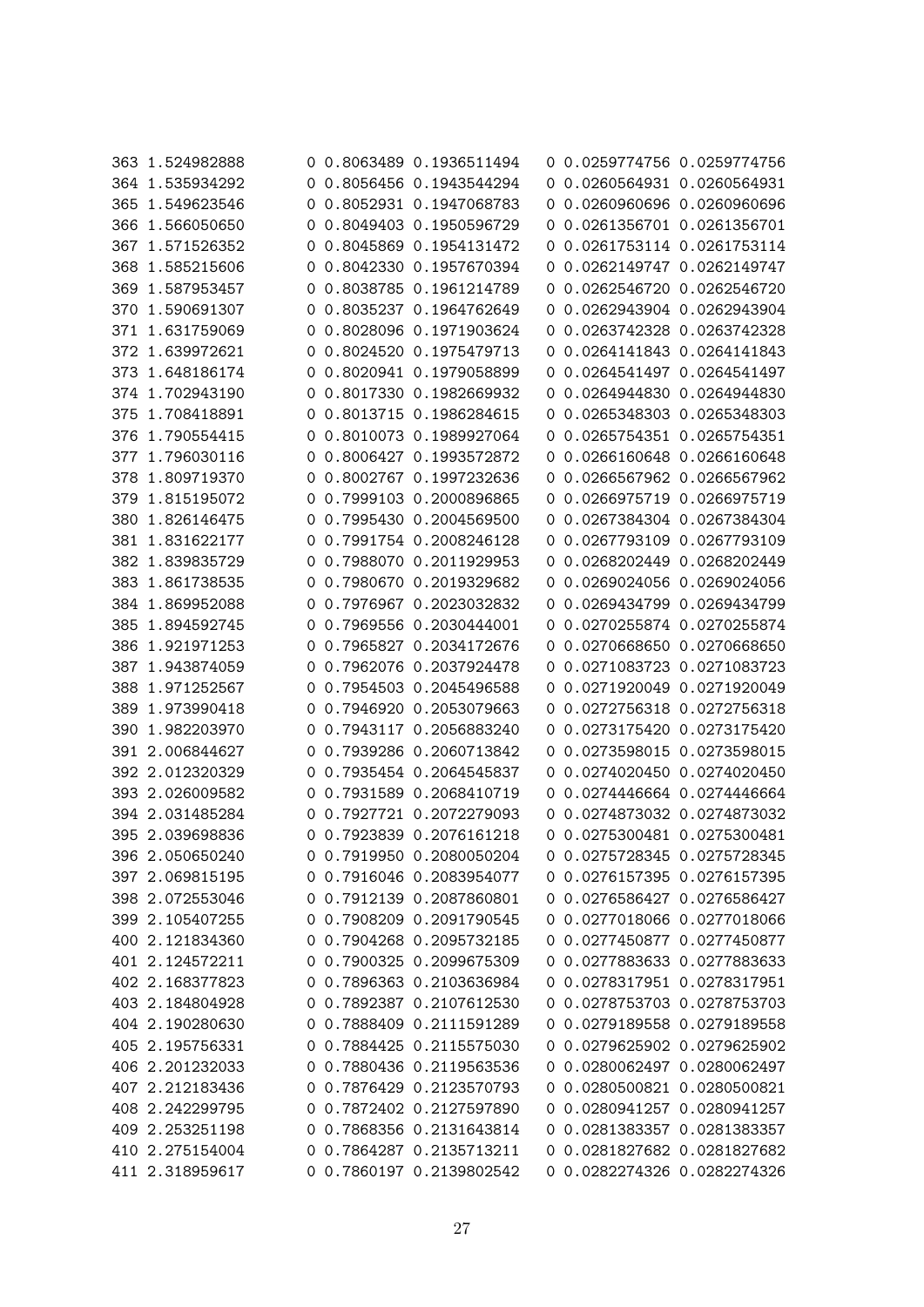```
363 1.524982888      0 0.8063489 0.1936511494    0 0.0259774756 0.0259774756
364 1.535934292      0 0.8056456 0.1943544294    0 0.0260564931 0.0260564931
365 1.549623546      0 0.8052931 0.1947068783    0 0.0260960696 0.0260960696
366 1.566050650      0 0.8049403 0.1950596729    0 0.0261356701 0.0261356701
367 1.571526352      0 0.8045869 0.1954131472    0 0.0261753114 0.0261753114
368 1.585215606      0 0.8042330 0.1957670394    0 0.0262149747 0.0262149747
369 1.587953457      0 0.8038785 0.1961214789    0 0.0262546720 0.0262546720
370 1.590691307      0 0.8035237 0.1964762649    0 0.0262943904 0.0262943904
371 1.631759069      0 0.8028096 0.1971903624    0 0.0263742328 0.0263742328
372 1.639972621      0 0.8024520 0.1975479713    0 0.0264141843 0.0264141843
373 1.648186174      0 0.8020941 0.1979058899    0 0.0264541497 0.0264541497
374 1.702943190      0 0.8017330 0.1982669932    0 0.0264944830 0.0264944830
375 1.708418891      0 0.8013715 0.1986284615    0 0.0265348303 0.0265348303
376 1.790554415      0 0.8010073 0.1989927064    0 0.0265754351 0.0265754351
377 1.796030116      0 0.8006427 0.1993572872    0 0.0266160648 0.0266160648
378 1.809719370      0 0.8002767 0.1997232636    0 0.0266567962 0.0266567962
379 1.815195072      0 0.7999103 0.2000896865    0 0.0266975719 0.0266975719
380 1.826146475      0 0.7995430 0.2004569500    0 0.0267384304 0.0267384304
381 1.831622177      0 0.7991754 0.2008246128    0 0.0267793109 0.0267793109
382 1.839835729      0 0.7988070 0.2011929953    0 0.0268202449 0.0268202449
383 1.861738535      0 0.7980670 0.2019329682    0 0.0269024056 0.0269024056
384 1.869952088      0 0.7976967 0.2023032832    0 0.0269434799 0.0269434799
385 1.894592745      0 0.7969556 0.2030444001    0 0.0270255874 0.0270255874
386 1.921971253      0 0.7965827 0.2034172676    0 0.0270668650 0.0270668650
387 1.943874059      0 0.7962076 0.2037924478    0 0.0271083723 0.0271083723
388 1.971252567      0 0.7954503 0.2045496588    0 0.0271920049 0.0271920049
389 1.973990418      0 0.7946920 0.2053079663    0 0.0272756318 0.0272756318
390 1.982203970      0 0.7943117 0.2056883240    0 0.0273175420 0.0273175420
391 2.006844627      0 0.7939286 0.2060713842    0 0.0273598015 0.0273598015
392 2.012320329      0 0.7935454 0.2064545837    0 0.0274020450 0.0274020450
393 2.026009582      0 0.7931589 0.2068410719    0 0.0274446664 0.0274446664
394 2.031485284      0 0.7927721 0.2072279093    0 0.0274873032 0.0274873032
395 2.039698836      0 0.7923839 0.2076161218    0 0.0275300481 0.0275300481
396 2.050650240      0 0.7919950 0.2080050204    0 0.0275728345 0.0275728345
397 2.069815195      0 0.7916046 0.2083954077    0 0.0276157395 0.0276157395
398 2.072553046      0 0.7912139 0.2087860801    0 0.0276586427 0.0276586427
399 2.105407255      0 0.7908209 0.2091790545    0 0.0277018066 0.0277018066
400 2.121834360      0 0.7904268 0.2095732185    0 0.0277450877 0.0277450877
401 2.124572211      0 0.7900325 0.2099675309    0 0.0277883633 0.0277883633
402 2.168377823      0 0.7896363 0.2103636984    0 0.0278317951 0.0278317951
403 2.184804928      0 0.7892387 0.2107612530    0 0.0278753703 0.0278753703
404 2.190280630      0 0.7888409 0.2111591289    0 0.0279189558 0.0279189558
405 2.195756331      0 0.7884425 0.2115575030    0 0.0279625902 0.0279625902
406 2.201232033      0 0.7880436 0.2119563536    0 0.0280062497 0.0280062497
407 2.212183436      0 0.7876429 0.2123570793    0 0.0280500821 0.0280500821
408 2.242299795      0 0.7872402 0.2127597890    0 0.0280941257 0.0280941257
409 2.253251198      0 0.7868356 0.2131643814    0 0.0281383357 0.0281383357
410 2.275154004      0 0.7864287 0.2135713211    0 0.0281827682 0.0281827682
411 2.318959617      0 0.7860197 0.2139802542    0 0.0282274326 0.0282274326
```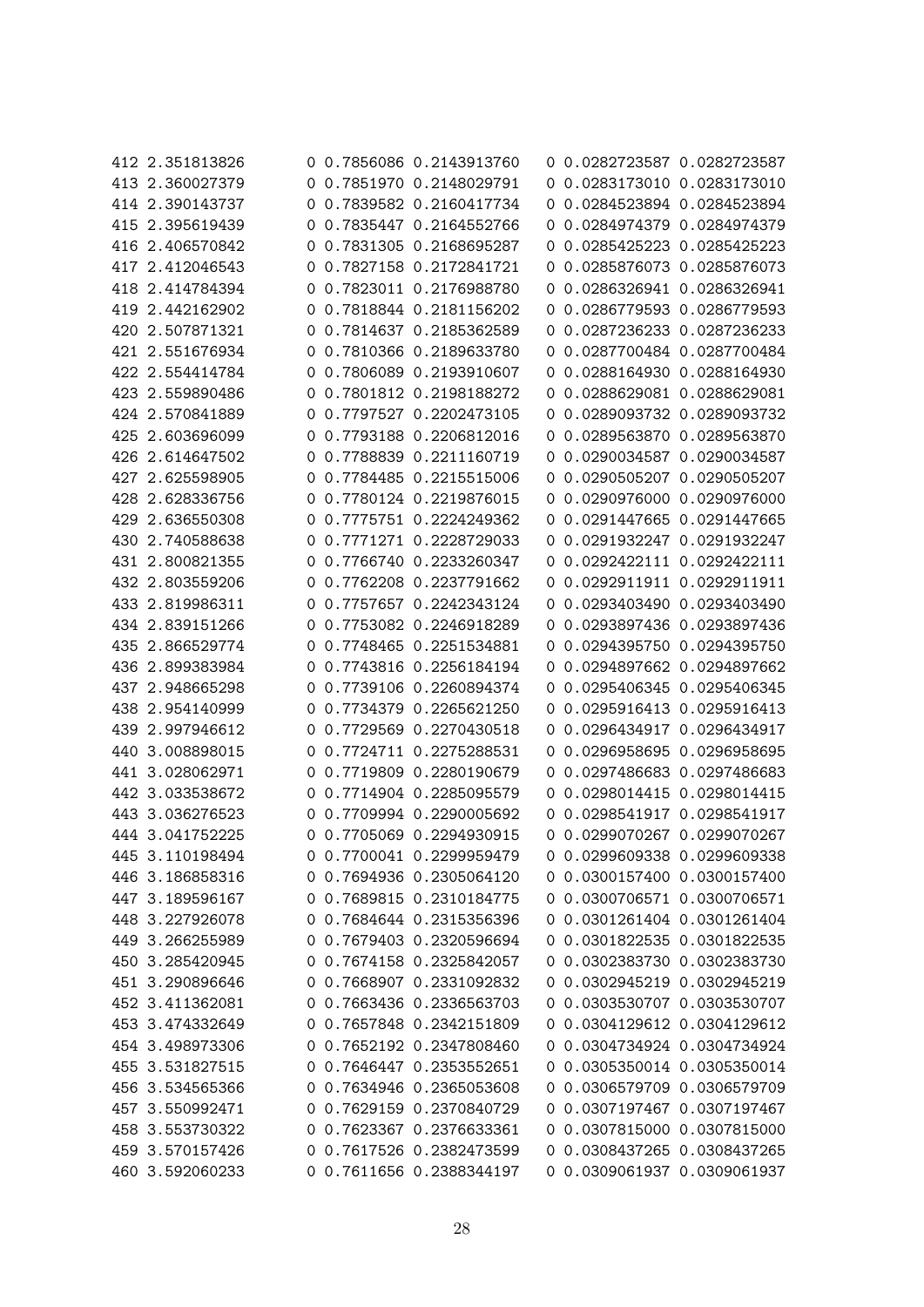| | | | | | | | |
|---|---|---|---|---|---|---|---|
| 412 | 2.351813826 | 0 | 0.7856086 | 0.2143913760 | 0 | 0.0282723587 | 0.0282723587 |
| 413 | 2.360027379 | 0 | 0.7851970 | 0.2148029791 | 0 | 0.0283173010 | 0.0283173010 |
| 414 | 2.390143737 | 0 | 0.7839582 | 0.2160417734 | 0 | 0.0284523894 | 0.0284523894 |
| 415 | 2.395619439 | 0 | 0.7835447 | 0.2164552766 | 0 | 0.0284974379 | 0.0284974379 |
| 416 | 2.406570842 | 0 | 0.7831305 | 0.2168695287 | 0 | 0.0285425223 | 0.0285425223 |
| 417 | 2.412046543 | 0 | 0.7827158 | 0.2172841721 | 0 | 0.0285876073 | 0.0285876073 |
| 418 | 2.414784394 | 0 | 0.7823011 | 0.2176988780 | 0 | 0.0286326941 | 0.0286326941 |
| 419 | 2.442162902 | 0 | 0.7818844 | 0.2181156202 | 0 | 0.0286779593 | 0.0286779593 |
| 420 | 2.507871321 | 0 | 0.7814637 | 0.2185362589 | 0 | 0.0287236233 | 0.0287236233 |
| 421 | 2.551676934 | 0 | 0.7810366 | 0.2189633780 | 0 | 0.0287700484 | 0.0287700484 |
| 422 | 2.554414784 | 0 | 0.7806089 | 0.2193910607 | 0 | 0.0288164930 | 0.0288164930 |
| 423 | 2.559890486 | 0 | 0.7801812 | 0.2198188272 | 0 | 0.0288629081 | 0.0288629081 |
| 424 | 2.570841889 | 0 | 0.7797527 | 0.2202473105 | 0 | 0.0289093732 | 0.0289093732 |
| 425 | 2.603696099 | 0 | 0.7793188 | 0.2206812016 | 0 | 0.0289563870 | 0.0289563870 |
| 426 | 2.614647502 | 0 | 0.7788839 | 0.2211160719 | 0 | 0.0290034587 | 0.0290034587 |
| 427 | 2.625598905 | 0 | 0.7784485 | 0.2215515006 | 0 | 0.0290505207 | 0.0290505207 |
| 428 | 2.628336756 | 0 | 0.7780124 | 0.2219876015 | 0 | 0.0290976000 | 0.0290976000 |
| 429 | 2.636550308 | 0 | 0.7775751 | 0.2224249362 | 0 | 0.0291447665 | 0.0291447665 |
| 430 | 2.740588638 | 0 | 0.7771271 | 0.2228729033 | 0 | 0.0291932247 | 0.0291932247 |
| 431 | 2.800821355 | 0 | 0.7766740 | 0.2233260347 | 0 | 0.0292422111 | 0.0292422111 |
| 432 | 2.803559206 | 0 | 0.7762208 | 0.2237791662 | 0 | 0.0292911911 | 0.0292911911 |
| 433 | 2.819986311 | 0 | 0.7757657 | 0.2242343124 | 0 | 0.0293403490 | 0.0293403490 |
| 434 | 2.839151266 | 0 | 0.7753082 | 0.2246918289 | 0 | 0.0293897436 | 0.0293897436 |
| 435 | 2.866529774 | 0 | 0.7748465 | 0.2251534881 | 0 | 0.0294395750 | 0.0294395750 |
| 436 | 2.899383984 | 0 | 0.7743816 | 0.2256184194 | 0 | 0.0294897662 | 0.0294897662 |
| 437 | 2.948665298 | 0 | 0.7739106 | 0.2260894374 | 0 | 0.0295406345 | 0.0295406345 |
| 438 | 2.954140999 | 0 | 0.7734379 | 0.2265621250 | 0 | 0.0295916413 | 0.0295916413 |
| 439 | 2.997946612 | 0 | 0.7729569 | 0.2270430518 | 0 | 0.0296434917 | 0.0296434917 |
| 440 | 3.008898015 | 0 | 0.7724711 | 0.2275288531 | 0 | 0.0296958695 | 0.0296958695 |
| 441 | 3.028062971 | 0 | 0.7719809 | 0.2280190679 | 0 | 0.0297486683 | 0.0297486683 |
| 442 | 3.033538672 | 0 | 0.7714904 | 0.2285095579 | 0 | 0.0298014415 | 0.0298014415 |
| 443 | 3.036276523 | 0 | 0.7709994 | 0.2290005692 | 0 | 0.0298541917 | 0.0298541917 |
| 444 | 3.041752225 | 0 | 0.7705069 | 0.2294930915 | 0 | 0.0299070267 | 0.0299070267 |
| 445 | 3.110198494 | 0 | 0.7700041 | 0.2299959479 | 0 | 0.0299609338 | 0.0299609338 |
| 446 | 3.186858316 | 0 | 0.7694936 | 0.2305064120 | 0 | 0.0300157400 | 0.0300157400 |
| 447 | 3.189596167 | 0 | 0.7689815 | 0.2310184775 | 0 | 0.0300706571 | 0.0300706571 |
| 448 | 3.227926078 | 0 | 0.7684644 | 0.2315356396 | 0 | 0.0301261404 | 0.0301261404 |
| 449 | 3.266255989 | 0 | 0.7679403 | 0.2320596694 | 0 | 0.0301822535 | 0.0301822535 |
| 450 | 3.285420945 | 0 | 0.7674158 | 0.2325842057 | 0 | 0.0302383730 | 0.0302383730 |
| 451 | 3.290896646 | 0 | 0.7668907 | 0.2331092832 | 0 | 0.0302945219 | 0.0302945219 |
| 452 | 3.411362081 | 0 | 0.7663436 | 0.2336563703 | 0 | 0.0303530707 | 0.0303530707 |
| 453 | 3.474332649 | 0 | 0.7657848 | 0.2342151809 | 0 | 0.0304129612 | 0.0304129612 |
| 454 | 3.498973306 | 0 | 0.7652192 | 0.2347808460 | 0 | 0.0304734924 | 0.0304734924 |
| 455 | 3.531827515 | 0 | 0.7646447 | 0.2353552651 | 0 | 0.0305350014 | 0.0305350014 |
| 456 | 3.534565366 | 0 | 0.7634946 | 0.2365053608 | 0 | 0.0306579709 | 0.0306579709 |
| 457 | 3.550992471 | 0 | 0.7629159 | 0.2370840729 | 0 | 0.0307197467 | 0.0307197467 |
| 458 | 3.553730322 | 0 | 0.7623367 | 0.2376633361 | 0 | 0.0307815000 | 0.0307815000 |
| 459 | 3.570157426 | 0 | 0.7617526 | 0.2382473599 | 0 | 0.0308437265 | 0.0308437265 |
| 460 | 3.592060233 | 0 | 0.7611656 | 0.2388344197 | 0 | 0.0309061937 | 0.0309061937 |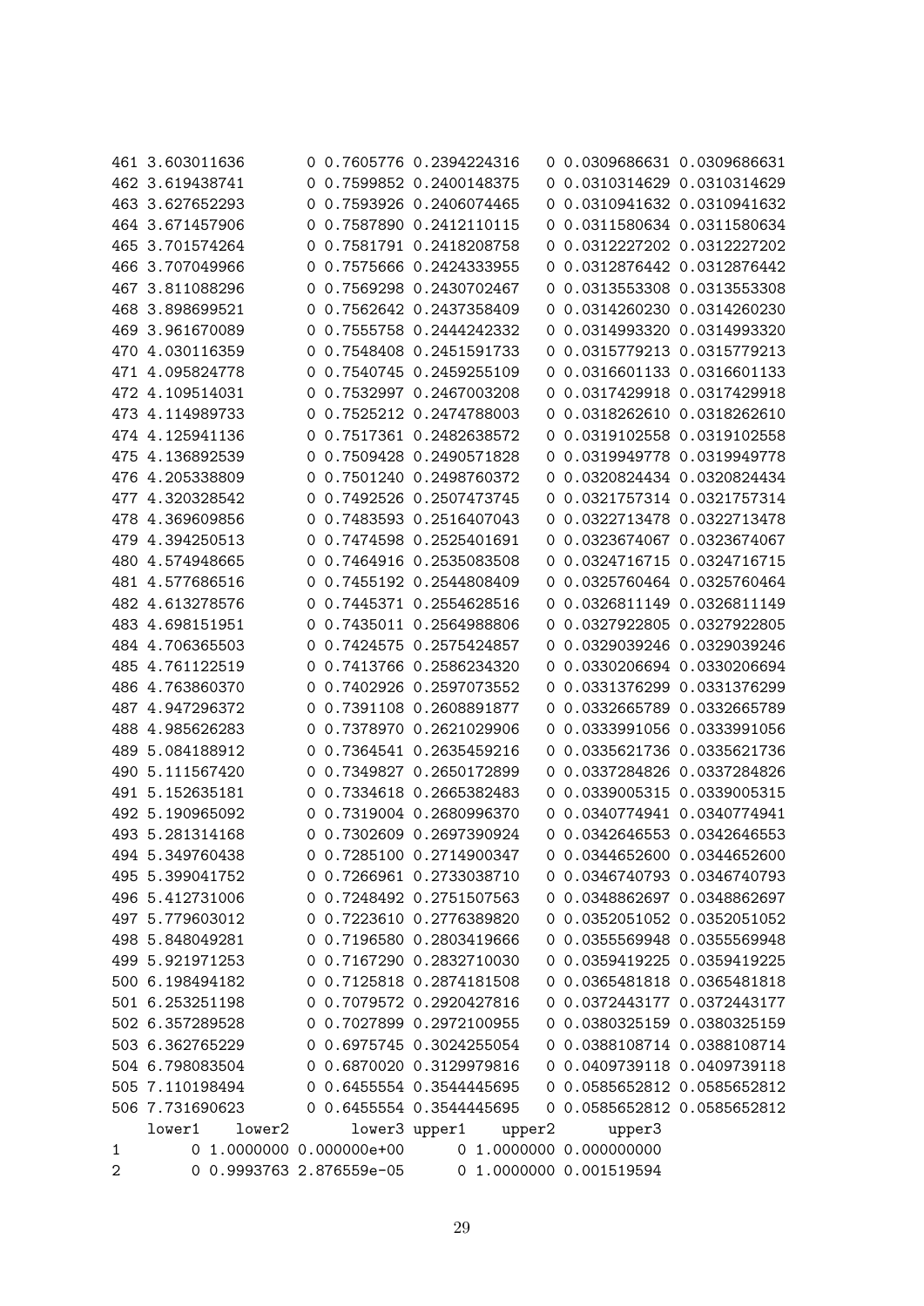```
461 3.603011636        0 0.7605776 0.2394224316    0 0.0309686631 0.0309686631
462 3.619438741        0 0.7599852 0.2400148375    0 0.0310314629 0.0310314629
463 3.627652293        0 0.7593926 0.2406074465    0 0.0310941632 0.0310941632
464 3.671457906        0 0.7587890 0.2412110115    0 0.0311580634 0.0311580634
465 3.701574264        0 0.7581791 0.2418208758    0 0.0312227202 0.0312227202
466 3.707049966        0 0.7575666 0.2424333955    0 0.0312876442 0.0312876442
467 3.811088296        0 0.7569298 0.2430702467    0 0.0313553308 0.0313553308
468 3.898699521        0 0.7562642 0.2437358409    0 0.0314260230 0.0314260230
469 3.961670089        0 0.7555758 0.2444242332    0 0.0314993320 0.0314993320
470 4.030116359        0 0.7548408 0.2451591733    0 0.0315779213 0.0315779213
471 4.095824778        0 0.7540745 0.2459255109    0 0.0316601133 0.0316601133
472 4.109514031        0 0.7532997 0.2467003208    0 0.0317429918 0.0317429918
473 4.114989733        0 0.7525212 0.2474788003    0 0.0318262610 0.0318262610
474 4.125941136        0 0.7517361 0.2482638572    0 0.0319102558 0.0319102558
475 4.136892539        0 0.7509428 0.2490571828    0 0.0319949778 0.0319949778
476 4.205338809        0 0.7501240 0.2498760372    0 0.0320824434 0.0320824434
477 4.320328542        0 0.7492526 0.2507473745    0 0.0321757314 0.0321757314
478 4.369609856        0 0.7483593 0.2516407043    0 0.0322713478 0.0322713478
479 4.394250513        0 0.7474598 0.2525401691    0 0.0323674067 0.0323674067
480 4.574948665        0 0.7464916 0.2535083508    0 0.0324716715 0.0324716715
481 4.577686516        0 0.7455192 0.2544808409    0 0.0325760464 0.0325760464
482 4.613278576        0 0.7445371 0.2554628516    0 0.0326811149 0.0326811149
483 4.698151951        0 0.7435011 0.2564988806    0 0.0327922805 0.0327922805
484 4.706365503        0 0.7424575 0.2575424857    0 0.0329039246 0.0329039246
485 4.761122519        0 0.7413766 0.2586234320    0 0.0330206694 0.0330206694
486 4.763860370        0 0.7402926 0.2597073552    0 0.0331376299 0.0331376299
487 4.947296372        0 0.7391108 0.2608891877    0 0.0332665789 0.0332665789
488 4.985626283        0 0.7378970 0.2621029906    0 0.0333991056 0.0333991056
489 5.084188912        0 0.7364541 0.2635459216    0 0.0335621736 0.0335621736
490 5.111567420        0 0.7349827 0.2650172899    0 0.0337284826 0.0337284826
491 5.152635181        0 0.7334618 0.2665382483    0 0.0339005315 0.0339005315
492 5.190965092        0 0.7319004 0.2680996370    0 0.0340774941 0.0340774941
493 5.281314168        0 0.7302609 0.2697390924    0 0.0342646553 0.0342646553
494 5.349760438        0 0.7285100 0.2714900347    0 0.0344652600 0.0344652600
495 5.399041752        0 0.7266961 0.2733038710    0 0.0346740793 0.0346740793
496 5.412731006        0 0.7248492 0.2751507563    0 0.0348862697 0.0348862697
497 5.779603012        0 0.7223610 0.2776389820    0 0.0352051052 0.0352051052
498 5.848049281        0 0.7196580 0.2803419666    0 0.0355569948 0.0355569948
499 5.921971253        0 0.7167290 0.2832710030    0 0.0359419225 0.0359419225
500 6.198494182        0 0.7125818 0.2874181508    0 0.0365481818 0.0365481818
501 6.253251198        0 0.7079572 0.2920427816    0 0.0372443177 0.0372443177
502 6.357289528        0 0.7027899 0.2972100955    0 0.0380325159 0.0380325159
503 6.362765229        0 0.6975745 0.3024255054    0 0.0388108714 0.0388108714
504 6.798083504        0 0.6870020 0.3129979816    0 0.0409739118 0.0409739118
505 7.110198494        0 0.6455554 0.3544445695    0 0.0585652812 0.0585652812
506 7.731690623        0 0.6455554 0.3544445695    0 0.0585652812 0.0585652812
    lower1    lower2        lower3 upper1    upper2       upper3
1        0 1.0000000 0.000000e+00       0 1.0000000 0.000000000
2        0 0.9993763 2.876559e-05       0 1.0000000 0.001519594
```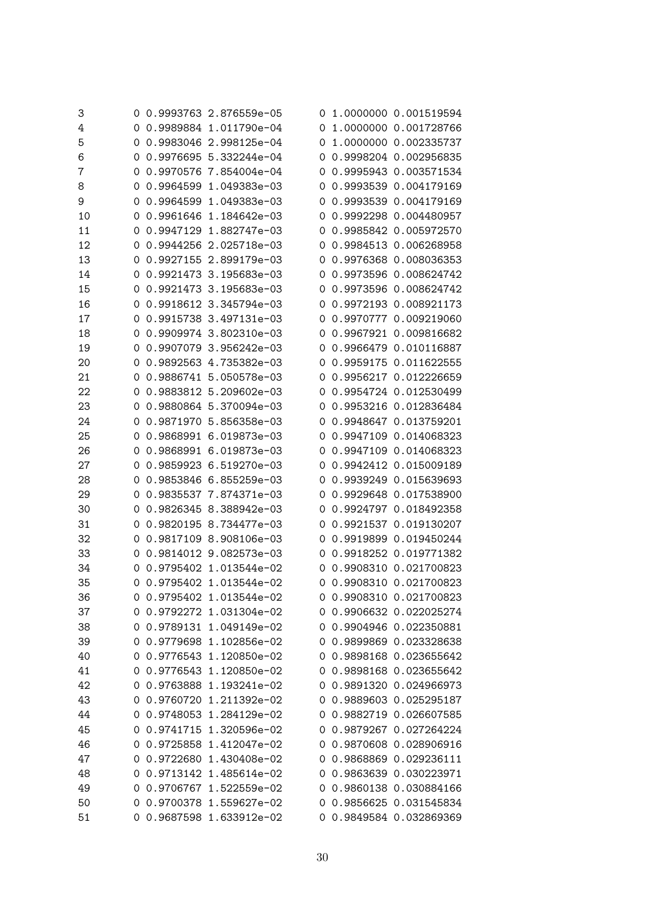```
3         0 0.9993763 2.876559e-05      0 1.0000000 0.001519594
4         0 0.9989884 1.011790e-04      0 1.0000000 0.001728766
5         0 0.9983046 2.998125e-04      0 1.0000000 0.002335737
6         0 0.9976695 5.332244e-04      0 0.9998204 0.002956835
7         0 0.9970576 7.854004e-04      0 0.9995943 0.003571534
8         0 0.9964599 1.049383e-03      0 0.9993539 0.004179169
9         0 0.9964599 1.049383e-03      0 0.9993539 0.004179169
10        0 0.9961646 1.184642e-03      0 0.9992298 0.004480957
11        0 0.9947129 1.882747e-03      0 0.9985842 0.005972570
12        0 0.9944256 2.025718e-03      0 0.9984513 0.006268958
13        0 0.9927155 2.899179e-03      0 0.9976368 0.008036353
14        0 0.9921473 3.195683e-03      0 0.9973596 0.008624742
15        0 0.9921473 3.195683e-03      0 0.9973596 0.008624742
16        0 0.9918612 3.345794e-03      0 0.9972193 0.008921173
17        0 0.9915738 3.497131e-03      0 0.9970777 0.009219060
18        0 0.9909974 3.802310e-03      0 0.9967921 0.009816682
19        0 0.9907079 3.956242e-03      0 0.9966479 0.010116887
20        0 0.9892563 4.735382e-03      0 0.9959175 0.011622555
21        0 0.9886741 5.050578e-03      0 0.9956217 0.012226659
22        0 0.9883812 5.209602e-03      0 0.9954724 0.012530499
23        0 0.9880864 5.370094e-03      0 0.9953216 0.012836484
24        0 0.9871970 5.856358e-03      0 0.9948647 0.013759201
25        0 0.9868991 6.019873e-03      0 0.9947109 0.014068323
26        0 0.9868991 6.019873e-03      0 0.9947109 0.014068323
27        0 0.9859923 6.519270e-03      0 0.9942412 0.015009189
28        0 0.9853846 6.855259e-03      0 0.9939249 0.015639693
29        0 0.9835537 7.874371e-03      0 0.9929648 0.017538900
30        0 0.9826345 8.388942e-03      0 0.9924797 0.018492358
31        0 0.9820195 8.734477e-03      0 0.9921537 0.019130207
32        0 0.9817109 8.908106e-03      0 0.9919899 0.019450244
33        0 0.9814012 9.082573e-03      0 0.9918252 0.019771382
34        0 0.9795402 1.013544e-02      0 0.9908310 0.021700823
35        0 0.9795402 1.013544e-02      0 0.9908310 0.021700823
36        0 0.9795402 1.013544e-02      0 0.9908310 0.021700823
37        0 0.9792272 1.031304e-02      0 0.9906632 0.022025274
38        0 0.9789131 1.049149e-02      0 0.9904946 0.022350881
39        0 0.9779698 1.102856e-02      0 0.9899869 0.023328638
40        0 0.9776543 1.120850e-02      0 0.9898168 0.023655642
41        0 0.9776543 1.120850e-02      0 0.9898168 0.023655642
42        0 0.9763888 1.193241e-02      0 0.9891320 0.024966973
43        0 0.9760720 1.211392e-02      0 0.9889603 0.025295187
44        0 0.9748053 1.284129e-02      0 0.9882719 0.026607585
45        0 0.9741715 1.320596e-02      0 0.9879267 0.027264224
46        0 0.9725858 1.412047e-02      0 0.9870608 0.028906916
47        0 0.9722680 1.430408e-02      0 0.9868869 0.029236111
48        0 0.9713142 1.485614e-02      0 0.9863639 0.030223971
49        0 0.9706767 1.522559e-02      0 0.9860138 0.030884166
50        0 0.9700378 1.559627e-02      0 0.9856625 0.031545834
51        0 0.9687598 1.633912e-02      0 0.9849584 0.032869369
```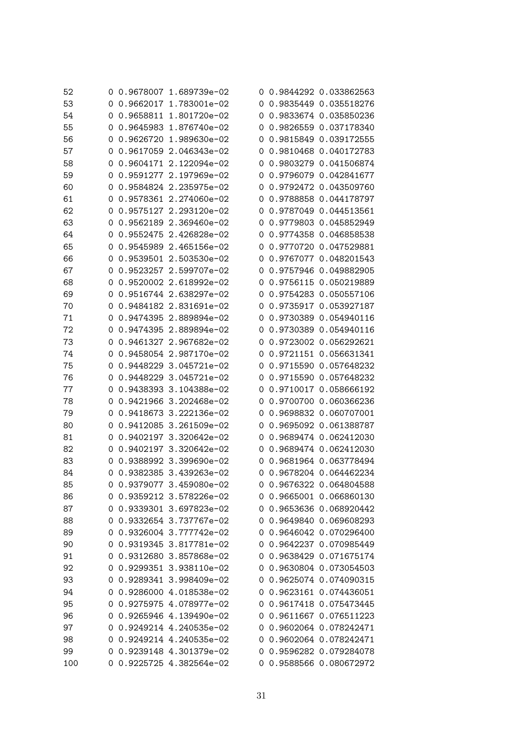```
52       0 0.9678007 1.689739e-02     0 0.9844292 0.033862563
53       0 0.9662017 1.783001e-02     0 0.9835449 0.035518276
54       0 0.9658811 1.801720e-02     0 0.9833674 0.035850236
55       0 0.9645983 1.876740e-02     0 0.9826559 0.037178340
56       0 0.9626720 1.989630e-02     0 0.9815849 0.039172555
57       0 0.9617059 2.046343e-02     0 0.9810468 0.040172783
58       0 0.9604171 2.122094e-02     0 0.9803279 0.041506874
59       0 0.9591277 2.197969e-02     0 0.9796079 0.042841677
60       0 0.9584824 2.235975e-02     0 0.9792472 0.043509760
61       0 0.9578361 2.274060e-02     0 0.9788858 0.044178797
62       0 0.9575127 2.293120e-02     0 0.9787049 0.044513561
63       0 0.9562189 2.369460e-02     0 0.9779803 0.045852949
64       0 0.9552475 2.426828e-02     0 0.9774358 0.046858538
65       0 0.9545989 2.465156e-02     0 0.9770720 0.047529881
66       0 0.9539501 2.503530e-02     0 0.9767077 0.048201543
67       0 0.9523257 2.599707e-02     0 0.9757946 0.049882905
68       0 0.9520002 2.618992e-02     0 0.9756115 0.050219889
69       0 0.9516744 2.638297e-02     0 0.9754283 0.050557106
70       0 0.9484182 2.831691e-02     0 0.9735917 0.053927187
71       0 0.9474395 2.889894e-02     0 0.9730389 0.054940116
72       0 0.9474395 2.889894e-02     0 0.9730389 0.054940116
73       0 0.9461327 2.967682e-02     0 0.9723002 0.056292621
74       0 0.9458054 2.987170e-02     0 0.9721151 0.056631341
75       0 0.9448229 3.045721e-02     0 0.9715590 0.057648232
76       0 0.9448229 3.045721e-02     0 0.9715590 0.057648232
77       0 0.9438393 3.104388e-02     0 0.9710017 0.058666192
78       0 0.9421966 3.202468e-02     0 0.9700700 0.060366236
79       0 0.9418673 3.222136e-02     0 0.9698832 0.060707001
80       0 0.9412085 3.261509e-02     0 0.9695092 0.061388787
81       0 0.9402197 3.320642e-02     0 0.9689474 0.062412030
82       0 0.9402197 3.320642e-02     0 0.9689474 0.062412030
83       0 0.9388992 3.399690e-02     0 0.9681964 0.063778494
84       0 0.9382385 3.439263e-02     0 0.9678204 0.064462234
85       0 0.9379077 3.459080e-02     0 0.9676322 0.064804588
86       0 0.9359212 3.578226e-02     0 0.9665001 0.066860130
87       0 0.9339301 3.697823e-02     0 0.9653636 0.068920442
88       0 0.9332654 3.737767e-02     0 0.9649840 0.069608293
89       0 0.9326004 3.777742e-02     0 0.9646042 0.070296400
90       0 0.9319345 3.817781e-02     0 0.9642237 0.070985449
91       0 0.9312680 3.857868e-02     0 0.9638429 0.071675174
92       0 0.9299351 3.938110e-02     0 0.9630804 0.073054503
93       0 0.9289341 3.998409e-02     0 0.9625074 0.074090315
94       0 0.9286000 4.018538e-02     0 0.9623161 0.074436051
95       0 0.9275975 4.078977e-02     0 0.9617418 0.075473445
96       0 0.9265946 4.139490e-02     0 0.9611667 0.076511223
97       0 0.9249214 4.240535e-02     0 0.9602064 0.078242471
98       0 0.9249214 4.240535e-02     0 0.9602064 0.078242471
99       0 0.9239148 4.301379e-02     0 0.9596282 0.079284078
100      0 0.9225725 4.382564e-02     0 0.9588566 0.080672972
```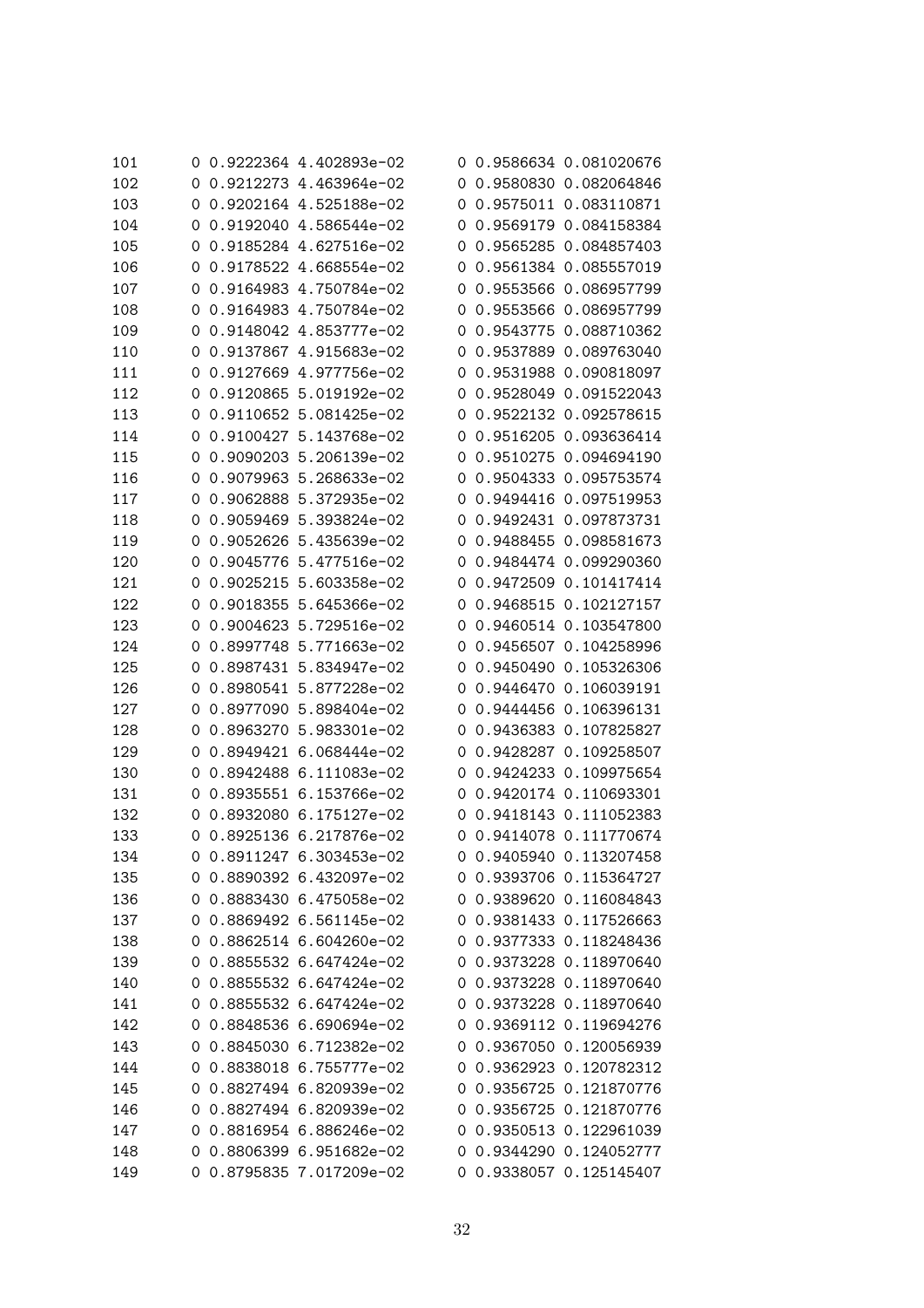```
101      0 0.9222364 4.402893e-02      0 0.9586634 0.081020676
102      0 0.9212273 4.463964e-02      0 0.9580830 0.082064846
103      0 0.9202164 4.525188e-02      0 0.9575011 0.083110871
104      0 0.9192040 4.586544e-02      0 0.9569179 0.084158384
105      0 0.9185284 4.627516e-02      0 0.9565285 0.084857403
106      0 0.9178522 4.668554e-02      0 0.9561384 0.085557019
107      0 0.9164983 4.750784e-02      0 0.9553566 0.086957799
108      0 0.9164983 4.750784e-02      0 0.9553566 0.086957799
109      0 0.9148042 4.853777e-02      0 0.9543775 0.088710362
110      0 0.9137867 4.915683e-02      0 0.9537889 0.089763040
111      0 0.9127669 4.977756e-02      0 0.9531988 0.090818097
112      0 0.9120865 5.019192e-02      0 0.9528049 0.091522043
113      0 0.9110652 5.081425e-02      0 0.9522132 0.092578615
114      0 0.9100427 5.143768e-02      0 0.9516205 0.093636414
115      0 0.9090203 5.206139e-02      0 0.9510275 0.094694190
116      0 0.9079963 5.268633e-02      0 0.9504333 0.095753574
117      0 0.9062888 5.372935e-02      0 0.9494416 0.097519953
118      0 0.9059469 5.393824e-02      0 0.9492431 0.097873731
119      0 0.9052626 5.435639e-02      0 0.9488455 0.098581673
120      0 0.9045776 5.477516e-02      0 0.9484474 0.099290360
121      0 0.9025215 5.603358e-02      0 0.9472509 0.101417414
122      0 0.9018355 5.645366e-02      0 0.9468515 0.102127157
123      0 0.9004623 5.729516e-02      0 0.9460514 0.103547800
124      0 0.8997748 5.771663e-02      0 0.9456507 0.104258996
125      0 0.8987431 5.834947e-02      0 0.9450490 0.105326306
126      0 0.8980541 5.877228e-02      0 0.9446470 0.106039191
127      0 0.8977090 5.898404e-02      0 0.9444456 0.106396131
128      0 0.8963270 5.983301e-02      0 0.9436383 0.107825827
129      0 0.8949421 6.068444e-02      0 0.9428287 0.109258507
130      0 0.8942488 6.111083e-02      0 0.9424233 0.109975654
131      0 0.8935551 6.153766e-02      0 0.9420174 0.110693301
132      0 0.8932080 6.175127e-02      0 0.9418143 0.111052383
133      0 0.8925136 6.217876e-02      0 0.9414078 0.111770674
134      0 0.8911247 6.303453e-02      0 0.9405940 0.113207458
135      0 0.8890392 6.432097e-02      0 0.9393706 0.115364727
136      0 0.8883430 6.475058e-02      0 0.9389620 0.116084843
137      0 0.8869492 6.561145e-02      0 0.9381433 0.117526663
138      0 0.8862514 6.604260e-02      0 0.9377333 0.118248436
139      0 0.8855532 6.647424e-02      0 0.9373228 0.118970640
140      0 0.8855532 6.647424e-02      0 0.9373228 0.118970640
141      0 0.8855532 6.647424e-02      0 0.9373228 0.118970640
142      0 0.8848536 6.690694e-02      0 0.9369112 0.119694276
143      0 0.8845030 6.712382e-02      0 0.9367050 0.120056939
144      0 0.8838018 6.755777e-02      0 0.9362923 0.120782312
145      0 0.8827494 6.820939e-02      0 0.9356725 0.121870776
146      0 0.8827494 6.820939e-02      0 0.9356725 0.121870776
147      0 0.8816954 6.886246e-02      0 0.9350513 0.122961039
148      0 0.8806399 6.951682e-02      0 0.9344290 0.124052777
149      0 0.8795835 7.017209e-02      0 0.9338057 0.125145407
```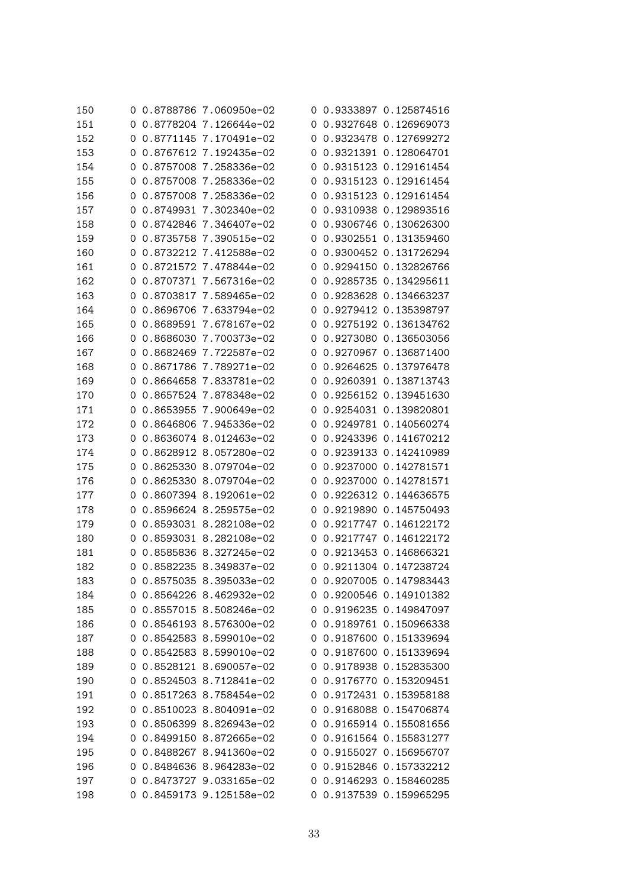```
150     0 0.8788786 7.060950e-02     0 0.9333897 0.125874516
151     0 0.8778204 7.126644e-02     0 0.9327648 0.126969073
152     0 0.8771145 7.170491e-02     0 0.9323478 0.127699272
153     0 0.8767612 7.192435e-02     0 0.9321391 0.128064701
154     0 0.8757008 7.258336e-02     0 0.9315123 0.129161454
155     0 0.8757008 7.258336e-02     0 0.9315123 0.129161454
156     0 0.8757008 7.258336e-02     0 0.9315123 0.129161454
157     0 0.8749931 7.302340e-02     0 0.9310938 0.129893516
158     0 0.8742846 7.346407e-02     0 0.9306746 0.130626300
159     0 0.8735758 7.390515e-02     0 0.9302551 0.131359460
160     0 0.8732212 7.412588e-02     0 0.9300452 0.131726294
161     0 0.8721572 7.478844e-02     0 0.9294150 0.132826766
162     0 0.8707371 7.567316e-02     0 0.9285735 0.134295611
163     0 0.8703817 7.589465e-02     0 0.9283628 0.134663237
164     0 0.8696706 7.633794e-02     0 0.9279412 0.135398797
165     0 0.8689591 7.678167e-02     0 0.9275192 0.136134762
166     0 0.8686030 7.700373e-02     0 0.9273080 0.136503056
167     0 0.8682469 7.722587e-02     0 0.9270967 0.136871400
168     0 0.8671786 7.789271e-02     0 0.9264625 0.137976478
169     0 0.8664658 7.833781e-02     0 0.9260391 0.138713743
170     0 0.8657524 7.878348e-02     0 0.9256152 0.139451630
171     0 0.8653955 7.900649e-02     0 0.9254031 0.139820801
172     0 0.8646806 7.945336e-02     0 0.9249781 0.140560274
173     0 0.8636074 8.012463e-02     0 0.9243396 0.141670212
174     0 0.8628912 8.057280e-02     0 0.9239133 0.142410989
175     0 0.8625330 8.079704e-02     0 0.9237000 0.142781571
176     0 0.8625330 8.079704e-02     0 0.9237000 0.142781571
177     0 0.8607394 8.192061e-02     0 0.9226312 0.144636575
178     0 0.8596624 8.259575e-02     0 0.9219890 0.145750493
179     0 0.8593031 8.282108e-02     0 0.9217747 0.146122172
180     0 0.8593031 8.282108e-02     0 0.9217747 0.146122172
181     0 0.8585836 8.327245e-02     0 0.9213453 0.146866321
182     0 0.8582235 8.349837e-02     0 0.9211304 0.147238724
183     0 0.8575035 8.395033e-02     0 0.9207005 0.147983443
184     0 0.8564226 8.462932e-02     0 0.9200546 0.149101382
185     0 0.8557015 8.508246e-02     0 0.9196235 0.149847097
186     0 0.8546193 8.576300e-02     0 0.9189761 0.150966338
187     0 0.8542583 8.599010e-02     0 0.9187600 0.151339694
188     0 0.8542583 8.599010e-02     0 0.9187600 0.151339694
189     0 0.8528121 8.690057e-02     0 0.9178938 0.152835300
190     0 0.8524503 8.712841e-02     0 0.9176770 0.153209451
191     0 0.8517263 8.758454e-02     0 0.9172431 0.153958188
192     0 0.8510023 8.804091e-02     0 0.9168088 0.154706874
193     0 0.8506399 8.826943e-02     0 0.9165914 0.155081656
194     0 0.8499150 8.872665e-02     0 0.9161564 0.155831277
195     0 0.8488267 8.941360e-02     0 0.9155027 0.156956707
196     0 0.8484636 8.964283e-02     0 0.9152846 0.157332212
197     0 0.8473727 9.033165e-02     0 0.9146293 0.158460285
198     0 0.8459173 9.125158e-02     0 0.9137539 0.159965295
```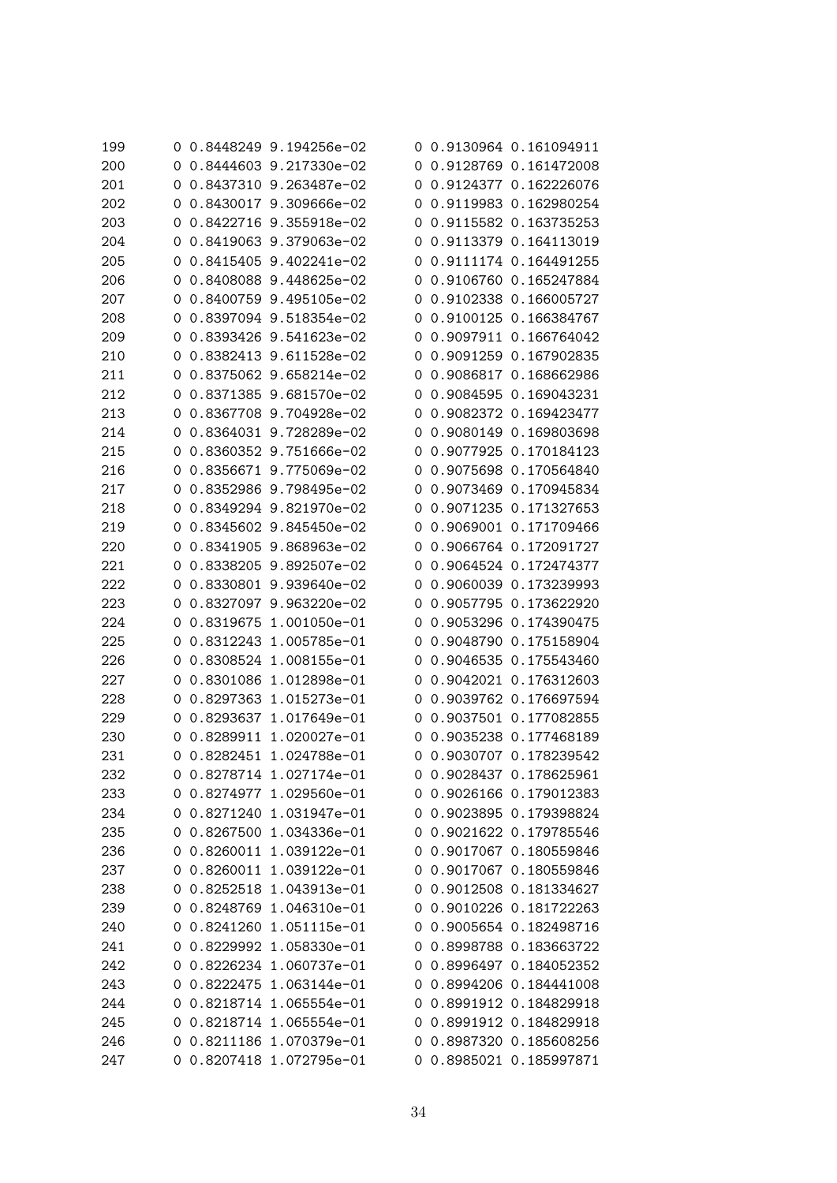| | | | | | | |
|---|---|---|---|---|---|---|
| 199 | 0 | 0.8448249 | 9.194256e-02 | 0 | 0.9130964 | 0.161094911 |
| 200 | 0 | 0.8444603 | 9.217330e-02 | 0 | 0.9128769 | 0.161472008 |
| 201 | 0 | 0.8437310 | 9.263487e-02 | 0 | 0.9124377 | 0.162226076 |
| 202 | 0 | 0.8430017 | 9.309666e-02 | 0 | 0.9119983 | 0.162980254 |
| 203 | 0 | 0.8422716 | 9.355918e-02 | 0 | 0.9115582 | 0.163735253 |
| 204 | 0 | 0.8419063 | 9.379063e-02 | 0 | 0.9113379 | 0.164113019 |
| 205 | 0 | 0.8415405 | 9.402241e-02 | 0 | 0.9111174 | 0.164491255 |
| 206 | 0 | 0.8408088 | 9.448625e-02 | 0 | 0.9106760 | 0.165247884 |
| 207 | 0 | 0.8400759 | 9.495105e-02 | 0 | 0.9102338 | 0.166005727 |
| 208 | 0 | 0.8397094 | 9.518354e-02 | 0 | 0.9100125 | 0.166384767 |
| 209 | 0 | 0.8393426 | 9.541623e-02 | 0 | 0.9097911 | 0.166764042 |
| 210 | 0 | 0.8382413 | 9.611528e-02 | 0 | 0.9091259 | 0.167902835 |
| 211 | 0 | 0.8375062 | 9.658214e-02 | 0 | 0.9086817 | 0.168662986 |
| 212 | 0 | 0.8371385 | 9.681570e-02 | 0 | 0.9084595 | 0.169043231 |
| 213 | 0 | 0.8367708 | 9.704928e-02 | 0 | 0.9082372 | 0.169423477 |
| 214 | 0 | 0.8364031 | 9.728289e-02 | 0 | 0.9080149 | 0.169803698 |
| 215 | 0 | 0.8360352 | 9.751666e-02 | 0 | 0.9077925 | 0.170184123 |
| 216 | 0 | 0.8356671 | 9.775069e-02 | 0 | 0.9075698 | 0.170564840 |
| 217 | 0 | 0.8352986 | 9.798495e-02 | 0 | 0.9073469 | 0.170945834 |
| 218 | 0 | 0.8349294 | 9.821970e-02 | 0 | 0.9071235 | 0.171327653 |
| 219 | 0 | 0.8345602 | 9.845450e-02 | 0 | 0.9069001 | 0.171709466 |
| 220 | 0 | 0.8341905 | 9.868963e-02 | 0 | 0.9066764 | 0.172091727 |
| 221 | 0 | 0.8338205 | 9.892507e-02 | 0 | 0.9064524 | 0.172474377 |
| 222 | 0 | 0.8330801 | 9.939640e-02 | 0 | 0.9060039 | 0.173239993 |
| 223 | 0 | 0.8327097 | 9.963220e-02 | 0 | 0.9057795 | 0.173622920 |
| 224 | 0 | 0.8319675 | 1.001050e-01 | 0 | 0.9053296 | 0.174390475 |
| 225 | 0 | 0.8312243 | 1.005785e-01 | 0 | 0.9048790 | 0.175158904 |
| 226 | 0 | 0.8308524 | 1.008155e-01 | 0 | 0.9046535 | 0.175543460 |
| 227 | 0 | 0.8301086 | 1.012898e-01 | 0 | 0.9042021 | 0.176312603 |
| 228 | 0 | 0.8297363 | 1.015273e-01 | 0 | 0.9039762 | 0.176697594 |
| 229 | 0 | 0.8293637 | 1.017649e-01 | 0 | 0.9037501 | 0.177082855 |
| 230 | 0 | 0.8289911 | 1.020027e-01 | 0 | 0.9035238 | 0.177468189 |
| 231 | 0 | 0.8282451 | 1.024788e-01 | 0 | 0.9030707 | 0.178239542 |
| 232 | 0 | 0.8278714 | 1.027174e-01 | 0 | 0.9028437 | 0.178625961 |
| 233 | 0 | 0.8274977 | 1.029560e-01 | 0 | 0.9026166 | 0.179012383 |
| 234 | 0 | 0.8271240 | 1.031947e-01 | 0 | 0.9023895 | 0.179398824 |
| 235 | 0 | 0.8267500 | 1.034336e-01 | 0 | 0.9021622 | 0.179785546 |
| 236 | 0 | 0.8260011 | 1.039122e-01 | 0 | 0.9017067 | 0.180559846 |
| 237 | 0 | 0.8260011 | 1.039122e-01 | 0 | 0.9017067 | 0.180559846 |
| 238 | 0 | 0.8252518 | 1.043913e-01 | 0 | 0.9012508 | 0.181334627 |
| 239 | 0 | 0.8248769 | 1.046310e-01 | 0 | 0.9010226 | 0.181722263 |
| 240 | 0 | 0.8241260 | 1.051115e-01 | 0 | 0.9005654 | 0.182498716 |
| 241 | 0 | 0.8229992 | 1.058330e-01 | 0 | 0.8998788 | 0.183663722 |
| 242 | 0 | 0.8226234 | 1.060737e-01 | 0 | 0.8996497 | 0.184052352 |
| 243 | 0 | 0.8222475 | 1.063144e-01 | 0 | 0.8994206 | 0.184441008 |
| 244 | 0 | 0.8218714 | 1.065554e-01 | 0 | 0.8991912 | 0.184829918 |
| 245 | 0 | 0.8218714 | 1.065554e-01 | 0 | 0.8991912 | 0.184829918 |
| 246 | 0 | 0.8211186 | 1.070379e-01 | 0 | 0.8987320 | 0.185608256 |
| 247 | 0 | 0.8207418 | 1.072795e-01 | 0 | 0.8985021 | 0.185997871 |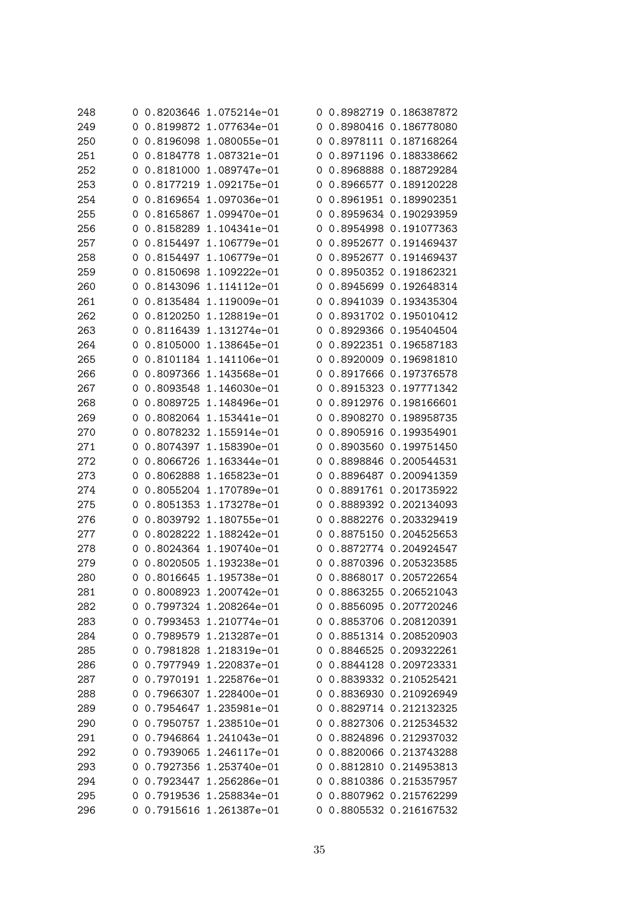```
248        0 0.8203646 1.075214e-01       0 0.8982719 0.186387872
249        0 0.8199872 1.077634e-01       0 0.8980416 0.186778080
250        0 0.8196098 1.080055e-01       0 0.8978111 0.187168264
251        0 0.8184778 1.087321e-01       0 0.8971196 0.188338662
252        0 0.8181000 1.089747e-01       0 0.8968888 0.188729284
253        0 0.8177219 1.092175e-01       0 0.8966577 0.189120228
254        0 0.8169654 1.097036e-01       0 0.8961951 0.189902351
255        0 0.8165867 1.099470e-01       0 0.8959634 0.190293959
256        0 0.8158289 1.104341e-01       0 0.8954998 0.191077363
257        0 0.8154497 1.106779e-01       0 0.8952677 0.191469437
258        0 0.8154497 1.106779e-01       0 0.8952677 0.191469437
259        0 0.8150698 1.109222e-01       0 0.8950352 0.191862321
260        0 0.8143096 1.114112e-01       0 0.8945699 0.192648314
261        0 0.8135484 1.119009e-01       0 0.8941039 0.193435304
262        0 0.8120250 1.128819e-01       0 0.8931702 0.195010412
263        0 0.8116439 1.131274e-01       0 0.8929366 0.195404504
264        0 0.8105000 1.138645e-01       0 0.8922351 0.196587183
265        0 0.8101184 1.141106e-01       0 0.8920009 0.196981810
266        0 0.8097366 1.143568e-01       0 0.8917666 0.197376578
267        0 0.8093548 1.146030e-01       0 0.8915323 0.197771342
268        0 0.8089725 1.148496e-01       0 0.8912976 0.198166601
269        0 0.8082064 1.153441e-01       0 0.8908270 0.198958735
270        0 0.8078232 1.155914e-01       0 0.8905916 0.199354901
271        0 0.8074397 1.158390e-01       0 0.8903560 0.199751450
272        0 0.8066726 1.163344e-01       0 0.8898846 0.200544531
273        0 0.8062888 1.165823e-01       0 0.8896487 0.200941359
274        0 0.8055204 1.170789e-01       0 0.8891761 0.201735922
275        0 0.8051353 1.173278e-01       0 0.8889392 0.202134093
276        0 0.8039792 1.180755e-01       0 0.8882276 0.203329419
277        0 0.8028222 1.188242e-01       0 0.8875150 0.204525653
278        0 0.8024364 1.190740e-01       0 0.8872774 0.204924547
279        0 0.8020505 1.193238e-01       0 0.8870396 0.205323585
280        0 0.8016645 1.195738e-01       0 0.8868017 0.205722654
281        0 0.8008923 1.200742e-01       0 0.8863255 0.206521043
282        0 0.7997324 1.208264e-01       0 0.8856095 0.207720246
283        0 0.7993453 1.210774e-01       0 0.8853706 0.208120391
284        0 0.7989579 1.213287e-01       0 0.8851314 0.208520903
285        0 0.7981828 1.218319e-01       0 0.8846525 0.209322261
286        0 0.7977949 1.220837e-01       0 0.8844128 0.209723331
287        0 0.7970191 1.225876e-01       0 0.8839332 0.210525421
288        0 0.7966307 1.228400e-01       0 0.8836930 0.210926949
289        0 0.7954647 1.235981e-01       0 0.8829714 0.212132325
290        0 0.7950757 1.238510e-01       0 0.8827306 0.212534532
291        0 0.7946864 1.241043e-01       0 0.8824896 0.212937032
292        0 0.7939065 1.246117e-01       0 0.8820066 0.213743288
293        0 0.7927356 1.253740e-01       0 0.8812810 0.214953813
294        0 0.7923447 1.256286e-01       0 0.8810386 0.215357957
295        0 0.7919536 1.258834e-01       0 0.8807962 0.215762299
296        0 0.7915616 1.261387e-01       0 0.8805532 0.216167532
```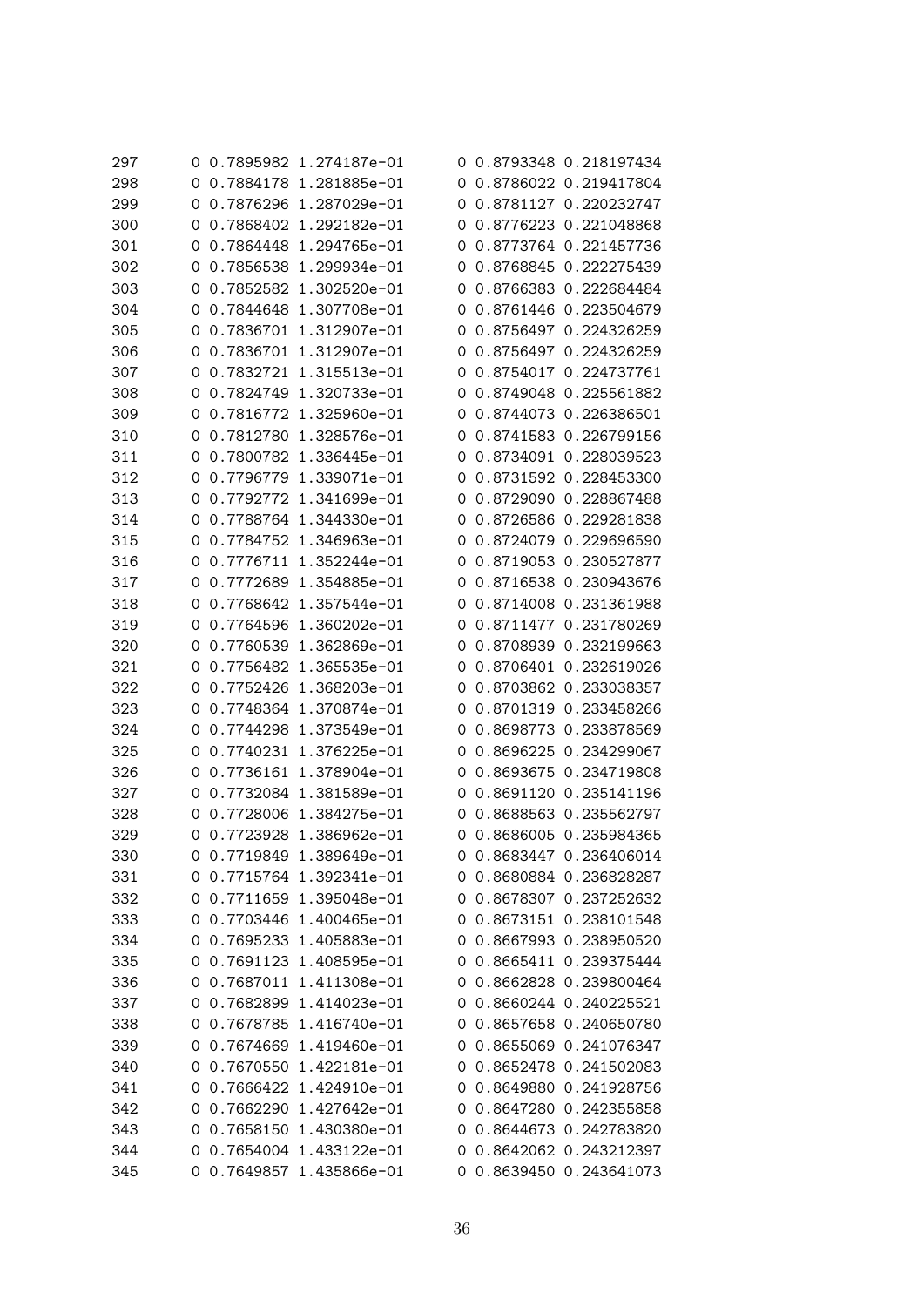| | | | | | | |
|---|---|---|---|---|---|---|
| 297 | 0 | 0.7895982 | 1.274187e-01 | 0 | 0.8793348 | 0.218197434 |
| 298 | 0 | 0.7884178 | 1.281885e-01 | 0 | 0.8786022 | 0.219417804 |
| 299 | 0 | 0.7876296 | 1.287029e-01 | 0 | 0.8781127 | 0.220232747 |
| 300 | 0 | 0.7868402 | 1.292182e-01 | 0 | 0.8776223 | 0.221048868 |
| 301 | 0 | 0.7864448 | 1.294765e-01 | 0 | 0.8773764 | 0.221457736 |
| 302 | 0 | 0.7856538 | 1.299934e-01 | 0 | 0.8768845 | 0.222275439 |
| 303 | 0 | 0.7852582 | 1.302520e-01 | 0 | 0.8766383 | 0.222684484 |
| 304 | 0 | 0.7844648 | 1.307708e-01 | 0 | 0.8761446 | 0.223504679 |
| 305 | 0 | 0.7836701 | 1.312907e-01 | 0 | 0.8756497 | 0.224326259 |
| 306 | 0 | 0.7836701 | 1.312907e-01 | 0 | 0.8756497 | 0.224326259 |
| 307 | 0 | 0.7832721 | 1.315513e-01 | 0 | 0.8754017 | 0.224737761 |
| 308 | 0 | 0.7824749 | 1.320733e-01 | 0 | 0.8749048 | 0.225561882 |
| 309 | 0 | 0.7816772 | 1.325960e-01 | 0 | 0.8744073 | 0.226386501 |
| 310 | 0 | 0.7812780 | 1.328576e-01 | 0 | 0.8741583 | 0.226799156 |
| 311 | 0 | 0.7800782 | 1.336445e-01 | 0 | 0.8734091 | 0.228039523 |
| 312 | 0 | 0.7796779 | 1.339071e-01 | 0 | 0.8731592 | 0.228453300 |
| 313 | 0 | 0.7792772 | 1.341699e-01 | 0 | 0.8729090 | 0.228867488 |
| 314 | 0 | 0.7788764 | 1.344330e-01 | 0 | 0.8726586 | 0.229281838 |
| 315 | 0 | 0.7784752 | 1.346963e-01 | 0 | 0.8724079 | 0.229696590 |
| 316 | 0 | 0.7776711 | 1.352244e-01 | 0 | 0.8719053 | 0.230527877 |
| 317 | 0 | 0.7772689 | 1.354885e-01 | 0 | 0.8716538 | 0.230943676 |
| 318 | 0 | 0.7768642 | 1.357544e-01 | 0 | 0.8714008 | 0.231361988 |
| 319 | 0 | 0.7764596 | 1.360202e-01 | 0 | 0.8711477 | 0.231780269 |
| 320 | 0 | 0.7760539 | 1.362869e-01 | 0 | 0.8708939 | 0.232199663 |
| 321 | 0 | 0.7756482 | 1.365535e-01 | 0 | 0.8706401 | 0.232619026 |
| 322 | 0 | 0.7752426 | 1.368203e-01 | 0 | 0.8703862 | 0.233038357 |
| 323 | 0 | 0.7748364 | 1.370874e-01 | 0 | 0.8701319 | 0.233458266 |
| 324 | 0 | 0.7744298 | 1.373549e-01 | 0 | 0.8698773 | 0.233878569 |
| 325 | 0 | 0.7740231 | 1.376225e-01 | 0 | 0.8696225 | 0.234299067 |
| 326 | 0 | 0.7736161 | 1.378904e-01 | 0 | 0.8693675 | 0.234719808 |
| 327 | 0 | 0.7732084 | 1.381589e-01 | 0 | 0.8691120 | 0.235141196 |
| 328 | 0 | 0.7728006 | 1.384275e-01 | 0 | 0.8688563 | 0.235562797 |
| 329 | 0 | 0.7723928 | 1.386962e-01 | 0 | 0.8686005 | 0.235984365 |
| 330 | 0 | 0.7719849 | 1.389649e-01 | 0 | 0.8683447 | 0.236406014 |
| 331 | 0 | 0.7715764 | 1.392341e-01 | 0 | 0.8680884 | 0.236828287 |
| 332 | 0 | 0.7711659 | 1.395048e-01 | 0 | 0.8678307 | 0.237252632 |
| 333 | 0 | 0.7703446 | 1.400465e-01 | 0 | 0.8673151 | 0.238101548 |
| 334 | 0 | 0.7695233 | 1.405883e-01 | 0 | 0.8667993 | 0.238950520 |
| 335 | 0 | 0.7691123 | 1.408595e-01 | 0 | 0.8665411 | 0.239375444 |
| 336 | 0 | 0.7687011 | 1.411308e-01 | 0 | 0.8662828 | 0.239800464 |
| 337 | 0 | 0.7682899 | 1.414023e-01 | 0 | 0.8660244 | 0.240225521 |
| 338 | 0 | 0.7678785 | 1.416740e-01 | 0 | 0.8657658 | 0.240650780 |
| 339 | 0 | 0.7674669 | 1.419460e-01 | 0 | 0.8655069 | 0.241076347 |
| 340 | 0 | 0.7670550 | 1.422181e-01 | 0 | 0.8652478 | 0.241502083 |
| 341 | 0 | 0.7666422 | 1.424910e-01 | 0 | 0.8649880 | 0.241928756 |
| 342 | 0 | 0.7662290 | 1.427642e-01 | 0 | 0.8647280 | 0.242355858 |
| 343 | 0 | 0.7658150 | 1.430380e-01 | 0 | 0.8644673 | 0.242783820 |
| 344 | 0 | 0.7654004 | 1.433122e-01 | 0 | 0.8642062 | 0.243212397 |
| 345 | 0 | 0.7649857 | 1.435866e-01 | 0 | 0.8639450 | 0.243641073 |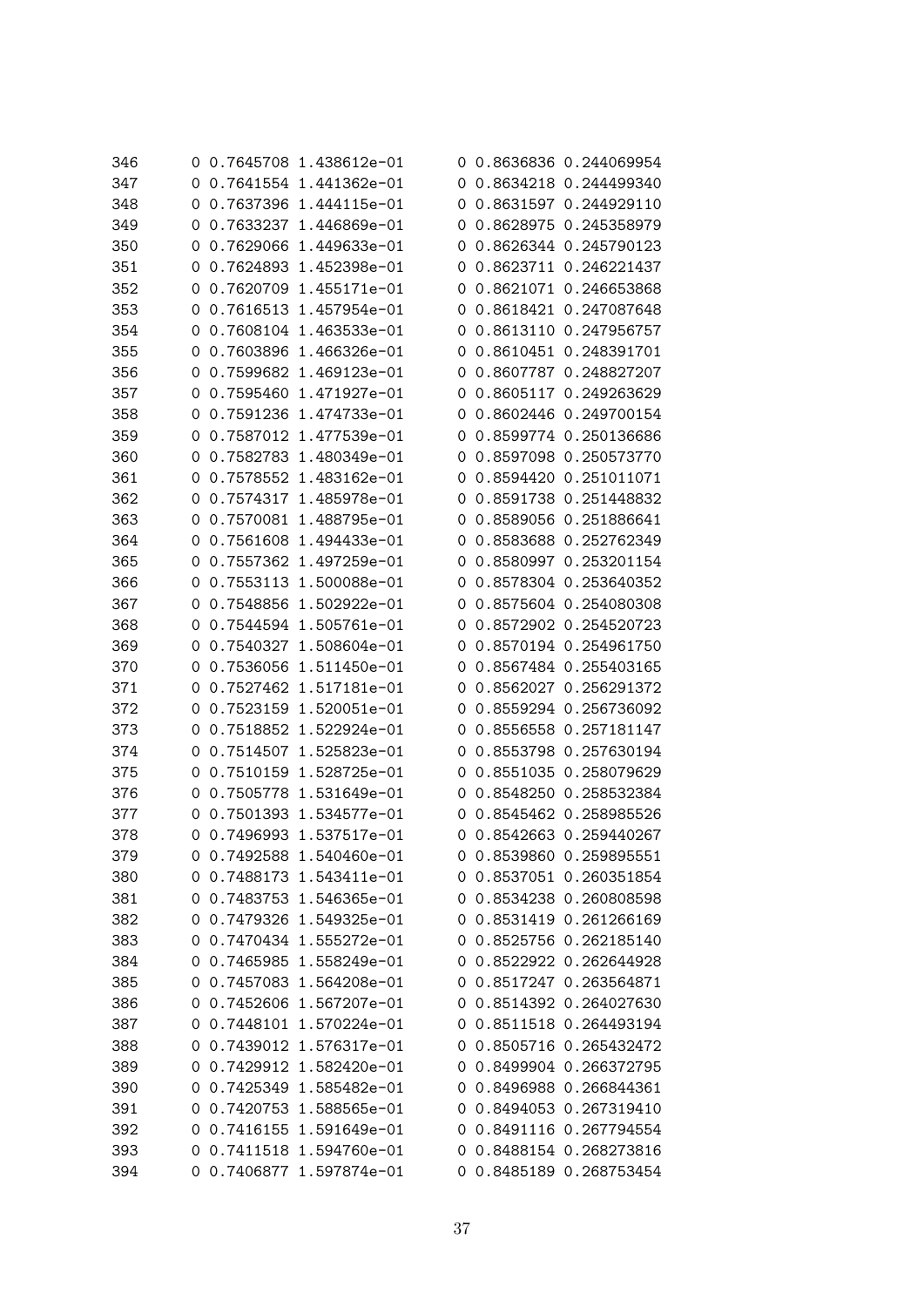```
346      0 0.7645708 1.438612e-01      0 0.8636836 0.244069954
347      0 0.7641554 1.441362e-01      0 0.8634218 0.244499340
348      0 0.7637396 1.444115e-01      0 0.8631597 0.244929110
349      0 0.7633237 1.446869e-01      0 0.8628975 0.245358979
350      0 0.7629066 1.449633e-01      0 0.8626344 0.245790123
351      0 0.7624893 1.452398e-01      0 0.8623711 0.246221437
352      0 0.7620709 1.455171e-01      0 0.8621071 0.246653868
353      0 0.7616513 1.457954e-01      0 0.8618421 0.247087648
354      0 0.7608104 1.463533e-01      0 0.8613110 0.247956757
355      0 0.7603896 1.466326e-01      0 0.8610451 0.248391701
356      0 0.7599682 1.469123e-01      0 0.8607787 0.248827207
357      0 0.7595460 1.471927e-01      0 0.8605117 0.249263629
358      0 0.7591236 1.474733e-01      0 0.8602446 0.249700154
359      0 0.7587012 1.477539e-01      0 0.8599774 0.250136686
360      0 0.7582783 1.480349e-01      0 0.8597098 0.250573770
361      0 0.7578552 1.483162e-01      0 0.8594420 0.251011071
362      0 0.7574317 1.485978e-01      0 0.8591738 0.251448832
363      0 0.7570081 1.488795e-01      0 0.8589056 0.251886641
364      0 0.7561608 1.494433e-01      0 0.8583688 0.252762349
365      0 0.7557362 1.497259e-01      0 0.8580997 0.253201154
366      0 0.7553113 1.500088e-01      0 0.8578304 0.253640352
367      0 0.7548856 1.502922e-01      0 0.8575604 0.254080308
368      0 0.7544594 1.505761e-01      0 0.8572902 0.254520723
369      0 0.7540327 1.508604e-01      0 0.8570194 0.254961750
370      0 0.7536056 1.511450e-01      0 0.8567484 0.255403165
371      0 0.7527462 1.517181e-01      0 0.8562027 0.256291372
372      0 0.7523159 1.520051e-01      0 0.8559294 0.256736092
373      0 0.7518852 1.522924e-01      0 0.8556558 0.257181147
374      0 0.7514507 1.525823e-01      0 0.8553798 0.257630194
375      0 0.7510159 1.528725e-01      0 0.8551035 0.258079629
376      0 0.7505778 1.531649e-01      0 0.8548250 0.258532384
377      0 0.7501393 1.534577e-01      0 0.8545462 0.258985526
378      0 0.7496993 1.537517e-01      0 0.8542663 0.259440267
379      0 0.7492588 1.540460e-01      0 0.8539860 0.259895551
380      0 0.7488173 1.543411e-01      0 0.8537051 0.260351854
381      0 0.7483753 1.546365e-01      0 0.8534238 0.260808598
382      0 0.7479326 1.549325e-01      0 0.8531419 0.261266169
383      0 0.7470434 1.555272e-01      0 0.8525756 0.262185140
384      0 0.7465985 1.558249e-01      0 0.8522922 0.262644928
385      0 0.7457083 1.564208e-01      0 0.8517247 0.263564871
386      0 0.7452606 1.567207e-01      0 0.8514392 0.264027630
387      0 0.7448101 1.570224e-01      0 0.8511518 0.264493194
388      0 0.7439012 1.576317e-01      0 0.8505716 0.265432472
389      0 0.7429912 1.582420e-01      0 0.8499904 0.266372795
390      0 0.7425349 1.585482e-01      0 0.8496988 0.266844361
391      0 0.7420753 1.588565e-01      0 0.8494053 0.267319410
392      0 0.7416155 1.591649e-01      0 0.8491116 0.267794554
393      0 0.7411518 1.594760e-01      0 0.8488154 0.268273816
394      0 0.7406877 1.597874e-01      0 0.8485189 0.268753454
```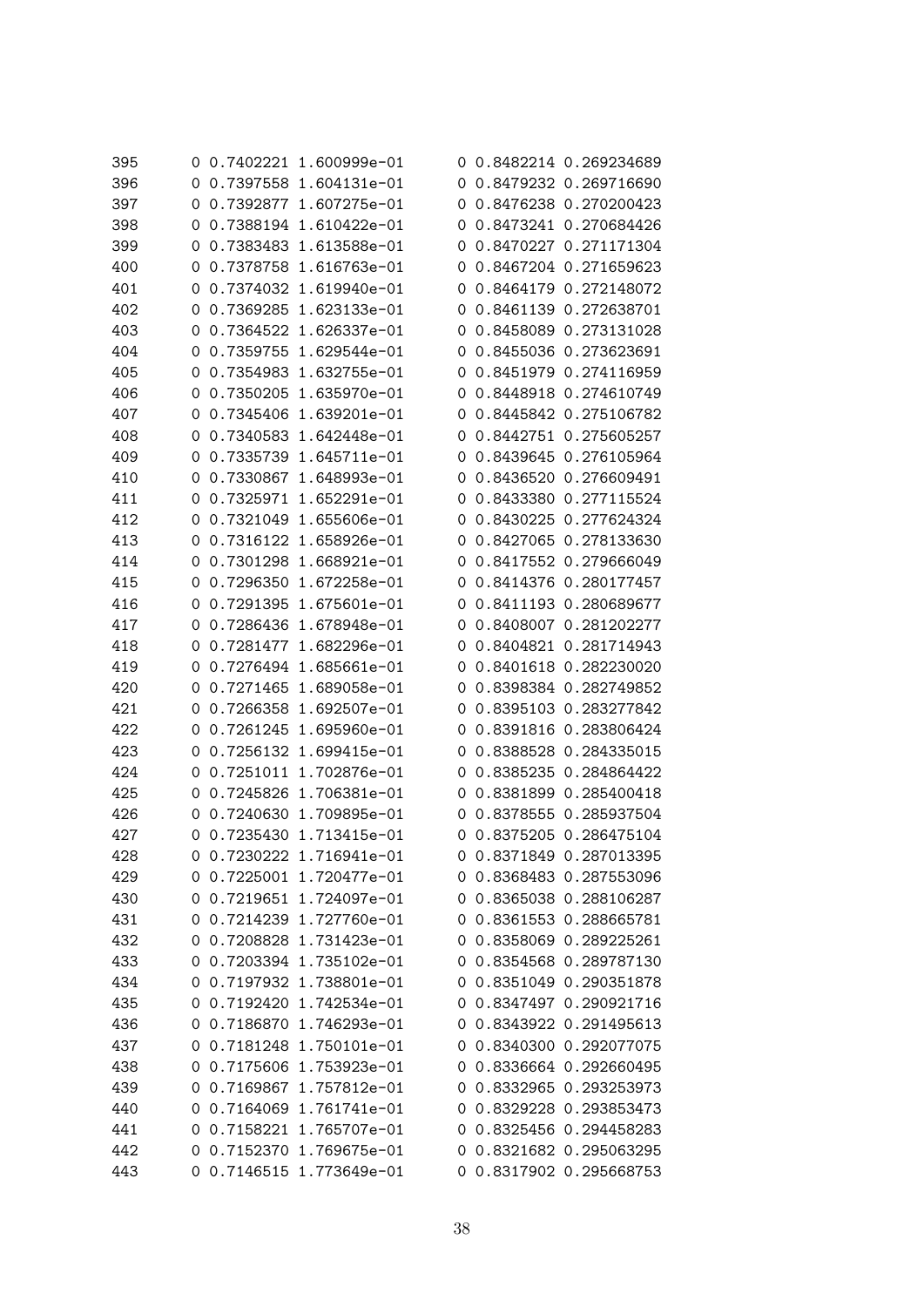```
395       0 0.7402221 1.600999e-01      0 0.8482214 0.269234689
396       0 0.7397558 1.604131e-01      0 0.8479232 0.269716690
397       0 0.7392877 1.607275e-01      0 0.8476238 0.270200423
398       0 0.7388194 1.610422e-01      0 0.8473241 0.270684426
399       0 0.7383483 1.613588e-01      0 0.8470227 0.271171304
400       0 0.7378758 1.616763e-01      0 0.8467204 0.271659623
401       0 0.7374032 1.619940e-01      0 0.8464179 0.272148072
402       0 0.7369285 1.623133e-01      0 0.8461139 0.272638701
403       0 0.7364522 1.626337e-01      0 0.8458089 0.273131028
404       0 0.7359755 1.629544e-01      0 0.8455036 0.273623691
405       0 0.7354983 1.632755e-01      0 0.8451979 0.274116959
406       0 0.7350205 1.635970e-01      0 0.8448918 0.274610749
407       0 0.7345406 1.639201e-01      0 0.8445842 0.275106782
408       0 0.7340583 1.642448e-01      0 0.8442751 0.275605257
409       0 0.7335739 1.645711e-01      0 0.8439645 0.276105964
410       0 0.7330867 1.648993e-01      0 0.8436520 0.276609491
411       0 0.7325971 1.652291e-01      0 0.8433380 0.277115524
412       0 0.7321049 1.655606e-01      0 0.8430225 0.277624324
413       0 0.7316122 1.658926e-01      0 0.8427065 0.278133630
414       0 0.7301298 1.668921e-01      0 0.8417552 0.279666049
415       0 0.7296350 1.672258e-01      0 0.8414376 0.280177457
416       0 0.7291395 1.675601e-01      0 0.8411193 0.280689677
417       0 0.7286436 1.678948e-01      0 0.8408007 0.281202277
418       0 0.7281477 1.682296e-01      0 0.8404821 0.281714943
419       0 0.7276494 1.685661e-01      0 0.8401618 0.282230020
420       0 0.7271465 1.689058e-01      0 0.8398384 0.282749852
421       0 0.7266358 1.692507e-01      0 0.8395103 0.283277842
422       0 0.7261245 1.695960e-01      0 0.8391816 0.283806424
423       0 0.7256132 1.699415e-01      0 0.8388528 0.284335015
424       0 0.7251011 1.702876e-01      0 0.8385235 0.284864422
425       0 0.7245826 1.706381e-01      0 0.8381899 0.285400418
426       0 0.7240630 1.709895e-01      0 0.8378555 0.285937504
427       0 0.7235430 1.713415e-01      0 0.8375205 0.286475104
428       0 0.7230222 1.716941e-01      0 0.8371849 0.287013395
429       0 0.7225001 1.720477e-01      0 0.8368483 0.287553096
430       0 0.7219651 1.724097e-01      0 0.8365038 0.288106287
431       0 0.7214239 1.727760e-01      0 0.8361553 0.288665781
432       0 0.7208828 1.731423e-01      0 0.8358069 0.289225261
433       0 0.7203394 1.735102e-01      0 0.8354568 0.289787130
434       0 0.7197932 1.738801e-01      0 0.8351049 0.290351878
435       0 0.7192420 1.742534e-01      0 0.8347497 0.290921716
436       0 0.7186870 1.746293e-01      0 0.8343922 0.291495613
437       0 0.7181248 1.750101e-01      0 0.8340300 0.292077075
438       0 0.7175606 1.753923e-01      0 0.8336664 0.292660495
439       0 0.7169867 1.757812e-01      0 0.8332965 0.293253973
440       0 0.7164069 1.761741e-01      0 0.8329228 0.293853473
441       0 0.7158221 1.765707e-01      0 0.8325456 0.294458283
442       0 0.7152370 1.769675e-01      0 0.8321682 0.295063295
443       0 0.7146515 1.773649e-01      0 0.8317902 0.295668753
```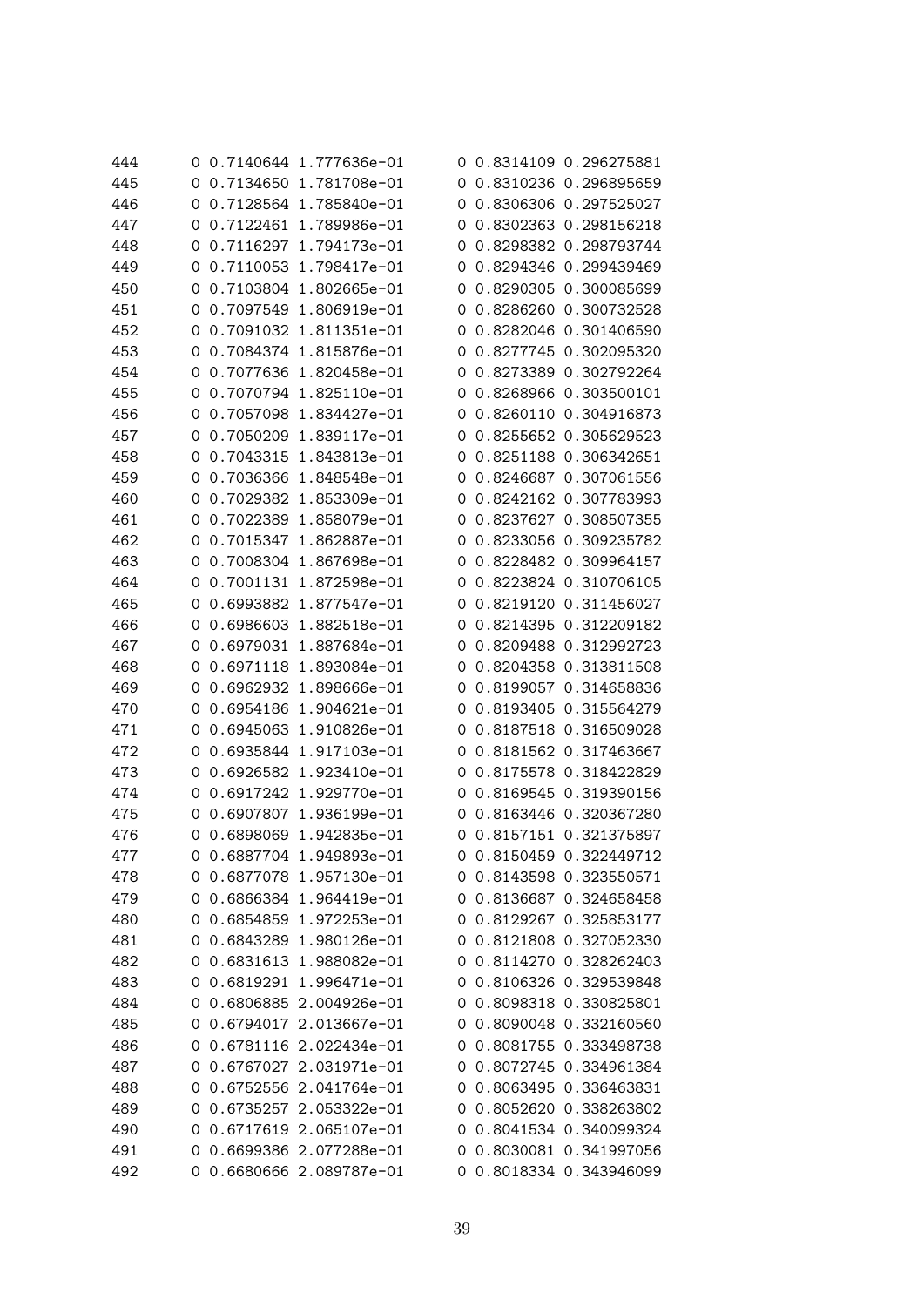```
444       0 0.7140644 1.777636e-01      0 0.8314109 0.296275881
445       0 0.7134650 1.781708e-01      0 0.8310236 0.296895659
446       0 0.7128564 1.785840e-01      0 0.8306306 0.297525027
447       0 0.7122461 1.789986e-01      0 0.8302363 0.298156218
448       0 0.7116297 1.794173e-01      0 0.8298382 0.298793744
449       0 0.7110053 1.798417e-01      0 0.8294346 0.299439469
450       0 0.7103804 1.802665e-01      0 0.8290305 0.300085699
451       0 0.7097549 1.806919e-01      0 0.8286260 0.300732528
452       0 0.7091032 1.811351e-01      0 0.8282046 0.301406590
453       0 0.7084374 1.815876e-01      0 0.8277745 0.302095320
454       0 0.7077636 1.820458e-01      0 0.8273389 0.302792264
455       0 0.7070794 1.825110e-01      0 0.8268966 0.303500101
456       0 0.7057098 1.834427e-01      0 0.8260110 0.304916873
457       0 0.7050209 1.839117e-01      0 0.8255652 0.305629523
458       0 0.7043315 1.843813e-01      0 0.8251188 0.306342651
459       0 0.7036366 1.848548e-01      0 0.8246687 0.307061556
460       0 0.7029382 1.853309e-01      0 0.8242162 0.307783993
461       0 0.7022389 1.858079e-01      0 0.8237627 0.308507355
462       0 0.7015347 1.862887e-01      0 0.8233056 0.309235782
463       0 0.7008304 1.867698e-01      0 0.8228482 0.309964157
464       0 0.7001131 1.872598e-01      0 0.8223824 0.310706105
465       0 0.6993882 1.877547e-01      0 0.8219120 0.311456027
466       0 0.6986603 1.882518e-01      0 0.8214395 0.312209182
467       0 0.6979031 1.887684e-01      0 0.8209488 0.312992723
468       0 0.6971118 1.893084e-01      0 0.8204358 0.313811508
469       0 0.6962932 1.898666e-01      0 0.8199057 0.314658836
470       0 0.6954186 1.904621e-01      0 0.8193405 0.315564279
471       0 0.6945063 1.910826e-01      0 0.8187518 0.316509028
472       0 0.6935844 1.917103e-01      0 0.8181562 0.317463667
473       0 0.6926582 1.923410e-01      0 0.8175578 0.318422829
474       0 0.6917242 1.929770e-01      0 0.8169545 0.319390156
475       0 0.6907807 1.936199e-01      0 0.8163446 0.320367280
476       0 0.6898069 1.942835e-01      0 0.8157151 0.321375897
477       0 0.6887704 1.949893e-01      0 0.8150459 0.322449712
478       0 0.6877078 1.957130e-01      0 0.8143598 0.323550571
479       0 0.6866384 1.964419e-01      0 0.8136687 0.324658458
480       0 0.6854859 1.972253e-01      0 0.8129267 0.325853177
481       0 0.6843289 1.980126e-01      0 0.8121808 0.327052330
482       0 0.6831613 1.988082e-01      0 0.8114270 0.328262403
483       0 0.6819291 1.996471e-01      0 0.8106326 0.329539848
484       0 0.6806885 2.004926e-01      0 0.8098318 0.330825801
485       0 0.6794017 2.013667e-01      0 0.8090048 0.332160560
486       0 0.6781116 2.022434e-01      0 0.8081755 0.333498738
487       0 0.6767027 2.031971e-01      0 0.8072745 0.334961384
488       0 0.6752556 2.041764e-01      0 0.8063495 0.336463831
489       0 0.6735257 2.053322e-01      0 0.8052620 0.338263802
490       0 0.6717619 2.065107e-01      0 0.8041534 0.340099324
491       0 0.6699386 2.077288e-01      0 0.8030081 0.341997056
492       0 0.6680666 2.089787e-01      0 0.8018334 0.343946099
```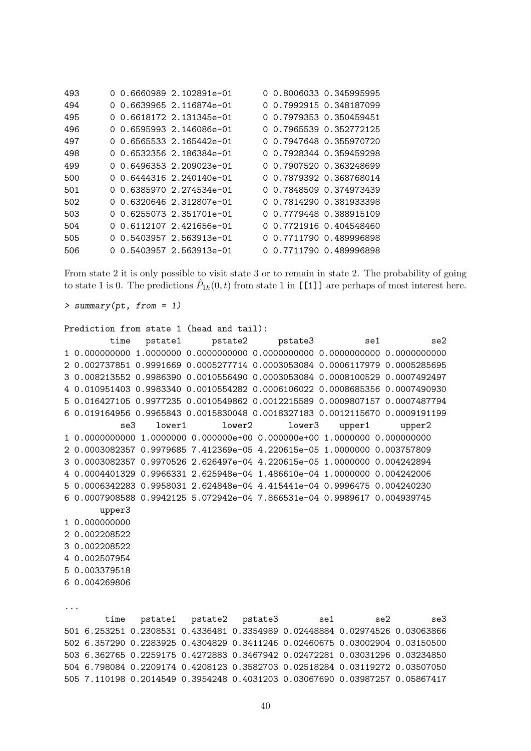```
493      0 0.6660989 2.102891e-01      0 0.8006033 0.345995995
494      0 0.6639965 2.116874e-01      0 0.7992915 0.348187099
495      0 0.6618172 2.131345e-01      0 0.7979353 0.350459451
496      0 0.6595993 2.146086e-01      0 0.7965539 0.352772125
497      0 0.6565533 2.165442e-01      0 0.7947648 0.355970720
498      0 0.6532356 2.186384e-01      0 0.7928344 0.359459298
499      0 0.6496353 2.209023e-01      0 0.7907520 0.363248699
500      0 0.6444316 2.240140e-01      0 0.7879392 0.368768014
501      0 0.6385970 2.274534e-01      0 0.7848509 0.374973439
502      0 0.6320646 2.312807e-01      0 0.7814290 0.381933398
503      0 0.6255073 2.351701e-01      0 0.7779448 0.388915109
504      0 0.6112107 2.421656e-01      0 0.7721916 0.404548460
505      0 0.5403957 2.563913e-01      0 0.7711790 0.489996898
506      0 0.5403957 2.563913e-01      0 0.7711790 0.489996898
```

From state 2 it is only possible to visit state 3 or to remain in state 2. The probability of going to state 1 is 0. The predictions $\hat{P}_{1h}(0,t)$ from state 1 in [[1]] are perhaps of most interest here.

```
> summary(pt, from = 1)

Prediction from state 1 (head and tail):
         time   pstate1      pstate2      pstate3          se1          se2
1 0.000000000 1.0000000 0.0000000000 0.0000000000 0.0000000000 0.0000000000
2 0.002737851 0.9991669 0.0005277714 0.0003053084 0.0006117979 0.0005285695
3 0.008213552 0.9986390 0.0010556490 0.0003053084 0.0008100529 0.0007492497
4 0.010951403 0.9983340 0.0010554282 0.0006106022 0.0008685356 0.0007490930
5 0.016427105 0.9977235 0.0010549862 0.0012215589 0.0009807157 0.0007487794
6 0.019164956 0.9965843 0.0015830048 0.0018327183 0.0012115670 0.0009191199
           se3    lower1       lower2       lower3    upper1      upper2
1 0.0000000000 1.0000000 0.000000e+00 0.000000e+00 1.0000000 0.000000000
2 0.0003082357 0.9979685 7.412369e-05 4.220615e-05 1.0000000 0.003757809
3 0.0003082357 0.9970526 2.626497e-04 4.220615e-05 1.0000000 0.004242894
4 0.0004401329 0.9966331 2.625948e-04 1.486610e-04 1.0000000 0.004242006
5 0.0006342283 0.9958031 2.624848e-04 4.415441e-04 0.9996475 0.004240230
6 0.0007908588 0.9942125 5.072942e-04 7.866531e-04 0.9989617 0.004939745
       upper3
1 0.000000000
2 0.002208522
3 0.002208522
4 0.002507954
5 0.003379518
6 0.004269806

...
        time   pstate1   pstate2   pstate3        se1        se2        se3
501 6.253251 0.2308531 0.4336481 0.3354989 0.02448884 0.02974526 0.03063866
502 6.357290 0.2283925 0.4304829 0.3411246 0.02460675 0.03002904 0.03150500
503 6.362765 0.2259175 0.4272883 0.3467942 0.02472281 0.03031296 0.03234850
504 6.798084 0.2209174 0.4208123 0.3582703 0.02518284 0.03119272 0.03507050
505 7.110198 0.2014549 0.3954248 0.4031203 0.03067690 0.03987257 0.05867417
```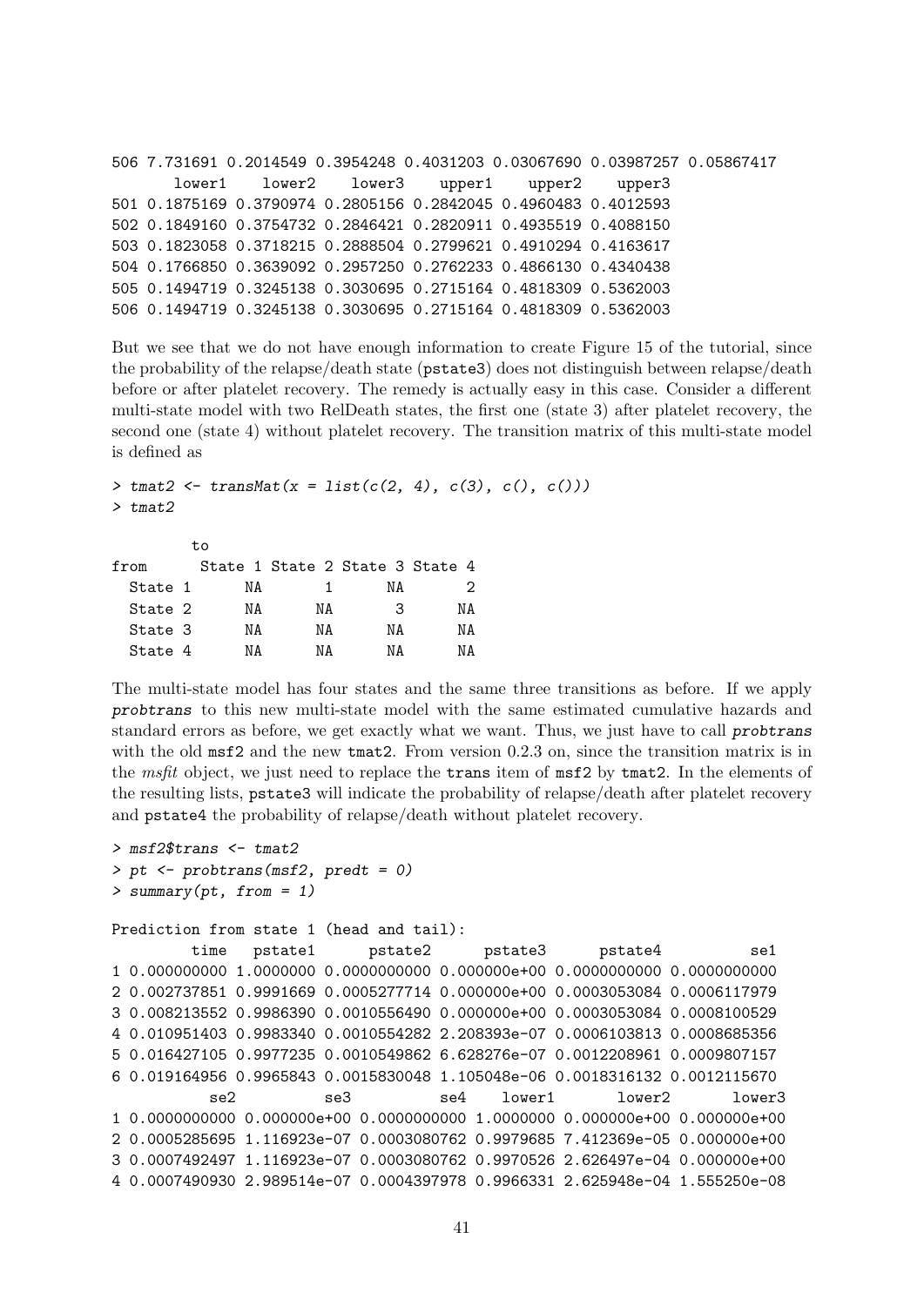```
506 7.731691 0.2014549 0.3954248 0.4031203 0.03067690 0.03987257 0.05867417
       lower1    lower2    lower3    upper1    upper2    upper3
501 0.1875169 0.3790974 0.2805156 0.2842045 0.4960483 0.4012593
502 0.1849160 0.3754732 0.2846421 0.2820911 0.4935519 0.4088150
503 0.1823058 0.3718215 0.2888504 0.2799621 0.4910294 0.4163617
504 0.1766850 0.3639092 0.2957250 0.2762233 0.4866130 0.4340438
505 0.1494719 0.3245138 0.3030695 0.2715164 0.4818309 0.5362003
506 0.1494719 0.3245138 0.3030695 0.2715164 0.4818309 0.5362003
```

But we see that we do not have enough information to create Figure 15 of the tutorial, since the probability of the relapse/death state (`pstate3`) does not distinguish between relapse/death before or after platelet recovery. The remedy is actually easy in this case. Consider a different multi-state model with two RelDeath states, the first one (state 3) after platelet recovery, the second one (state 4) without platelet recovery. The transition matrix of this multi-state model is defined as

```
> tmat2 <- transMat(x = list(c(2, 4), c(3), c(), c()))
> tmat2

         to
from      State 1 State 2 State 3 State 4
  State 1      NA       1      NA       2
  State 2      NA      NA       3      NA
  State 3      NA      NA      NA      NA
  State 4      NA      NA      NA      NA
```

The multi-state model has four states and the same three transitions as before. If we apply ***probtrans*** to this new multi-state model with the same estimated cumulative hazards and standard errors as before, we get exactly what we want. Thus, we just have to call ***probtrans*** with the old `msf2` and the new `tmat2`. From version 0.2.3 on, since the transition matrix is in the *msfit* object, we just need to replace the `trans` item of `msf2` by `tmat2`. In the elements of the resulting lists, `pstate3` will indicate the probability of relapse/death after platelet recovery and `pstate4` the probability of relapse/death without platelet recovery.

```
> msf2$trans <- tmat2
> pt <- probtrans(msf2, predt = 0)
> summary(pt, from = 1)

Prediction from state 1 (head and tail):
         time   pstate1      pstate2      pstate3      pstate4          se1
1 0.000000000 1.0000000 0.0000000000 0.000000e+00 0.0000000000 0.0000000000
2 0.002737851 0.9991669 0.0005277714 0.000000e+00 0.0003053084 0.0006117979
3 0.008213552 0.9986390 0.0010556490 0.000000e+00 0.0003053084 0.0008100529
4 0.010951403 0.9983340 0.0010554282 2.208393e-07 0.0006103813 0.0008685356
5 0.016427105 0.9977235 0.0010549862 6.628276e-07 0.0012208961 0.0009807157
6 0.019164956 0.9965843 0.0015830048 1.105048e-06 0.0018316132 0.0012115670
           se2          se3          se4    lower1       lower2       lower3
1 0.0000000000 0.000000e+00 0.0000000000 1.0000000 0.000000e+00 0.000000e+00
2 0.0005285695 1.116923e-07 0.0003080762 0.9979685 7.412369e-05 0.000000e+00
3 0.0007492497 1.116923e-07 0.0003080762 0.9970526 2.626497e-04 0.000000e+00
4 0.0007490930 2.989514e-07 0.0004397978 0.9966331 2.625948e-04 1.555250e-08
```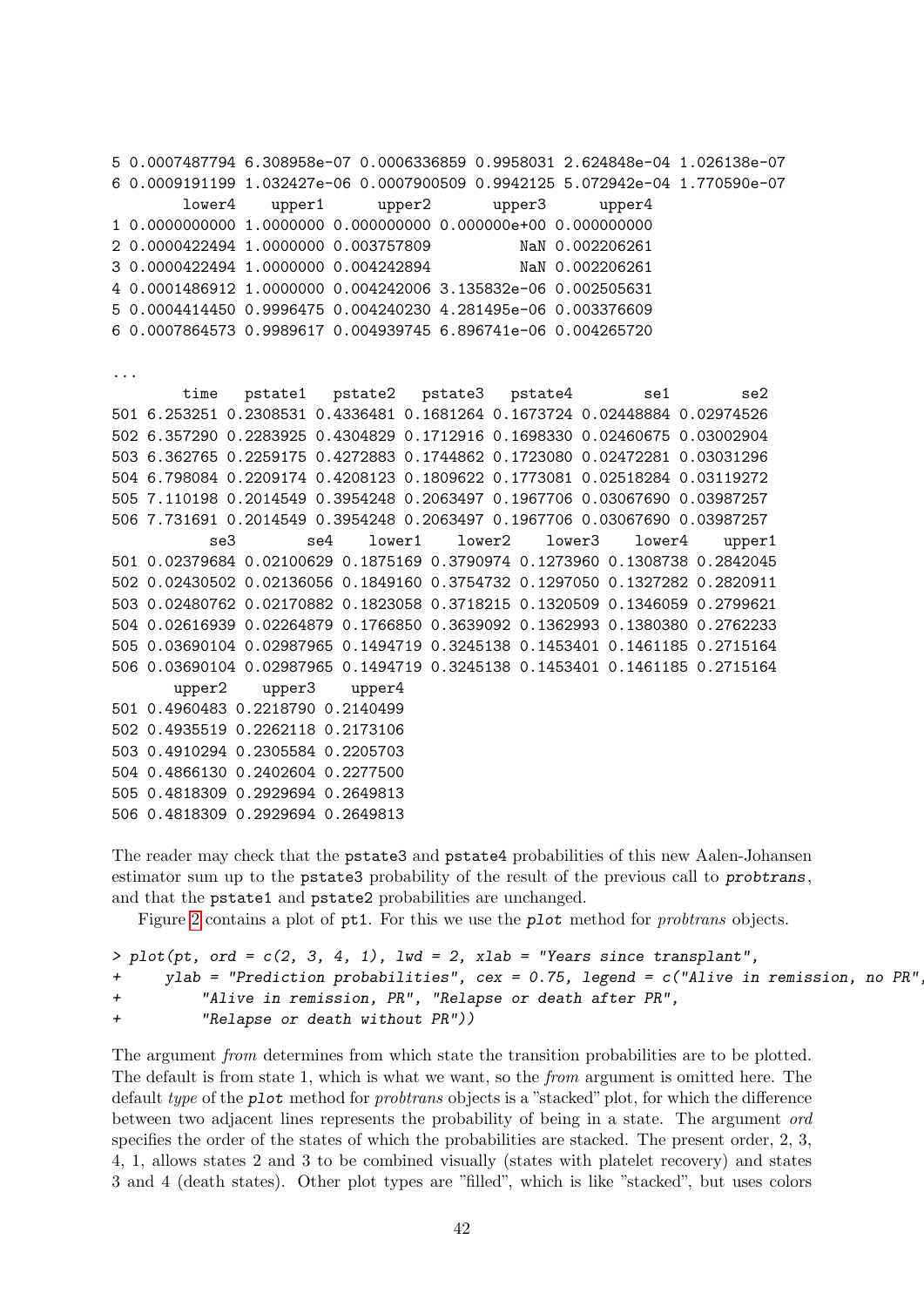```
5 0.0007487794 6.308958e-07 0.0006336859 0.9958031 2.624848e-04 1.026138e-07
6 0.0009191199 1.032427e-06 0.0007900509 0.9942125 5.072942e-04 1.770590e-07
        lower4    upper1      upper2       upper3      upper4
1 0.0000000000 1.0000000 0.000000000 0.000000e+00 0.000000000
2 0.0000422494 1.0000000 0.003757809          NaN 0.002206261
3 0.0000422494 1.0000000 0.004242894          NaN 0.002206261
4 0.0001486912 1.0000000 0.004242006 3.135832e-06 0.002505631
5 0.0004414450 0.9996475 0.004240230 4.281495e-06 0.003376609
6 0.0007864573 0.9989617 0.004939745 6.896741e-06 0.004265720

...
        time   pstate1   pstate2   pstate3   pstate4        se1        se2
501 6.253251 0.2308531 0.4336481 0.1681264 0.1673724 0.02448884 0.02974526
502 6.357290 0.2283925 0.4304829 0.1712916 0.1698330 0.02460675 0.03002904
503 6.362765 0.2259175 0.4272883 0.1744862 0.1723080 0.02472281 0.03031296
504 6.798084 0.2209174 0.4208123 0.1809622 0.1773081 0.02518284 0.03119272
505 7.110198 0.2014549 0.3954248 0.2063497 0.1967706 0.03067690 0.03987257
506 7.731691 0.2014549 0.3954248 0.2063497 0.1967706 0.03067690 0.03987257
           se3        se4    lower1    lower2    lower3    lower4    upper1
501 0.02379684 0.02100629 0.1875169 0.3790974 0.1273960 0.1308738 0.2842045
502 0.02430502 0.02136056 0.1849160 0.3754732 0.1297050 0.1327282 0.2820911
503 0.02480762 0.02170882 0.1823058 0.3718215 0.1320509 0.1346059 0.2799621
504 0.02616939 0.02264879 0.1766850 0.3639092 0.1362993 0.1380380 0.2762233
505 0.03690104 0.02987965 0.1494719 0.3245138 0.1453401 0.1461185 0.2715164
506 0.03690104 0.02987965 0.1494719 0.3245138 0.1453401 0.1461185 0.2715164
       upper2    upper3    upper4
501 0.4960483 0.2218790 0.2140499
502 0.4935519 0.2262118 0.2173106
503 0.4910294 0.2305584 0.2205703
504 0.4866130 0.2402604 0.2277500
505 0.4818309 0.2929694 0.2649813
506 0.4818309 0.2929694 0.2649813
```

The reader may check that the pstate3 and pstate4 probabilities of this new Aalen-Johansen estimator sum up to the pstate3 probability of the result of the previous call to *probtrans*, and that the pstate1 and pstate2 probabilities are unchanged.

Figure 2 contains a plot of pt1. For this we use the *plot* method for *probtrans* objects.

```
> plot(pt, ord = c(2, 3, 4, 1), lwd = 2, xlab = "Years since transplant",
+     ylab = "Prediction probabilities", cex = 0.75, legend = c("Alive in remission, no PR",
+         "Alive in remission, PR", "Relapse or death after PR",
+         "Relapse or death without PR"))
```

The argument *from* determines from which state the transition probabilities are to be plotted. The default is from state 1, which is what we want, so the *from* argument is omitted here. The default *type* of the *plot* method for *probtrans* objects is a "stacked" plot, for which the difference between two adjacent lines represents the probability of being in a state. The argument *ord* specifies the order of the states of which the probabilities are stacked. The present order, 2, 3, 4, 1, allows states 2 and 3 to be combined visually (states with platelet recovery) and states 3 and 4 (death states). Other plot types are "filled", which is like "stacked", but uses colors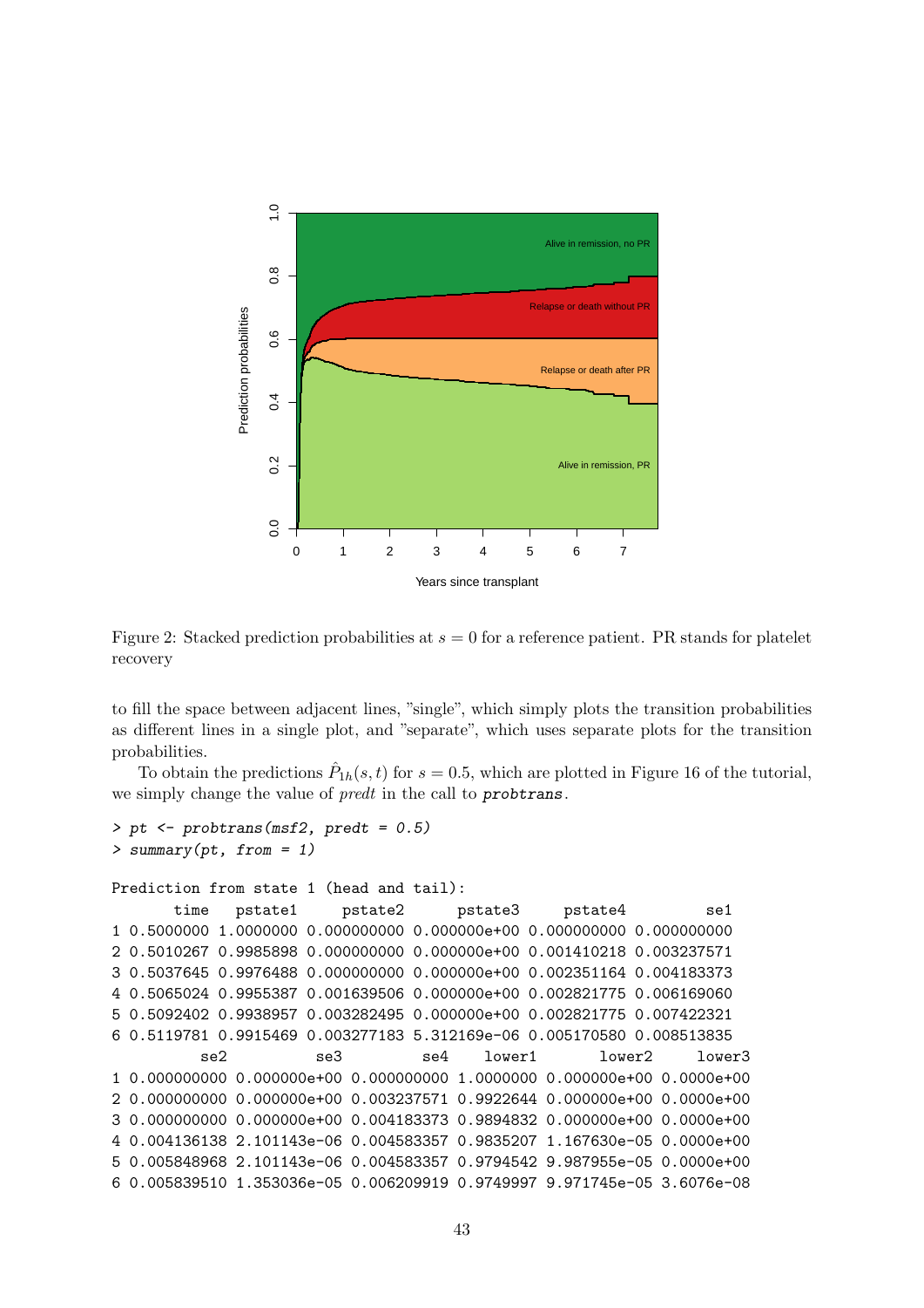Figure 2: Stacked prediction probabilities at $s = 0$ for a reference patient. PR stands for platelet recovery

to fill the space between adjacent lines, "single", which simply plots the transition probabilities as different lines in a single plot, and "separate", which uses separate plots for the transition probabilities.

To obtain the predictions $\hat{P}_{1h}(s, t)$ for $s = 0.5$, which are plotted in Figure 16 of the tutorial, we simply change the value of *predt* in the call to `probtrans`.

```
> pt <- probtrans(msf2, predt = 0.5)
> summary(pt, from = 1)

Prediction from state 1 (head and tail):
       time   pstate1     pstate2      pstate3     pstate4         se1
1 0.5000000 1.0000000 0.000000000 0.000000e+00 0.000000000 0.000000000
2 0.5010267 0.9985898 0.000000000 0.000000e+00 0.001410218 0.003237571
3 0.5037645 0.9976488 0.000000000 0.000000e+00 0.002351164 0.004183373
4 0.5065024 0.9955387 0.001639506 0.000000e+00 0.002821775 0.006169060
5 0.5092402 0.9938957 0.003282495 0.000000e+00 0.002821775 0.007422321
6 0.5119781 0.9915469 0.003277183 5.312169e-06 0.005170580 0.008513835
          se2          se3         se4    lower1       lower2     lower3
1 0.000000000 0.000000e+00 0.000000000 1.0000000 0.000000e+00 0.0000e+00
2 0.000000000 0.000000e+00 0.003237571 0.9922644 0.000000e+00 0.0000e+00
3 0.000000000 0.000000e+00 0.004183373 0.9894832 0.000000e+00 0.0000e+00
4 0.004136138 2.101143e-06 0.004583357 0.9835207 1.167630e-05 0.0000e+00
5 0.005848968 2.101143e-06 0.004583357 0.9794542 9.987955e-05 0.0000e+00
6 0.005839510 1.353036e-05 0.006209919 0.9749997 9.971745e-05 3.6076e-08
```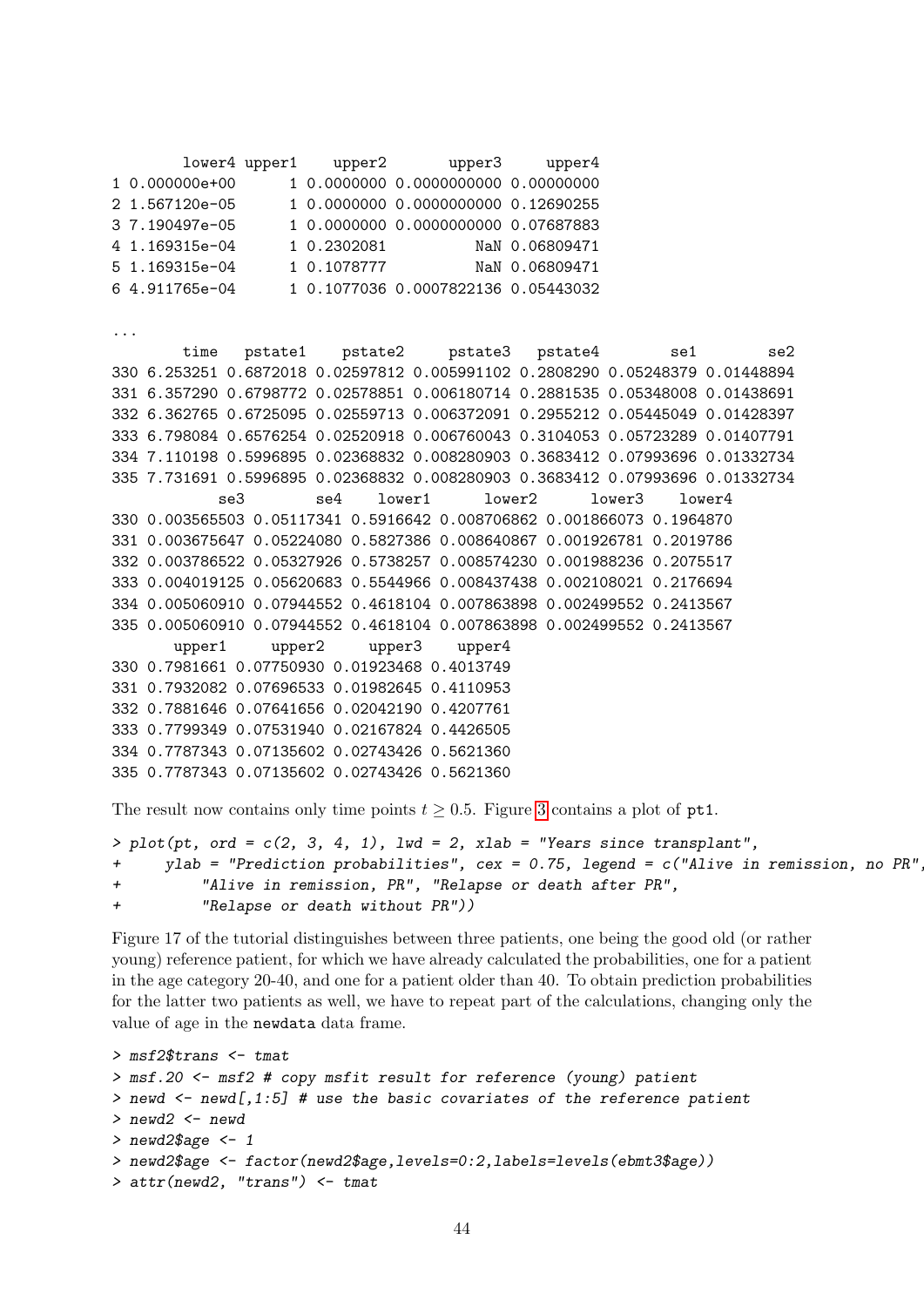```
        lower4 upper1    upper2       upper3     upper4
1 0.000000e+00      1 0.0000000 0.0000000000 0.00000000
2 1.567120e-05      1 0.0000000 0.0000000000 0.12690255
3 7.190497e-05      1 0.0000000 0.0000000000 0.07687883
4 1.169315e-04      1 0.2302081          NaN 0.06809471
5 1.169315e-04      1 0.1078777          NaN 0.06809471
6 4.911765e-04      1 0.1077036 0.0007822136 0.05443032

...
        time   pstate1    pstate2     pstate3   pstate4        se1        se2
330 6.253251 0.6872018 0.02597812 0.005991102 0.2808290 0.05248379 0.01448894
331 6.357290 0.6798772 0.02578851 0.006180714 0.2881535 0.05348008 0.01438691
332 6.362765 0.6725095 0.02559713 0.006372091 0.2955212 0.05445049 0.01428397
333 6.798084 0.6576254 0.02520918 0.006760043 0.3104053 0.05723289 0.01407791
334 7.110198 0.5996895 0.02368832 0.008280903 0.3683412 0.07993696 0.01332734
335 7.731691 0.5996895 0.02368832 0.008280903 0.3683412 0.07993696 0.01332734
            se3        se4    lower1      lower2      lower3    lower4
330 0.003565503 0.05117341 0.5916642 0.008706862 0.001866073 0.1964870
331 0.003675647 0.05224080 0.5827386 0.008640867 0.001926781 0.2019786
332 0.003786522 0.05327926 0.5738257 0.008574230 0.001988236 0.2075517
333 0.004019125 0.05620683 0.5544966 0.008437438 0.002108021 0.2176694
334 0.005060910 0.07944552 0.4618104 0.007863898 0.002499552 0.2413567
335 0.005060910 0.07944552 0.4618104 0.007863898 0.002499552 0.2413567
       upper1     upper2     upper3    upper4
330 0.7981661 0.07750930 0.01923468 0.4013749
331 0.7932082 0.07696533 0.01982645 0.4110953
332 0.7881646 0.07641656 0.02042190 0.4207761
333 0.7799349 0.07531940 0.02167824 0.4426505
334 0.7787343 0.07135602 0.02743426 0.5621360
335 0.7787343 0.07135602 0.02743426 0.5621360
```

The result now contains only time points $t \geq 0.5$. Figure 3 contains a plot of pt1.

```
> plot(pt, ord = c(2, 3, 4, 1), lwd = 2, xlab = "Years since transplant",
+     ylab = "Prediction probabilities", cex = 0.75, legend = c("Alive in remission, no PR",
+         "Alive in remission, PR", "Relapse or death after PR",
+         "Relapse or death without PR"))
```

Figure 17 of the tutorial distinguishes between three patients, one being the good old (or rather young) reference patient, for which we have already calculated the probabilities, one for a patient in the age category 20-40, and one for a patient older than 40. To obtain prediction probabilities for the latter two patients as well, we have to repeat part of the calculations, changing only the value of age in the newdata data frame.

```
> msf2$trans <- tmat
> msf.20 <- msf2 # copy msfit result for reference (young) patient
> newd <- newd[,1:5] # use the basic covariates of the reference patient
> newd2 <- newd
> newd2$age <- 1
> newd2$age <- factor(newd2$age,levels=0:2,labels=levels(ebmt3$age))
> attr(newd2, "trans") <- tmat
```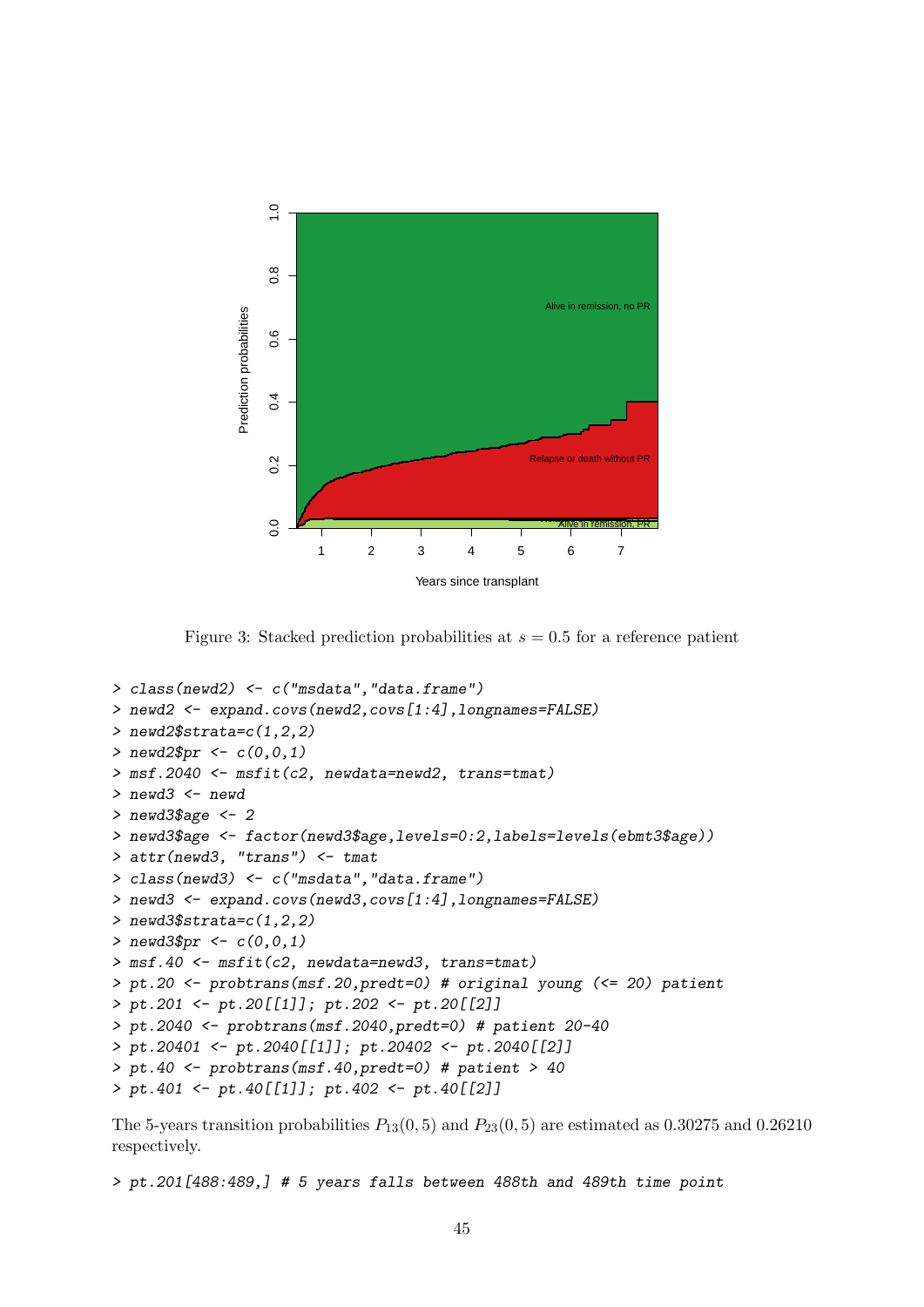Figure 3: Stacked prediction probabilities at $s = 0.5$ for a reference patient

```
> class(newd2) <- c("msdata","data.frame")
> newd2 <- expand.covs(newd2,covs[1:4],longnames=FALSE)
> newd2$strata=c(1,2,2)
> newd2$pr <- c(0,0,1)
> msf.2040 <- msfit(c2, newdata=newd2, trans=tmat)
> newd3 <- newd
> newd3$age <- 2
> newd3$age <- factor(newd3$age,levels=0:2,labels=levels(ebmt3$age))
> attr(newd3, "trans") <- tmat
> class(newd3) <- c("msdata","data.frame")
> newd3 <- expand.covs(newd3,covs[1:4],longnames=FALSE)
> newd3$strata=c(1,2,2)
> newd3$pr <- c(0,0,1)
> msf.40 <- msfit(c2, newdata=newd3, trans=tmat)
> pt.20 <- probtrans(msf.20,predt=0) # original young (<= 20) patient
> pt.201 <- pt.20[[1]]; pt.202 <- pt.20[[2]]
> pt.2040 <- probtrans(msf.2040,predt=0) # patient 20-40
> pt.20401 <- pt.2040[[1]]; pt.20402 <- pt.2040[[2]]
> pt.40 <- probtrans(msf.40,predt=0) # patient > 40
> pt.401 <- pt.40[[1]]; pt.402 <- pt.40[[2]]
```

The 5-years transition probabilities $P_{13}(0, 5)$ and $P_{23}(0, 5)$ are estimated as 0.30275 and 0.26210 respectively.

```
> pt.201[488:489,] # 5 years falls between 488th and 489th time point
```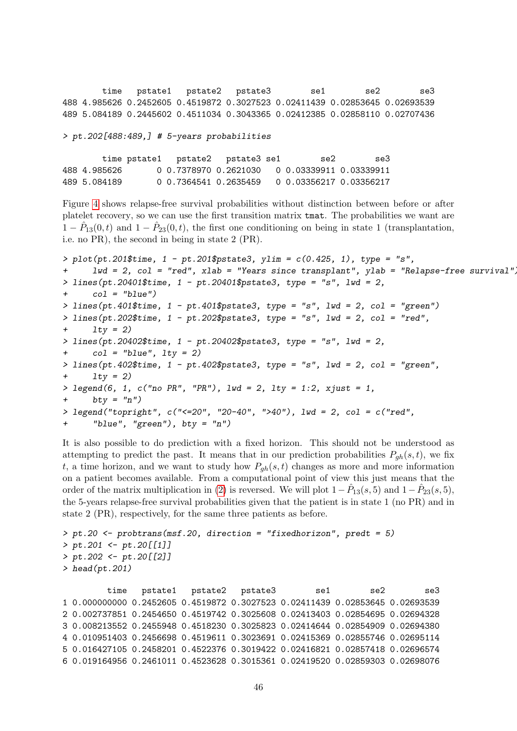```
        time   pstate1   pstate2   pstate3        se1        se2        se3
488 4.985626 0.2452605 0.4519872 0.3027523 0.02411439 0.02853645 0.02693539
489 5.084189 0.2445602 0.4511034 0.3043365 0.02412385 0.02858110 0.02707436
```

```
> pt.202[488:489,] # 5-years probabilities
```

```
        time pstate1   pstate2   pstate3 se1        se2        se3
488 4.985626       0 0.7378970 0.2621030   0 0.03339911 0.03339911
489 5.084189       0 0.7364541 0.2635459   0 0.03356217 0.03356217
```

Figure 4 shows relapse-free survival probabilities without distinction between before or after platelet recovery, so we can use the first transition matrix `tmat`. The probabilities we want are $1 - \hat{P}_{13}(0,t)$ and $1 - \hat{P}_{23}(0,t)$, the first one conditioning on being in state 1 (transplantation, i.e. no PR), the second in being in state 2 (PR).

```
> plot(pt.201$time, 1 - pt.201$pstate3, ylim = c(0.425, 1), type = "s",
+     lwd = 2, col = "red", xlab = "Years since transplant", ylab = "Relapse-free survival")
> lines(pt.20401$time, 1 - pt.20401$pstate3, type = "s", lwd = 2,
+     col = "blue")
> lines(pt.401$time, 1 - pt.401$pstate3, type = "s", lwd = 2, col = "green")
> lines(pt.202$time, 1 - pt.202$pstate3, type = "s", lwd = 2, col = "red",
+     lty = 2)
> lines(pt.20402$time, 1 - pt.20402$pstate3, type = "s", lwd = 2,
+     col = "blue", lty = 2)
> lines(pt.402$time, 1 - pt.402$pstate3, type = "s", lwd = 2, col = "green",
+     lty = 2)
> legend(6, 1, c("no PR", "PR"), lwd = 2, lty = 1:2, xjust = 1,
+     bty = "n")
> legend("topright", c("<=20", "20-40", ">40"), lwd = 2, col = c("red",
+     "blue", "green"), bty = "n")
```

It is also possible to do prediction with a fixed horizon. This should not be understood as attempting to predict the past. It means that in our prediction probabilities $P_{gh}(s,t)$, we fix $t$, a time horizon, and we want to study how $P_{gh}(s,t)$ changes as more and more information on a patient becomes available. From a computational point of view this just means that the order of the matrix multiplication in (2) is reversed. We will plot $1 - \hat{P}_{13}(s,5)$ and $1 - \hat{P}_{23}(s,5)$, the 5-years relapse-free survival probabilities given that the patient is in state 1 (no PR) and in state 2 (PR), respectively, for the same three patients as before.

```
> pt.20 <- probtrans(msf.20, direction = "fixedhorizon", predt = 5)
> pt.201 <- pt.20[[1]]
> pt.202 <- pt.20[[2]]
> head(pt.201)
```

```
         time   pstate1   pstate2   pstate3        se1        se2        se3
1 0.000000000 0.2452605 0.4519872 0.3027523 0.02411439 0.02853645 0.02693539
2 0.002737851 0.2454650 0.4519742 0.3025608 0.02413403 0.02854695 0.02694328
3 0.008213552 0.2455948 0.4518230 0.3025823 0.02414644 0.02854909 0.02694380
4 0.010951403 0.2456698 0.4519611 0.3023691 0.02415369 0.02855746 0.02695114
5 0.016427105 0.2458201 0.4522376 0.3019422 0.02416821 0.02857418 0.02696574
6 0.019164956 0.2461011 0.4523628 0.3015361 0.02419520 0.02859303 0.02698076
```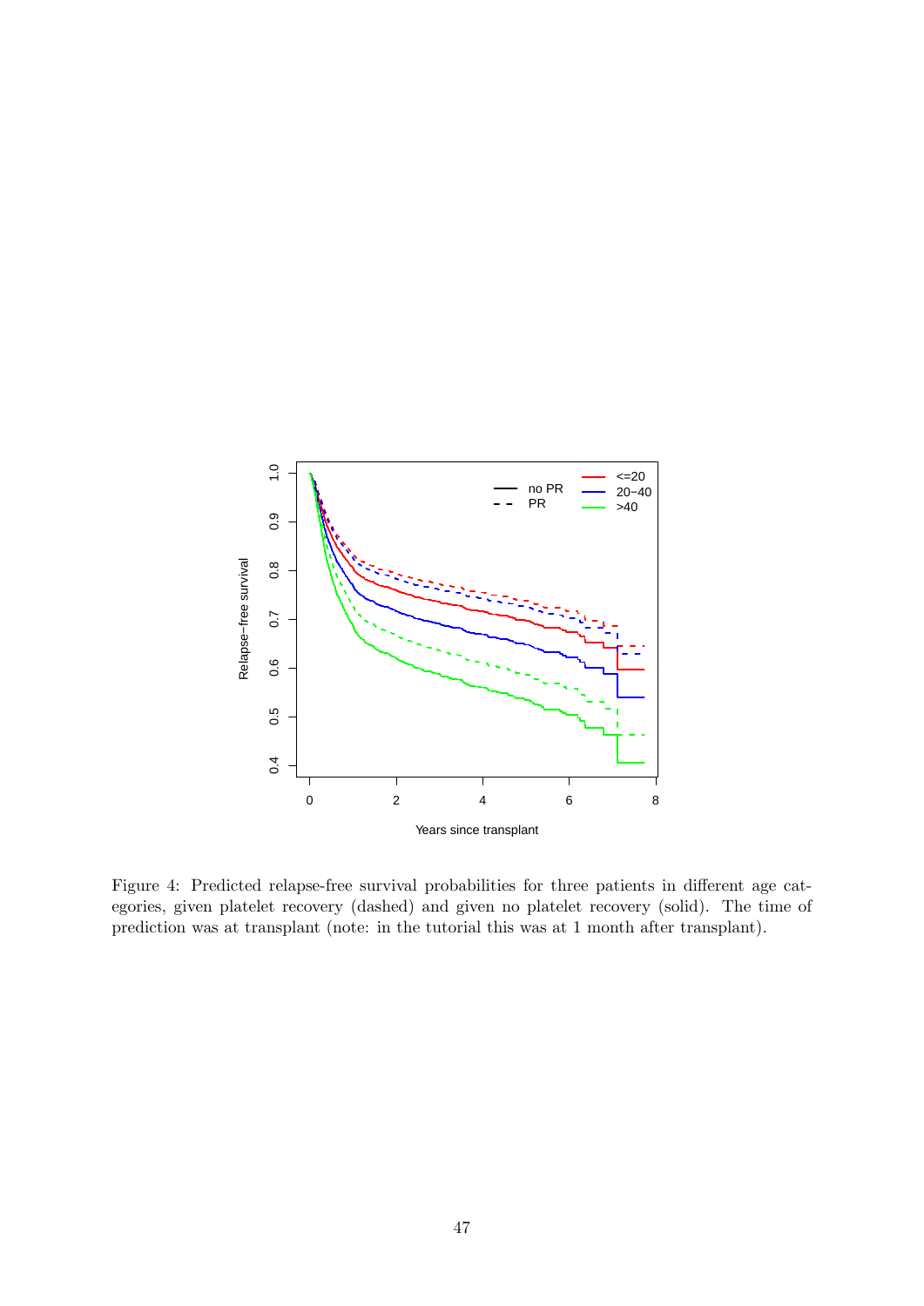Figure 4: Predicted relapse-free survival probabilities for three patients in different age categories, given platelet recovery (dashed) and given no platelet recovery (solid). The time of prediction was at transplant (note: in the tutorial this was at 1 month after transplant).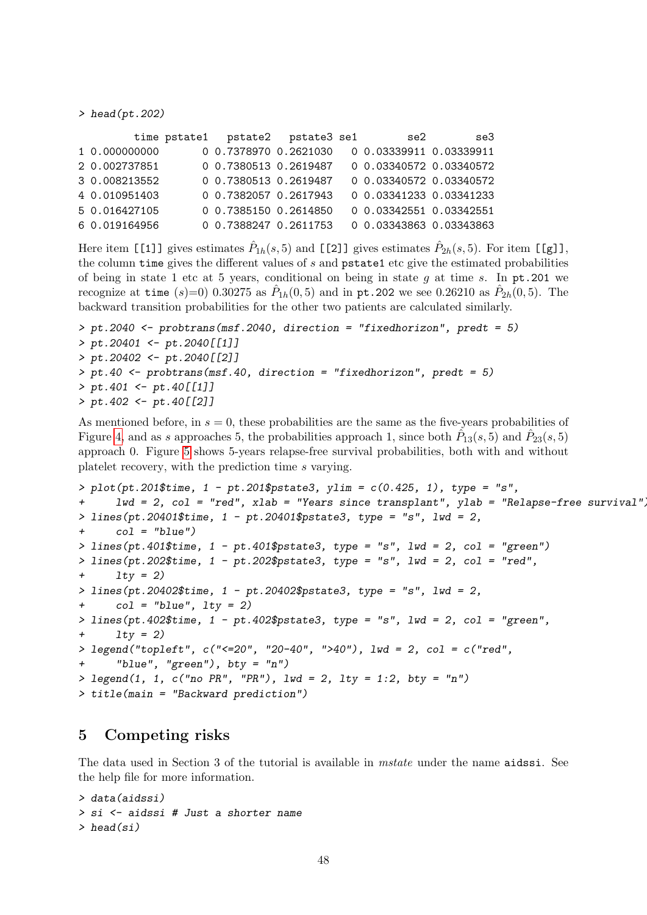```
> head(pt.202)

         time pstate1   pstate2   pstate3 se1        se2        se3
1 0.000000000       0 0.7378970 0.2621030   0 0.03339911 0.03339911
2 0.002737851       0 0.7380513 0.2619487   0 0.03340572 0.03340572
3 0.008213552       0 0.7380513 0.2619487   0 0.03340572 0.03340572
4 0.010951403       0 0.7382057 0.2617943   0 0.03341233 0.03341233
5 0.016427105       0 0.7385150 0.2614850   0 0.03342551 0.03342551
6 0.019164956       0 0.7388247 0.2611753   0 0.03343863 0.03343863
```

Here item `[[1]]` gives estimates $\hat{P}_{1h}(s, 5)$ and `[[2]]` gives estimates $\hat{P}_{2h}(s, 5)$. For item `[[g]]`, the column `time` gives the different values of $s$ and `pstate1` etc give the estimated probabilities of being in state 1 etc at 5 years, conditional on being in state $g$ at time $s$. In `pt.201` we recognize at `time` ($s$)=0) 0.30275 as $\hat{P}_{1h}(0, 5)$ and in `pt.202` we see 0.26210 as $\hat{P}_{2h}(0, 5)$. The backward transition probabilities for the other two patients are calculated similarly.

```
> pt.2040 <- probtrans(msf.2040, direction = "fixedhorizon", predt = 5)
> pt.20401 <- pt.2040[[1]]
> pt.20402 <- pt.2040[[2]]
> pt.40 <- probtrans(msf.40, direction = "fixedhorizon", predt = 5)
> pt.401 <- pt.40[[1]]
> pt.402 <- pt.40[[2]]
```

As mentioned before, in $s = 0$, these probabilities are the same as the five-years probabilities of Figure 4, and as $s$ approaches 5, the probabilities approach 1, since both $\hat{P}_{13}(s, 5)$ and $\hat{P}_{23}(s, 5)$ approach 0. Figure 5 shows 5-years relapse-free survival probabilities, both with and without platelet recovery, with the prediction time $s$ varying.

```
> plot(pt.201$time, 1 - pt.201$pstate3, ylim = c(0.425, 1), type = "s",
+     lwd = 2, col = "red", xlab = "Years since transplant", ylab = "Relapse-free survival")
> lines(pt.20401$time, 1 - pt.20401$pstate3, type = "s", lwd = 2,
+     col = "blue")
> lines(pt.401$time, 1 - pt.401$pstate3, type = "s", lwd = 2, col = "green")
> lines(pt.202$time, 1 - pt.202$pstate3, type = "s", lwd = 2, col = "red",
+     lty = 2)
> lines(pt.20402$time, 1 - pt.20402$pstate3, type = "s", lwd = 2,
+     col = "blue", lty = 2)
> lines(pt.402$time, 1 - pt.402$pstate3, type = "s", lwd = 2, col = "green",
+     lty = 2)
> legend("topleft", c("<=20", "20-40", ">40"), lwd = 2, col = c("red",
+     "blue", "green"), bty = "n")
> legend(1, 1, c("no PR", "PR"), lwd = 2, lty = 1:2, bty = "n")
> title(main = "Backward prediction")
```

## 5 Competing risks

The data used in Section 3 of the tutorial is available in *mstate* under the name `aidssi`. See the help file for more information.

```
> data(aidssi)
> si <- aidssi # Just a shorter name
> head(si)
```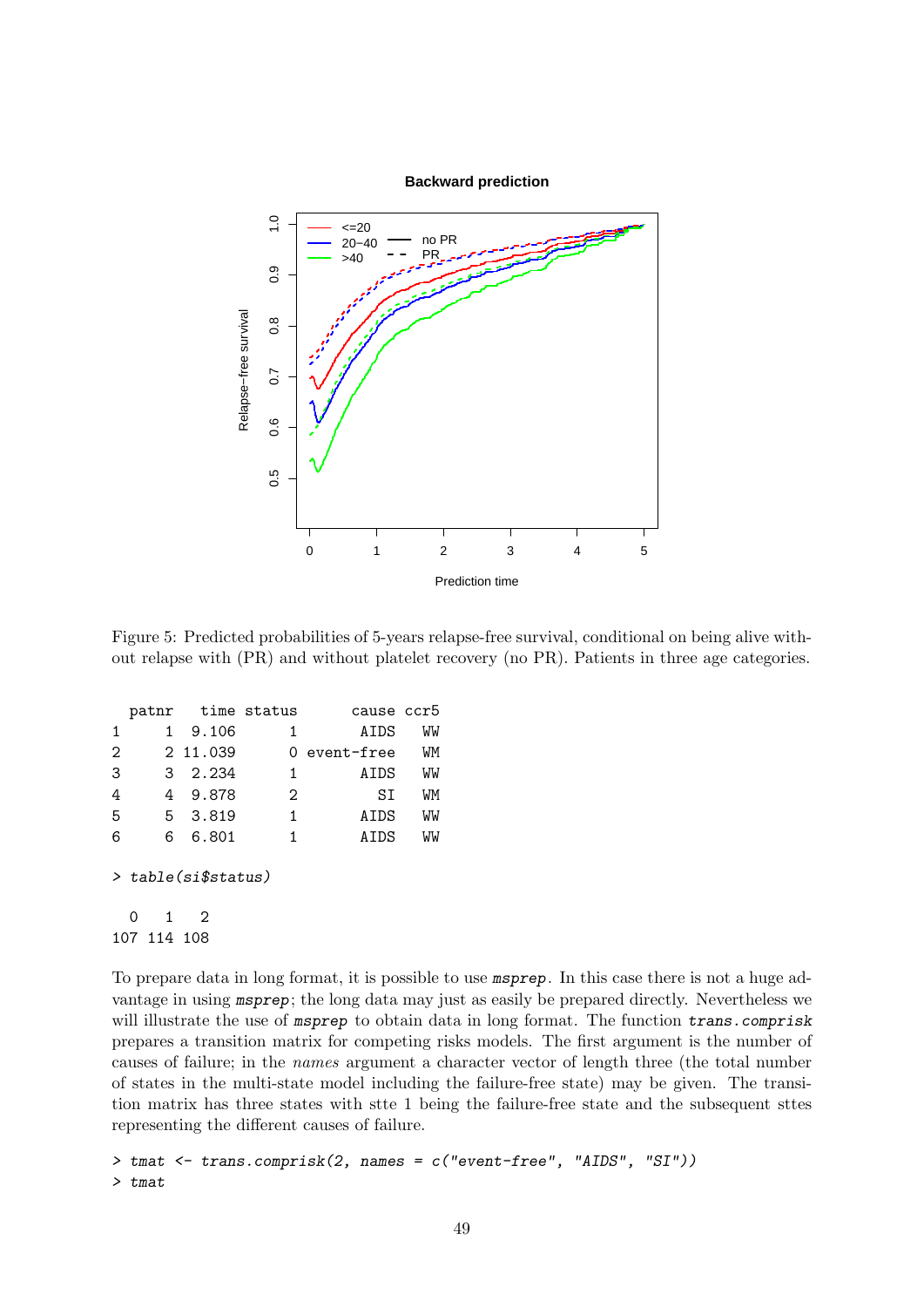Figure 5: Predicted probabilities of 5-years relapse-free survival, conditional on being alive without relapse with (PR) and without platelet recovery (no PR). Patients in three age categories.

```
  patnr   time status       cause ccr5
1     1  9.106      1        AIDS   WW
2     2 11.039      0 event-free   WM
3     3  2.234      1        AIDS   WW
4     4  9.878      2          SI   WM
5     5  3.819      1        AIDS   WW
6     6  6.801      1        AIDS   WW
```

```
> table(si$status)

  0   1   2
107 114 108
```

To prepare data in long format, it is possible to use `msprep`. In this case there is not a huge advantage in using `msprep`; the long data may just as easily be prepared directly. Nevertheless we will illustrate the use of `msprep` to obtain data in long format. The function `trans.comprisk` prepares a transition matrix for competing risks models. The first argument is the number of causes of failure; in the *names* argument a character vector of length three (the total number of states in the multi-state model including the failure-free state) may be given. The transition matrix has three states with stte 1 being the failure-free state and the subsequent sttes representing the different causes of failure.

```
> tmat <- trans.comprisk(2, names = c("event-free", "AIDS", "SI"))
> tmat
```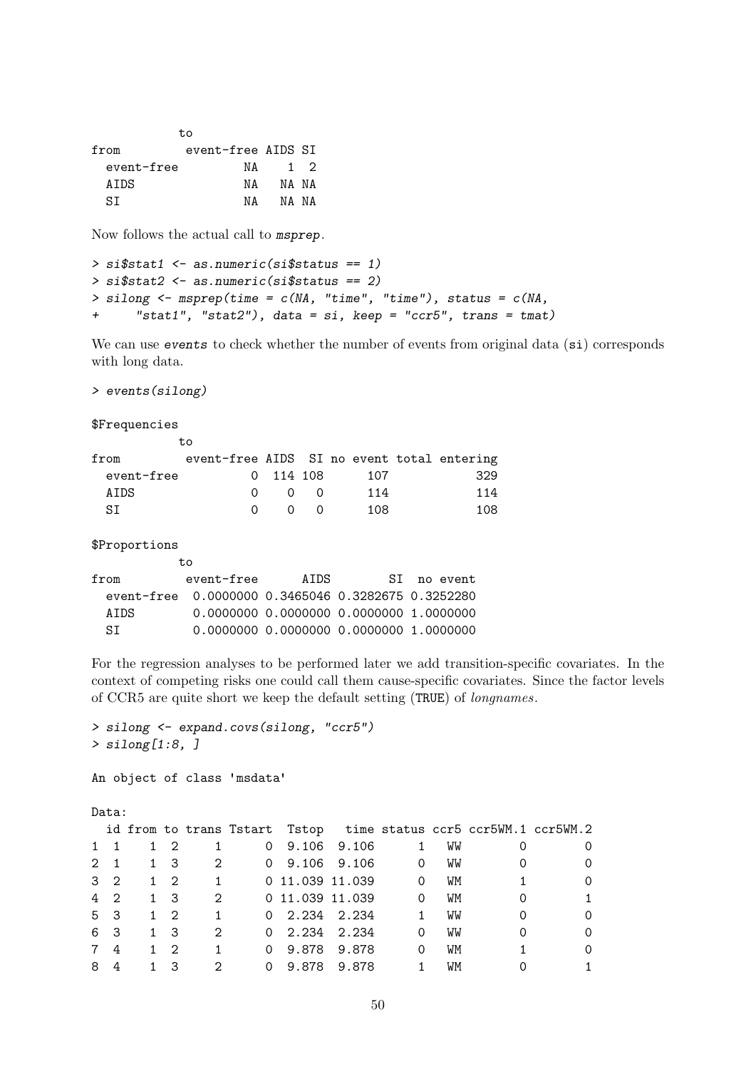```
            to
from         event-free AIDS SI
  event-free         NA    1  2
  AIDS               NA   NA NA
  SI                 NA   NA NA
```

Now follows the actual call to *msprep*.

```
> si$stat1 <- as.numeric(si$status == 1)
> si$stat2 <- as.numeric(si$status == 2)
> silong <- msprep(time = c(NA, "time", "time"), status = c(NA,
+     "stat1", "stat2"), data = si, keep = "ccr5", trans = tmat)
```

We can use *events* to check whether the number of events from original data (si) corresponds with long data.

```
> events(silong)

$Frequencies
            to
from         event-free AIDS  SI no event total entering
  event-free          0  114 108      107            329
  AIDS                0    0   0      114            114
  SI                  0    0   0      108            108

$Proportions
            to
from         event-free      AIDS        SI  no event
  event-free  0.0000000 0.3465046 0.3282675 0.3252280
  AIDS        0.0000000 0.0000000 0.0000000 1.0000000
  SI          0.0000000 0.0000000 0.0000000 1.0000000
```

For the regression analyses to be performed later we add transition-specific covariates. In the context of competing risks one could call them cause-specific covariates. Since the factor levels of CCR5 are quite short we keep the default setting (TRUE) of *longnames*.

```
> silong <- expand.covs(silong, "ccr5")
> silong[1:8, ]

An object of class 'msdata'

Data:
  id from to trans Tstart  Tstop   time status ccr5 ccr5WM.1 ccr5WM.2
1  1    1  2     1      0  9.106  9.106      1   WW        0        0
2  1    1  3     2      0  9.106  9.106      0   WW        0        0
3  2    1  2     1      0 11.039 11.039      0   WM        1        0
4  2    1  3     2      0 11.039 11.039      0   WM        0        1
5  3    1  2     1      0  2.234  2.234      1   WW        0        0
6  3    1  3     2      0  2.234  2.234      0   WW        0        0
7  4    1  2     1      0  9.878  9.878      0   WM        1        0
8  4    1  3     2      0  9.878  9.878      1   WM        0        1
```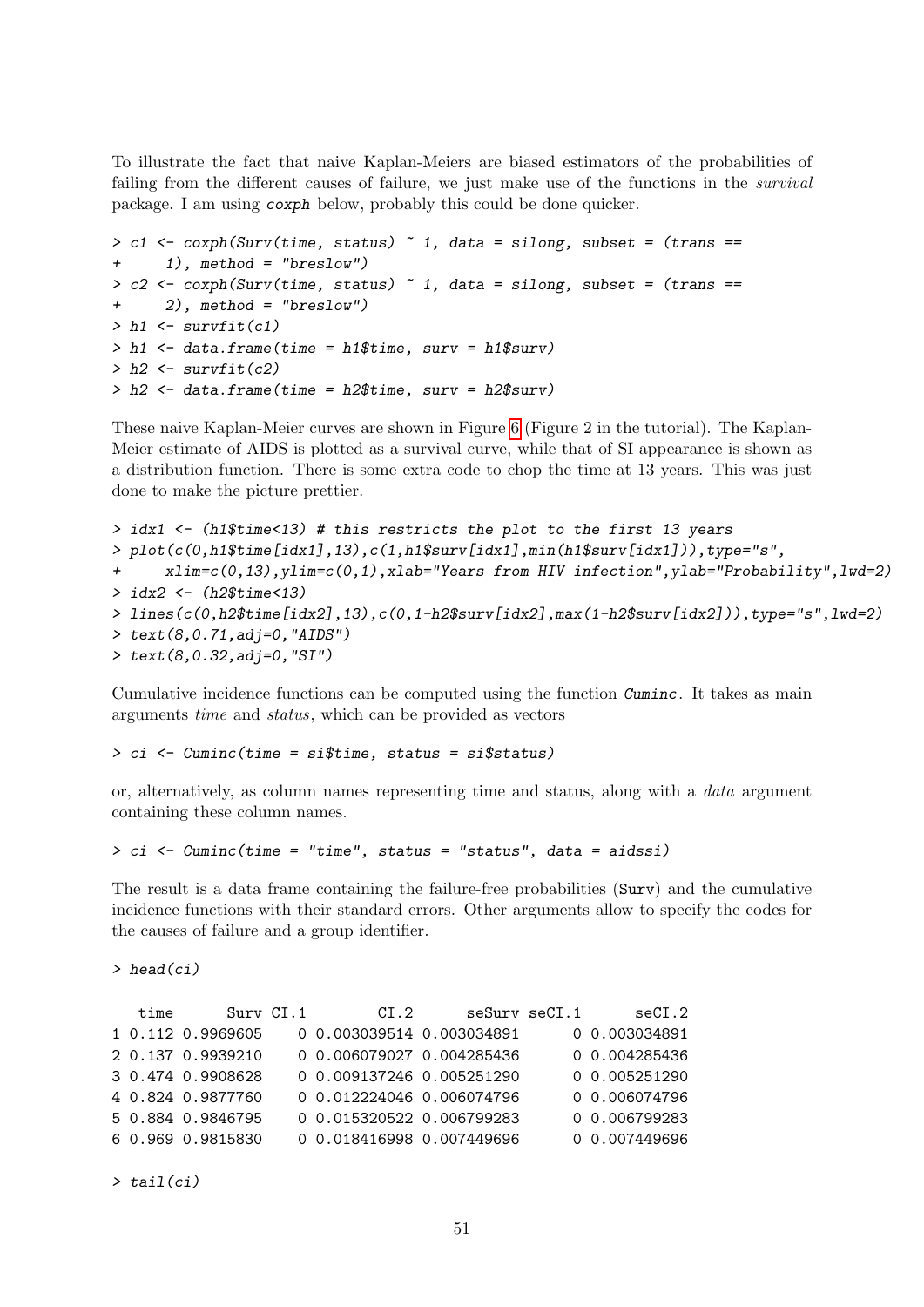To illustrate the fact that naive Kaplan-Meiers are biased estimators of the probabilities of failing from the different causes of failure, we just make use of the functions in the *survival* package. I am using `coxph` below, probably this could be done quicker.

```
> c1 <- coxph(Surv(time, status) ~ 1, data = silong, subset = (trans ==
+     1), method = "breslow")
> c2 <- coxph(Surv(time, status) ~ 1, data = silong, subset = (trans ==
+     2), method = "breslow")
> h1 <- survfit(c1)
> h1 <- data.frame(time = h1$time, surv = h1$surv)
> h2 <- survfit(c2)
> h2 <- data.frame(time = h2$time, surv = h2$surv)
```

These naive Kaplan-Meier curves are shown in Figure 6 (Figure 2 in the tutorial). The Kaplan-Meier estimate of AIDS is plotted as a survival curve, while that of SI appearance is shown as a distribution function. There is some extra code to chop the time at 13 years. This was just done to make the picture prettier.

```
> idx1 <- (h1$time<13) # this restricts the plot to the first 13 years
> plot(c(0,h1$time[idx1],13),c(1,h1$surv[idx1],min(h1$surv[idx1])),type="s",
+     xlim=c(0,13),ylim=c(0,1),xlab="Years from HIV infection",ylab="Probability",lwd=2)
> idx2 <- (h2$time<13)
> lines(c(0,h2$time[idx2],13),c(0,1-h2$surv[idx2],max(1-h2$surv[idx2])),type="s",lwd=2)
> text(8,0.71,adj=0,"AIDS")
> text(8,0.32,adj=0,"SI")
```

Cumulative incidence functions can be computed using the function `Cuminc`. It takes as main arguments *time* and *status*, which can be provided as vectors

```
> ci <- Cuminc(time = si$time, status = si$status)
```

or, alternatively, as column names representing time and status, along with a *data* argument containing these column names.

```
> ci <- Cuminc(time = "time", status = "status", data = aidssi)
```

The result is a data frame containing the failure-free probabilities (`Surv`) and the cumulative incidence functions with their standard errors. Other arguments allow to specify the codes for the causes of failure and a group identifier.

```
> head(ci)

   time      Surv CI.1        CI.2      seSurv seCI.1      seCI.2
1 0.112 0.9969605    0 0.003039514 0.003034891      0 0.003034891
2 0.137 0.9939210    0 0.006079027 0.004285436      0 0.004285436
3 0.474 0.9908628    0 0.009137246 0.005251290      0 0.005251290
4 0.824 0.9877760    0 0.012224046 0.006074796      0 0.006074796
5 0.884 0.9846795    0 0.015320522 0.006799283      0 0.006799283
6 0.969 0.9815830    0 0.018416998 0.007449696      0 0.007449696
```

```
> tail(ci)
```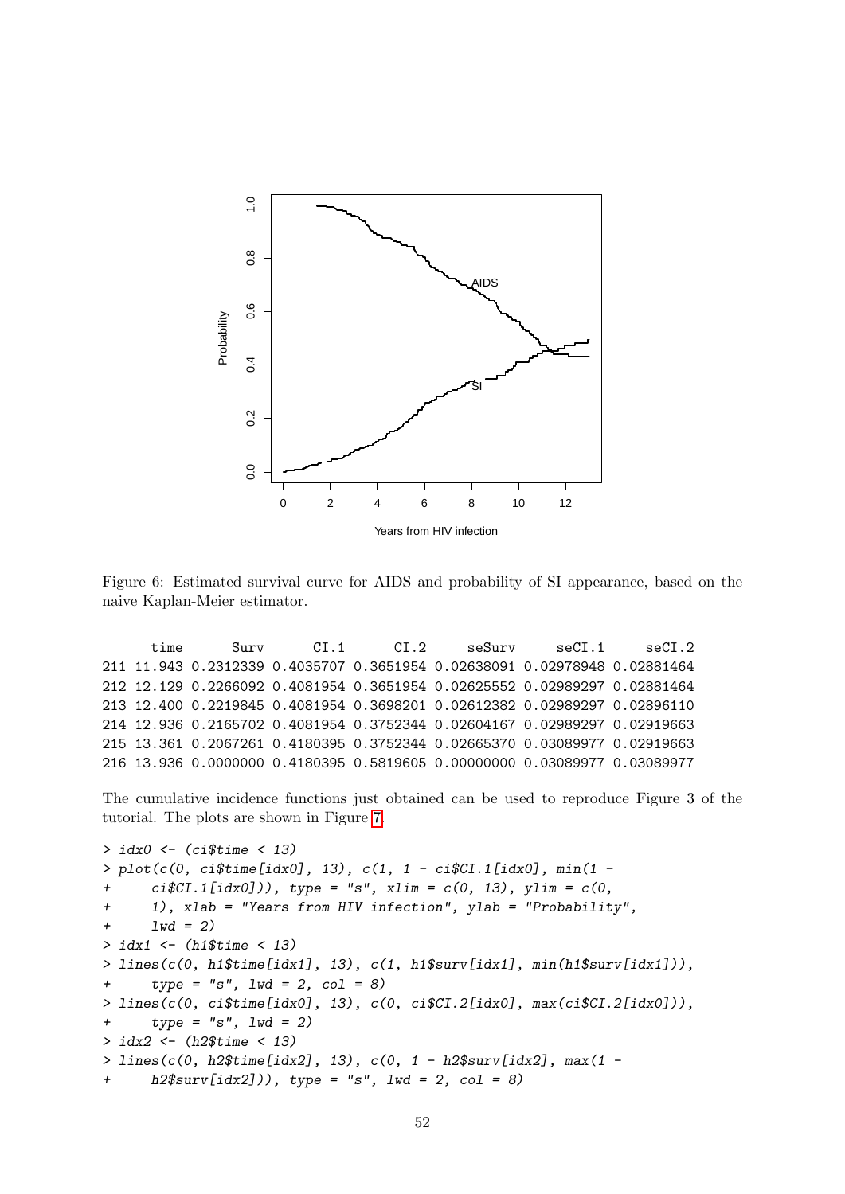Figure 6: Estimated survival curve for AIDS and probability of SI appearance, based on the naive Kaplan-Meier estimator.

```
      time      Surv      CI.1      CI.2     seSurv      seCI.1     seCI.2
211 11.943 0.2312339 0.4035707 0.3651954 0.02638091 0.02978948 0.02881464
212 12.129 0.2266092 0.4081954 0.3651954 0.02625552 0.02989297 0.02881464
213 12.400 0.2219845 0.4081954 0.3698201 0.02612382 0.02989297 0.02896110
214 12.936 0.2165702 0.4081954 0.3752344 0.02604167 0.02989297 0.02919663
215 13.361 0.2067261 0.4180395 0.3752344 0.02665370 0.03089977 0.02919663
216 13.936 0.0000000 0.4180395 0.5819605 0.00000000 0.03089977 0.03089977
```

The cumulative incidence functions just obtained can be used to reproduce Figure 3 of the tutorial. The plots are shown in Figure 7.

```
> idx0 <- (ci$time < 13)
> plot(c(0, ci$time[idx0], 13), c(1, 1 - ci$CI.1[idx0], min(1 -
+     ci$CI.1[idx0])), type = "s", xlim = c(0, 13), ylim = c(0,
+     1), xlab = "Years from HIV infection", ylab = "Probability",
+     lwd = 2)
> idx1 <- (h1$time < 13)
> lines(c(0, h1$time[idx1], 13), c(1, h1$surv[idx1], min(h1$surv[idx1])),
+     type = "s", lwd = 2, col = 8)
> lines(c(0, ci$time[idx0], 13), c(0, ci$CI.2[idx0], max(ci$CI.2[idx0])),
+     type = "s", lwd = 2)
> idx2 <- (h2$time < 13)
> lines(c(0, h2$time[idx2], 13), c(0, 1 - h2$surv[idx2], max(1 -
+     h2$surv[idx2])), type = "s", lwd = 2, col = 8)
```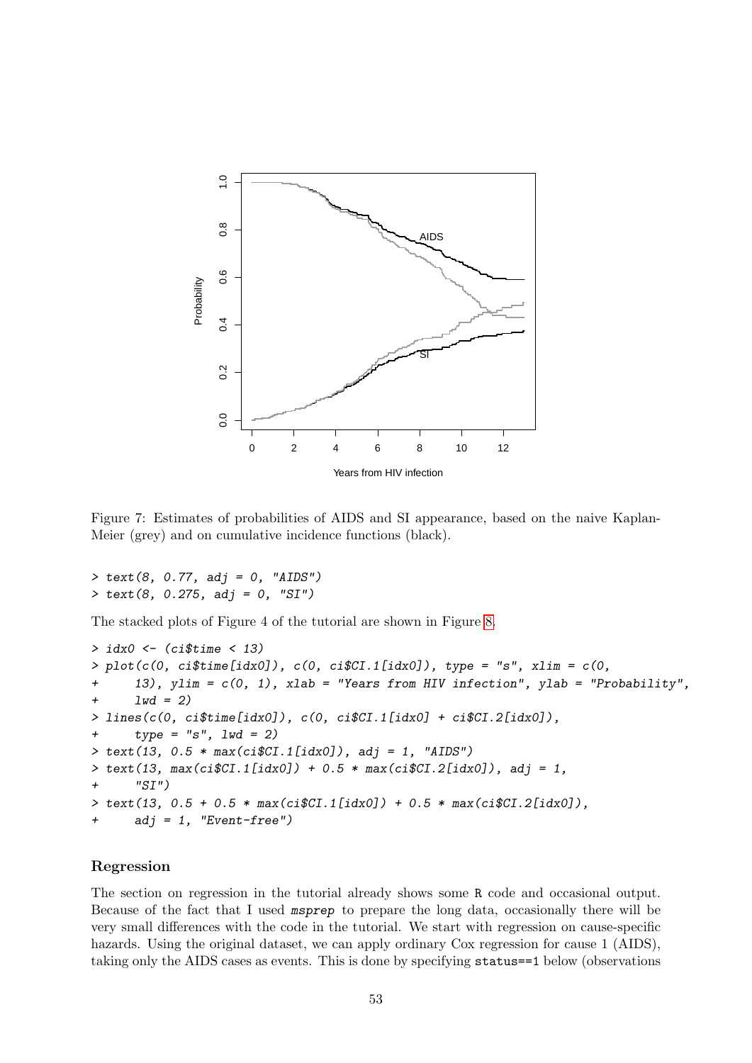Figure 7: Estimates of probabilities of AIDS and SI appearance, based on the naive Kaplan-Meier (grey) and on cumulative incidence functions (black).

```
> text(8, 0.77, adj = 0, "AIDS")
> text(8, 0.275, adj = 0, "SI")
```

The stacked plots of Figure 4 of the tutorial are shown in Figure 8.

```
> idx0 <- (ci$time < 13)
> plot(c(0, ci$time[idx0]), c(0, ci$CI.1[idx0]), type = "s", xlim = c(0,
+     13), ylim = c(0, 1), xlab = "Years from HIV infection", ylab = "Probability",
+     lwd = 2)
> lines(c(0, ci$time[idx0]), c(0, ci$CI.1[idx0] + ci$CI.2[idx0]),
+     type = "s", lwd = 2)
> text(13, 0.5 * max(ci$CI.1[idx0]), adj = 1, "AIDS")
> text(13, max(ci$CI.1[idx0]) + 0.5 * max(ci$CI.2[idx0]), adj = 1,
+     "SI")
> text(13, 0.5 + 0.5 * max(ci$CI.1[idx0]) + 0.5 * max(ci$CI.2[idx0]),
+     adj = 1, "Event-free")
```

## Regression

The section on regression in the tutorial already shows some R code and occasional output. Because of the fact that I used *msprep* to prepare the long data, occasionally there will be very small differences with the code in the tutorial. We start with regression on cause-specific hazards. Using the original dataset, we can apply ordinary Cox regression for cause 1 (AIDS), taking only the AIDS cases as events. This is done by specifying `status==1` below (observations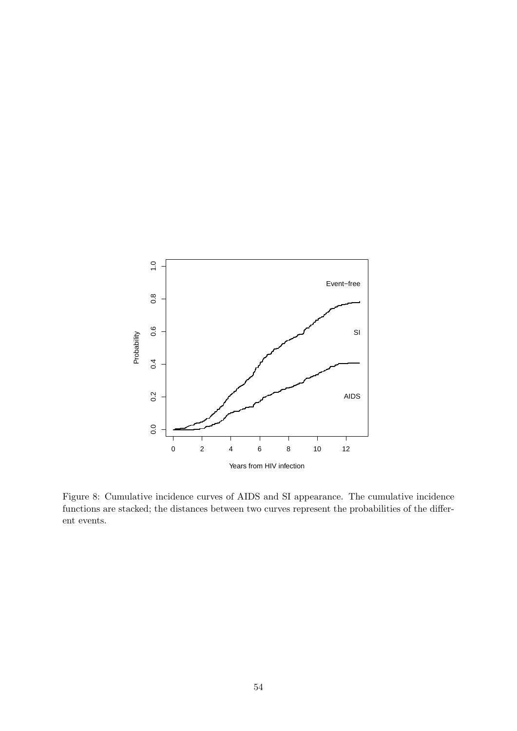Figure 8: Cumulative incidence curves of AIDS and SI appearance. The cumulative incidence functions are stacked; the distances between two curves represent the probabilities of the different events.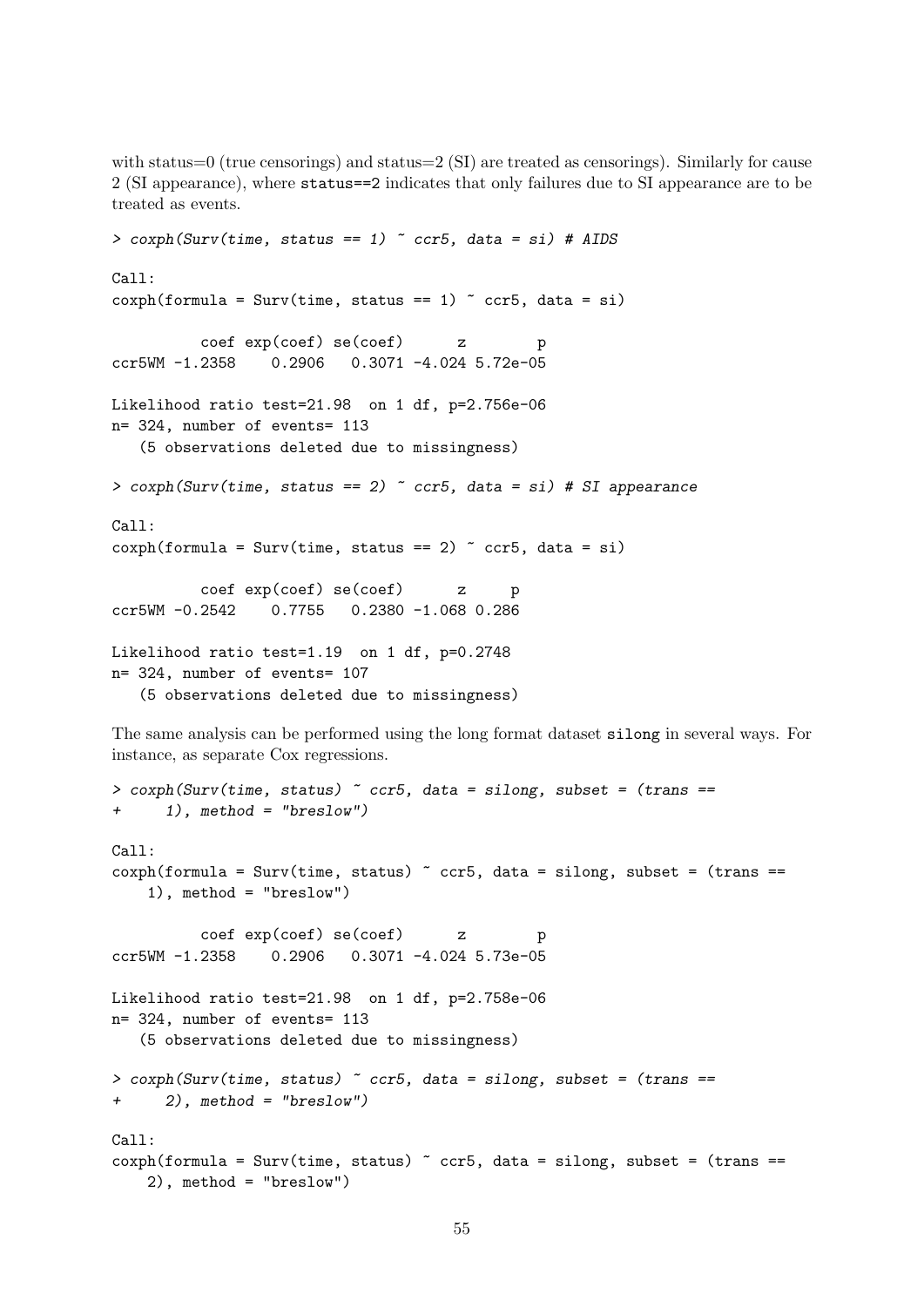with status=0 (true censorings) and status=2 (SI) are treated as censorings). Similarly for cause 2 (SI appearance), where `status==2` indicates that only failures due to SI appearance are to be treated as events.

```
> coxph(Surv(time, status == 1) ~ ccr5, data = si) # AIDS

Call:
coxph(formula = Surv(time, status == 1) ~ ccr5, data = si)

          coef exp(coef) se(coef)      z        p
ccr5WM -1.2358    0.2906   0.3071 -4.024 5.72e-05

Likelihood ratio test=21.98  on 1 df, p=2.756e-06
n= 324, number of events= 113
   (5 observations deleted due to missingness)

> coxph(Surv(time, status == 2) ~ ccr5, data = si) # SI appearance

Call:
coxph(formula = Surv(time, status == 2) ~ ccr5, data = si)

          coef exp(coef) se(coef)      z     p
ccr5WM -0.2542    0.7755   0.2380 -1.068 0.286

Likelihood ratio test=1.19  on 1 df, p=0.2748
n= 324, number of events= 107
   (5 observations deleted due to missingness)
```

The same analysis can be performed using the long format dataset `silong` in several ways. For instance, as separate Cox regressions.

```
> coxph(Surv(time, status) ~ ccr5, data = silong, subset = (trans ==
+     1), method = "breslow")

Call:
coxph(formula = Surv(time, status) ~ ccr5, data = silong, subset = (trans ==
    1), method = "breslow")

          coef exp(coef) se(coef)      z        p
ccr5WM -1.2358    0.2906   0.3071 -4.024 5.73e-05

Likelihood ratio test=21.98  on 1 df, p=2.758e-06
n= 324, number of events= 113
   (5 observations deleted due to missingness)

> coxph(Surv(time, status) ~ ccr5, data = silong, subset = (trans ==
+     2), method = "breslow")

Call:
coxph(formula = Surv(time, status) ~ ccr5, data = silong, subset = (trans ==
    2), method = "breslow")
```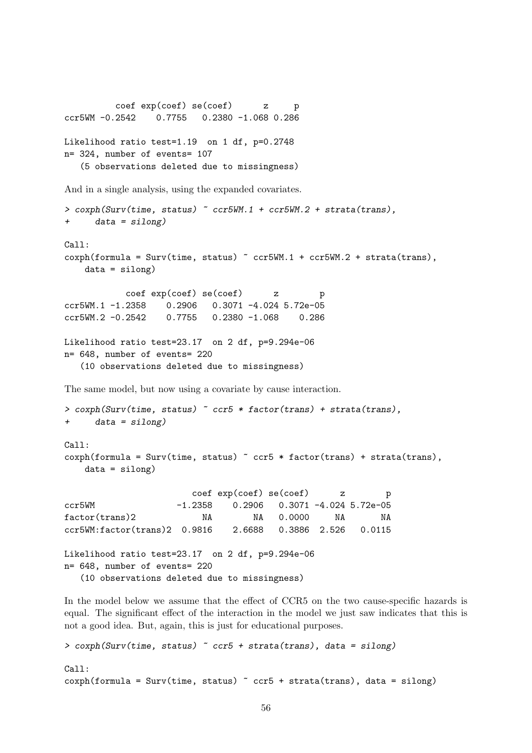```
         coef exp(coef) se(coef)      z     p
ccr5WM -0.2542    0.7755   0.2380 -1.068 0.286

Likelihood ratio test=1.19  on 1 df, p=0.2748
n= 324, number of events= 107
   (5 observations deleted due to missingness)
```

And in a single analysis, using the expanded covariates.

```
> coxph(Surv(time, status) ~ ccr5WM.1 + ccr5WM.2 + strata(trans),
+     data = silong)

Call:
coxph(formula = Surv(time, status) ~ ccr5WM.1 + ccr5WM.2 + strata(trans),
    data = silong)

           coef exp(coef) se(coef)      z        p
ccr5WM.1 -1.2358    0.2906   0.3071 -4.024 5.72e-05
ccr5WM.2 -0.2542    0.7755   0.2380 -1.068    0.286

Likelihood ratio test=23.17  on 2 df, p=9.294e-06
n= 648, number of events= 220
   (10 observations deleted due to missingness)
```

The same model, but now using a covariate by cause interaction.

```
> coxph(Surv(time, status) ~ ccr5 * factor(trans) + strata(trans),
+     data = silong)

Call:
coxph(formula = Surv(time, status) ~ ccr5 * factor(trans) + strata(trans),
    data = silong)

                       coef exp(coef) se(coef)      z        p
ccr5WM              -1.2358    0.2906   0.3071 -4.024 5.72e-05
factor(trans)2           NA        NA   0.0000     NA       NA
ccr5WM:factor(trans)2  0.9816    2.6688   0.3886  2.526   0.0115

Likelihood ratio test=23.17  on 2 df, p=9.294e-06
n= 648, number of events= 220
   (10 observations deleted due to missingness)
```

In the model below we assume that the effect of CCR5 on the two cause-specific hazards is equal. The significant effect of the interaction in the model we just saw indicates that this is not a good idea. But, again, this is just for educational purposes.

```
> coxph(Surv(time, status) ~ ccr5 + strata(trans), data = silong)

Call:
coxph(formula = Surv(time, status) ~ ccr5 + strata(trans), data = silong)
```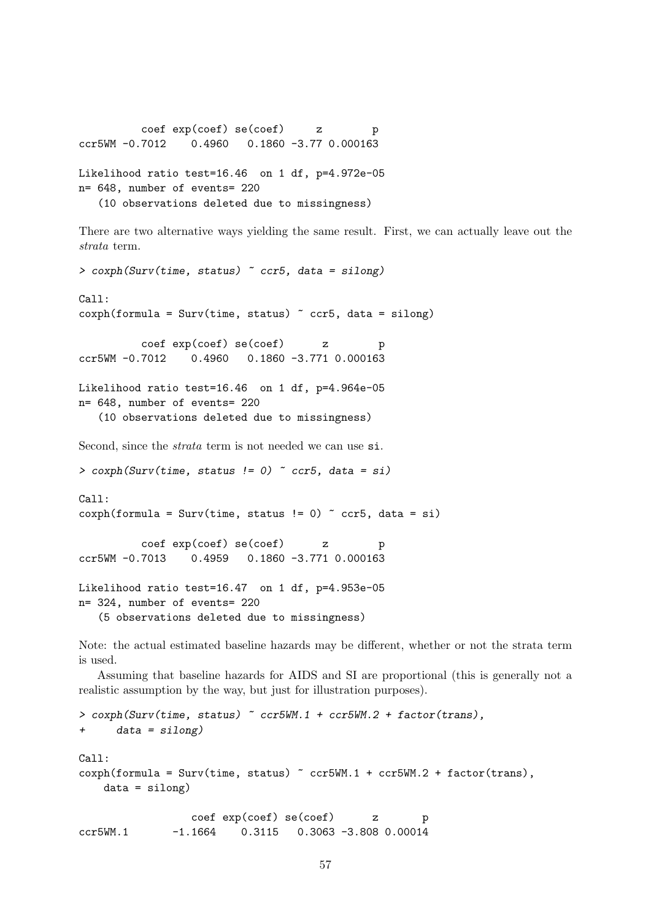```
          coef exp(coef) se(coef)     z        p
ccr5WM -0.7012    0.4960   0.1860 -3.77 0.000163

Likelihood ratio test=16.46  on 1 df, p=4.972e-05
n= 648, number of events= 220 
   (10 observations deleted due to missingness)
```

There are two alternative ways yielding the same result. First, we can actually leave out the *strata* term.

```
> coxph(Surv(time, status) ~ ccr5, data = silong)

Call:
coxph(formula = Surv(time, status) ~ ccr5, data = silong)

          coef exp(coef) se(coef)      z        p
ccr5WM -0.7012    0.4960   0.1860 -3.771 0.000163

Likelihood ratio test=16.46  on 1 df, p=4.964e-05
n= 648, number of events= 220 
   (10 observations deleted due to missingness)
```

Second, since the *strata* term is not needed we can use si.

```
> coxph(Surv(time, status != 0) ~ ccr5, data = si)

Call:
coxph(formula = Surv(time, status != 0) ~ ccr5, data = si)

          coef exp(coef) se(coef)      z        p
ccr5WM -0.7013    0.4959   0.1860 -3.771 0.000163

Likelihood ratio test=16.47  on 1 df, p=4.953e-05
n= 324, number of events= 220 
   (5 observations deleted due to missingness)
```

Note: the actual estimated baseline hazards may be different, whether or not the strata term is used.

Assuming that baseline hazards for AIDS and SI are proportional (this is generally not a realistic assumption by the way, but just for illustration purposes).

```
> coxph(Surv(time, status) ~ ccr5WM.1 + ccr5WM.2 + factor(trans),
+     data = silong)

Call:
coxph(formula = Surv(time, status) ~ ccr5WM.1 + ccr5WM.2 + factor(trans), 
    data = silong)

                  coef exp(coef) se(coef)      z       p
ccr5WM.1       -1.1664    0.3115   0.3063 -3.808 0.00014
```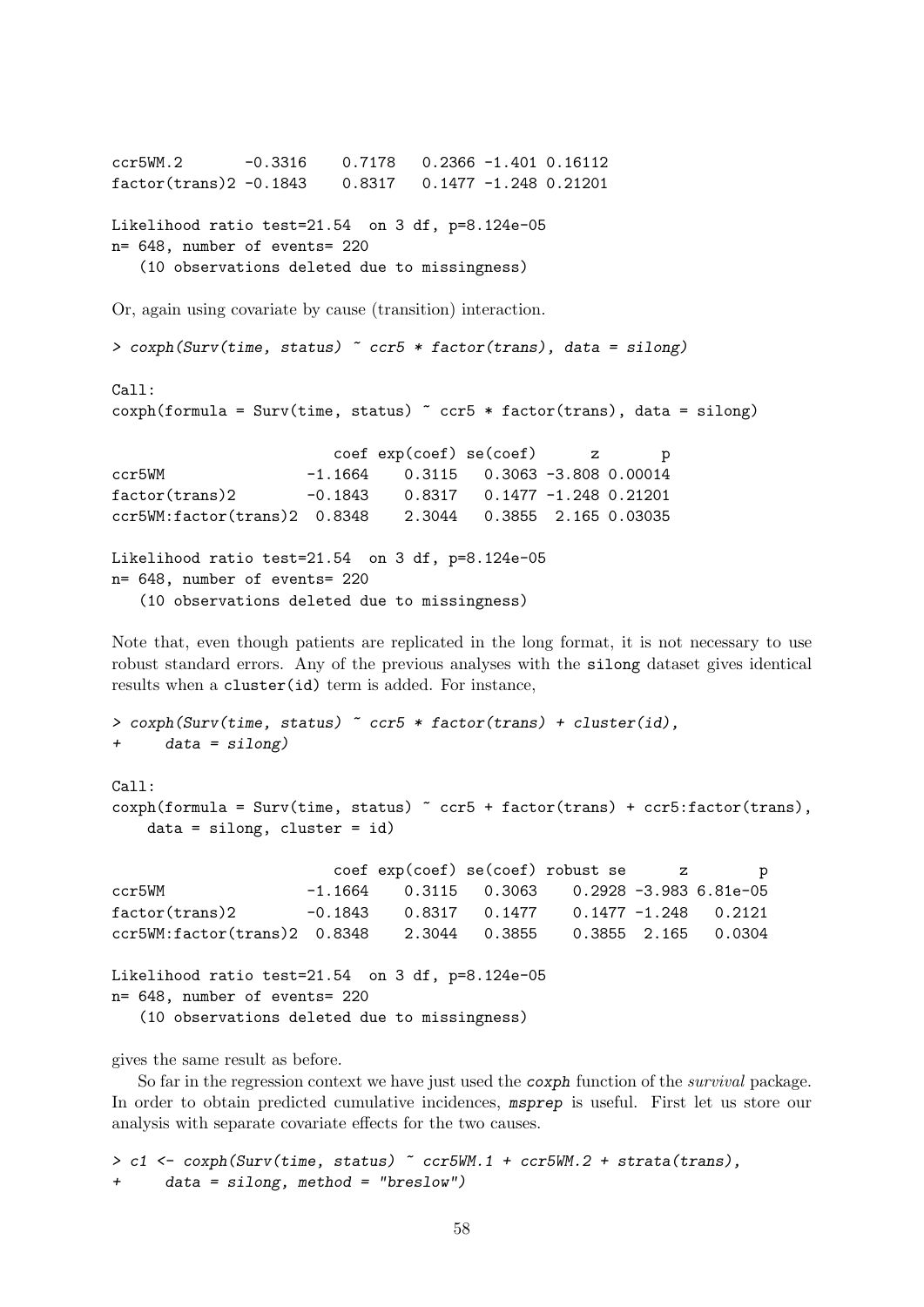```
ccr5WM.2       -0.3316    0.7178   0.2366 -1.401 0.16112
factor(trans)2 -0.1843    0.8317   0.1477 -1.248 0.21201

Likelihood ratio test=21.54  on 3 df, p=8.124e-05
n= 648, number of events= 220
   (10 observations deleted due to missingness)
```

Or, again using covariate by cause (transition) interaction.

```
> coxph(Surv(time, status) ~ ccr5 * factor(trans), data = silong)

Call:
coxph(formula = Surv(time, status) ~ ccr5 * factor(trans), data = silong)

                         coef exp(coef) se(coef)      z       p
ccr5WM                -1.1664    0.3115   0.3063 -3.808 0.00014
factor(trans)2        -0.1843    0.8317   0.1477 -1.248 0.21201
ccr5WM:factor(trans)2  0.8348    2.3044   0.3855  2.165 0.03035

Likelihood ratio test=21.54  on 3 df, p=8.124e-05
n= 648, number of events= 220
   (10 observations deleted due to missingness)
```

Note that, even though patients are replicated in the long format, it is not necessary to use robust standard errors. Any of the previous analyses with the `silong` dataset gives identical results when a `cluster(id)` term is added. For instance,

```
> coxph(Surv(time, status) ~ ccr5 * factor(trans) + cluster(id),
+     data = silong)

Call:
coxph(formula = Surv(time, status) ~ ccr5 + factor(trans) + ccr5:factor(trans),
    data = silong, cluster = id)

                         coef exp(coef) se(coef) robust se      z        p
ccr5WM                -1.1664    0.3115   0.3063    0.2928 -3.983 6.81e-05
factor(trans)2        -0.1843    0.8317   0.1477    0.1477 -1.248   0.2121
ccr5WM:factor(trans)2  0.8348    2.3044   0.3855    0.3855  2.165   0.0304

Likelihood ratio test=21.54  on 3 df, p=8.124e-05
n= 648, number of events= 220
   (10 observations deleted due to missingness)
```

gives the same result as before.

So far in the regression context we have just used the `coxph` function of the *survival* package. In order to obtain predicted cumulative incidences, `msprep` is useful. First let us store our analysis with separate covariate effects for the two causes.

```
> c1 <- coxph(Surv(time, status) ~ ccr5WM.1 + ccr5WM.2 + strata(trans),
+     data = silong, method = "breslow")
```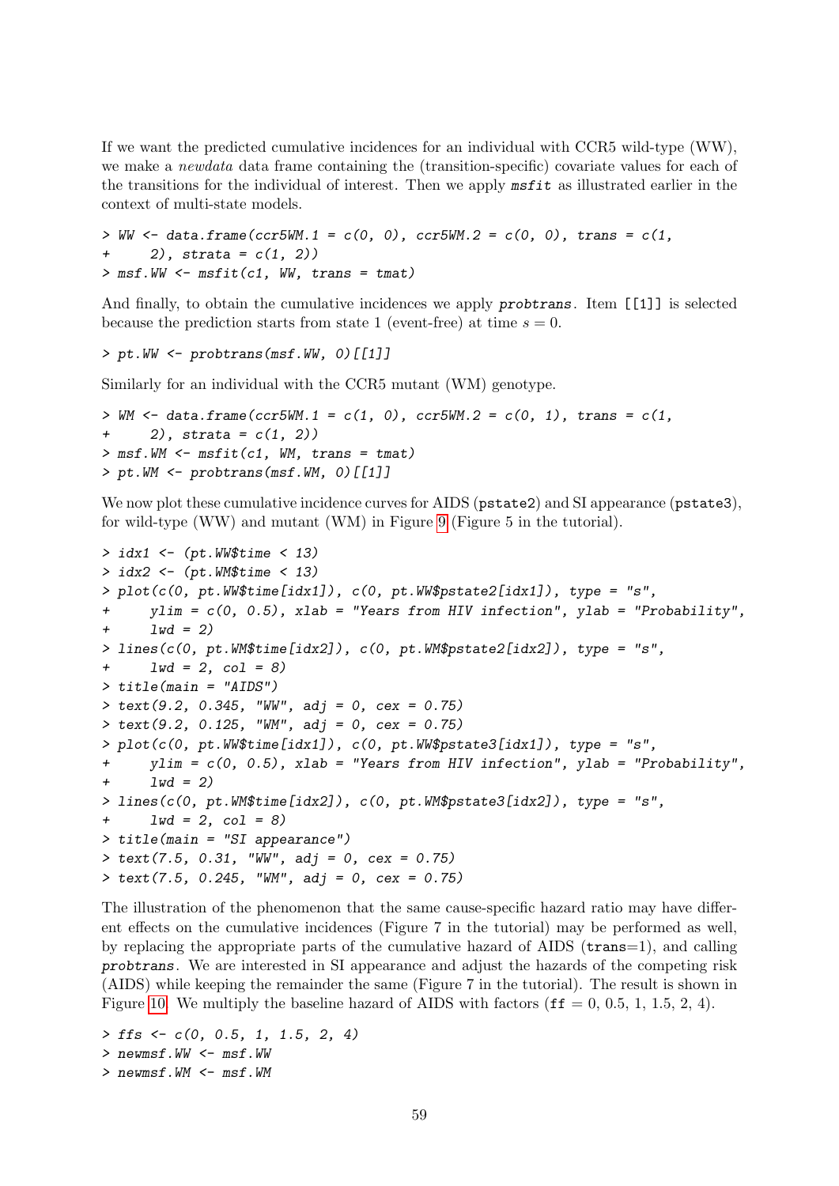If we want the predicted cumulative incidences for an individual with CCR5 wild-type (WW), we make a *newdata* data frame containing the (transition-specific) covariate values for each of the transitions for the individual of interest. Then we apply **msfit** as illustrated earlier in the context of multi-state models.

```
> WW <- data.frame(ccr5WM.1 = c(0, 0), ccr5WM.2 = c(0, 0), trans = c(1,
+     2), strata = c(1, 2))
> msf.WW <- msfit(c1, WW, trans = tmat)
```

And finally, to obtain the cumulative incidences we apply **probtrans**. Item `[[1]]` is selected because the prediction starts from state 1 (event-free) at time $s = 0$.

```
> pt.WW <- probtrans(msf.WW, 0)[[1]]
```

Similarly for an individual with the CCR5 mutant (WM) genotype.

```
> WM <- data.frame(ccr5WM.1 = c(1, 0), ccr5WM.2 = c(0, 1), trans = c(1,
+     2), strata = c(1, 2))
> msf.WM <- msfit(c1, WM, trans = tmat)
> pt.WM <- probtrans(msf.WM, 0)[[1]]
```

We now plot these cumulative incidence curves for AIDS (`pstate2`) and SI appearance (`pstate3`), for wild-type (WW) and mutant (WM) in Figure 9 (Figure 5 in the tutorial).

```
> idx1 <- (pt.WW$time < 13)
> idx2 <- (pt.WM$time < 13)
> plot(c(0, pt.WW$time[idx1]), c(0, pt.WW$pstate2[idx1]), type = "s",
+     ylim = c(0, 0.5), xlab = "Years from HIV infection", ylab = "Probability",
+     lwd = 2)
> lines(c(0, pt.WM$time[idx2]), c(0, pt.WM$pstate2[idx2]), type = "s",
+     lwd = 2, col = 8)
> title(main = "AIDS")
> text(9.2, 0.345, "WW", adj = 0, cex = 0.75)
> text(9.2, 0.125, "WM", adj = 0, cex = 0.75)
> plot(c(0, pt.WW$time[idx1]), c(0, pt.WW$pstate3[idx1]), type = "s",
+     ylim = c(0, 0.5), xlab = "Years from HIV infection", ylab = "Probability",
+     lwd = 2)
> lines(c(0, pt.WM$time[idx2]), c(0, pt.WM$pstate3[idx2]), type = "s",
+     lwd = 2, col = 8)
> title(main = "SI appearance")
> text(7.5, 0.31, "WW", adj = 0, cex = 0.75)
> text(7.5, 0.245, "WM", adj = 0, cex = 0.75)
```

The illustration of the phenomenon that the same cause-specific hazard ratio may have different effects on the cumulative incidences (Figure 7 in the tutorial) may be performed as well, by replacing the appropriate parts of the cumulative hazard of AIDS (`trans`=1), and calling **probtrans**. We are interested in SI appearance and adjust the hazards of the competing risk (AIDS) while keeping the remainder the same (Figure 7 in the tutorial). The result is shown in Figure 10. We multiply the baseline hazard of AIDS with factors (`ff` = 0, 0.5, 1, 1.5, 2, 4).

```
> ffs <- c(0, 0.5, 1, 1.5, 2, 4)
> newmsf.WW <- msf.WW
> newmsf.WM <- msf.WM
```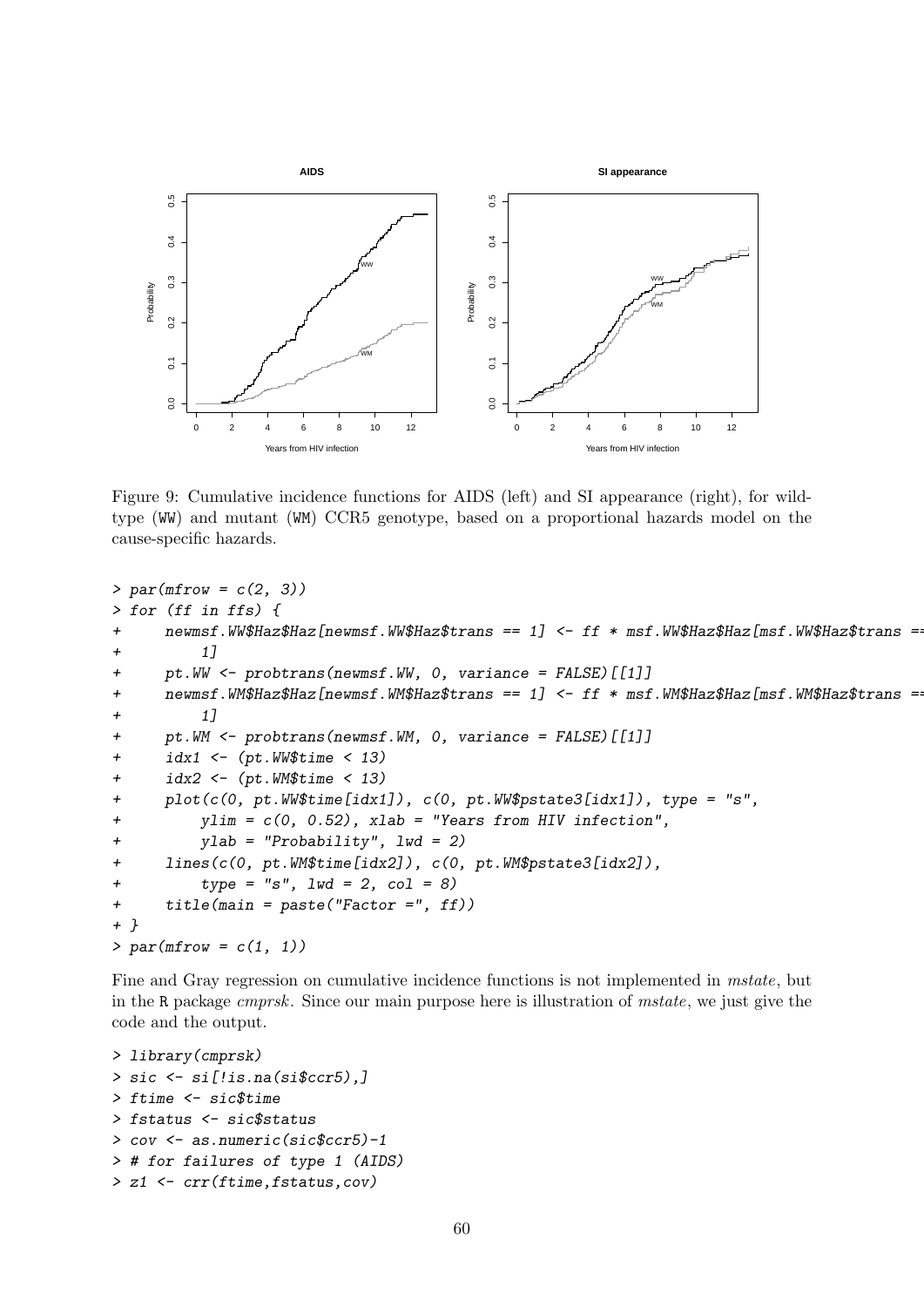Figure 9: Cumulative incidence functions for AIDS (left) and SI appearance (right), for wild-type (WW) and mutant (WM) CCR5 genotype, based on a proportional hazards model on the cause-specific hazards.

```
> par(mfrow = c(2, 3))
> for (ff in ffs) {
+     newmsf.WW$Haz$Haz[newmsf.WW$Haz$trans == 1] <- ff * msf.WW$Haz$Haz[msf.WW$Haz$trans ==
+         1]
+     pt.WW <- probtrans(newmsf.WW, 0, variance = FALSE)[[1]]
+     newmsf.WM$Haz$Haz[newmsf.WM$Haz$trans == 1] <- ff * msf.WM$Haz$Haz[msf.WM$Haz$trans ==
+         1]
+     pt.WM <- probtrans(newmsf.WM, 0, variance = FALSE)[[1]]
+     idx1 <- (pt.WW$time < 13)
+     idx2 <- (pt.WM$time < 13)
+     plot(c(0, pt.WW$time[idx1]), c(0, pt.WW$pstate3[idx1]), type = "s",
+         ylim = c(0, 0.52), xlab = "Years from HIV infection",
+         ylab = "Probability", lwd = 2)
+     lines(c(0, pt.WM$time[idx2]), c(0, pt.WM$pstate3[idx2]),
+         type = "s", lwd = 2, col = 8)
+     title(main = paste("Factor =", ff))
+ }
> par(mfrow = c(1, 1))
```

Fine and Gray regression on cumulative incidence functions is not implemented in *mstate*, but in the R package *cmprsk*. Since our main purpose here is illustration of *mstate*, we just give the code and the output.

```
> library(cmprsk)
> sic <- si[!is.na(si$ccr5),]
> ftime <- sic$time
> fstatus <- sic$status
> cov <- as.numeric(sic$ccr5)-1
> # for failures of type 1 (AIDS)
> z1 <- crr(ftime,fstatus,cov)
```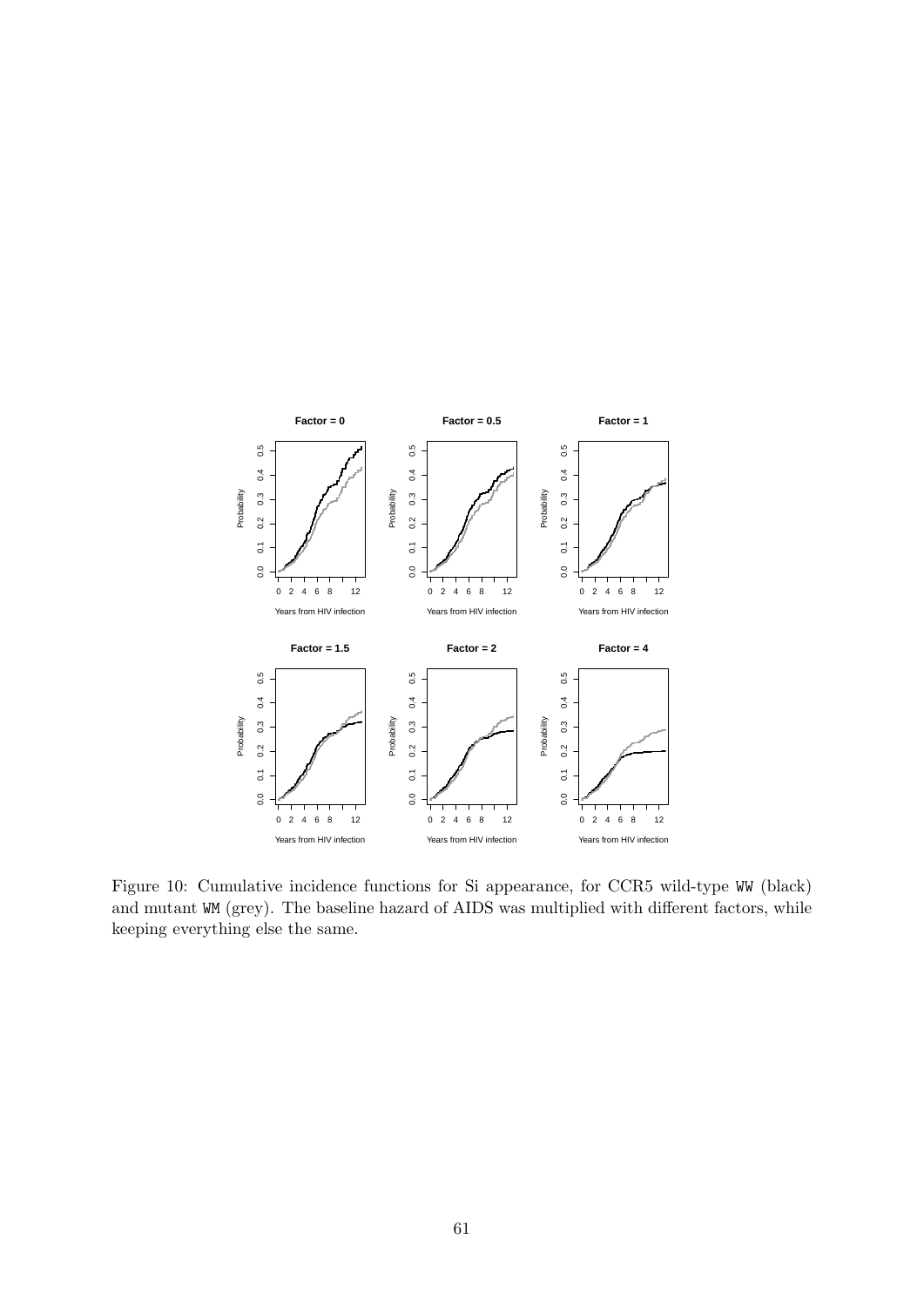Figure 10: Cumulative incidence functions for Si appearance, for CCR5 wild-type WW (black) and mutant WM (grey). The baseline hazard of AIDS was multiplied with different factors, while keeping everything else the same.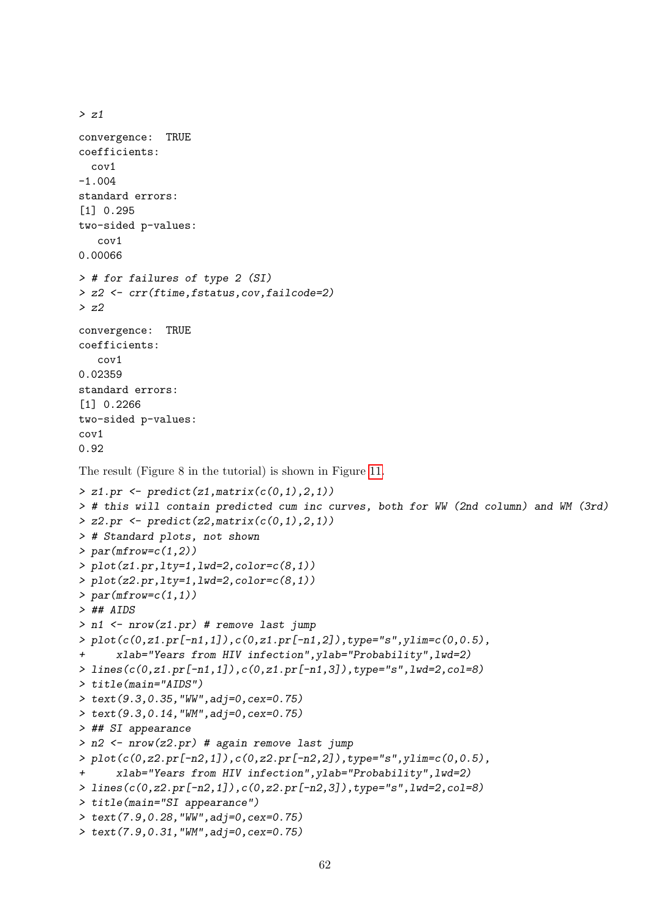```
> z1

convergence:  TRUE
coefficients:
  cov1
-1.004
standard errors:
[1] 0.295
two-sided p-values:
   cov1
0.00066

> # for failures of type 2 (SI)
> z2 <- crr(ftime,fstatus,cov,failcode=2)
> z2

convergence:  TRUE
coefficients:
   cov1
0.02359
standard errors:
[1] 0.2266
two-sided p-values:
cov1
0.92
```

The result (Figure 8 in the tutorial) is shown in Figure 11.

```
> z1.pr <- predict(z1,matrix(c(0,1),2,1))
> # this will contain predicted cum inc curves, both for WW (2nd column) and WM (3rd)
> z2.pr <- predict(z2,matrix(c(0,1),2,1))
> # Standard plots, not shown
> par(mfrow=c(1,2))
> plot(z1.pr,lty=1,lwd=2,color=c(8,1))
> plot(z2.pr,lty=1,lwd=2,color=c(8,1))
> par(mfrow=c(1,1))
> ## AIDS
> n1 <- nrow(z1.pr) # remove last jump
> plot(c(0,z1.pr[-n1,1]),c(0,z1.pr[-n1,2]),type="s",ylim=c(0,0.5),
+     xlab="Years from HIV infection",ylab="Probability",lwd=2)
> lines(c(0,z1.pr[-n1,1]),c(0,z1.pr[-n1,3]),type="s",lwd=2,col=8)
> title(main="AIDS")
> text(9.3,0.35,"WW",adj=0,cex=0.75)
> text(9.3,0.14,"WM",adj=0,cex=0.75)
> ## SI appearance
> n2 <- nrow(z2.pr) # again remove last jump
> plot(c(0,z2.pr[-n2,1]),c(0,z2.pr[-n2,2]),type="s",ylim=c(0,0.5),
+     xlab="Years from HIV infection",ylab="Probability",lwd=2)
> lines(c(0,z2.pr[-n2,1]),c(0,z2.pr[-n2,3]),type="s",lwd=2,col=8)
> title(main="SI appearance")
> text(7.9,0.28,"WW",adj=0,cex=0.75)
> text(7.9,0.31,"WM",adj=0,cex=0.75)
```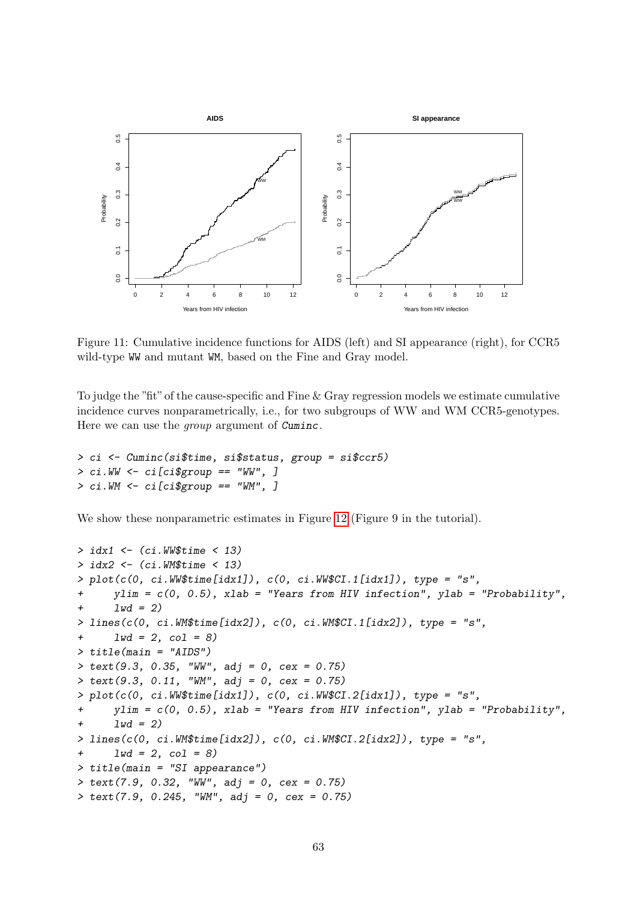Figure 11: Cumulative incidence functions for AIDS (left) and SI appearance (right), for CCR5 wild-type `WW` and mutant `WM`, based on the Fine and Gray model.

To judge the "fit" of the cause-specific and Fine & Gray regression models we estimate cumulative incidence curves nonparametrically, i.e., for two subgroups of WW and WM CCR5-genotypes. Here we can use the *group* argument of `Cuminc`.

```
> ci <- Cuminc(si$time, si$status, group = si$ccr5)
> ci.WW <- ci[ci$group == "WW", ]
> ci.WM <- ci[ci$group == "WM", ]
```

We show these nonparametric estimates in Figure 12 (Figure 9 in the tutorial).

```
> idx1 <- (ci.WW$time < 13)
> idx2 <- (ci.WM$time < 13)
> plot(c(0, ci.WW$time[idx1]), c(0, ci.WW$CI.1[idx1]), type = "s",
+     ylim = c(0, 0.5), xlab = "Years from HIV infection", ylab = "Probability",
+     lwd = 2)
> lines(c(0, ci.WM$time[idx2]), c(0, ci.WM$CI.1[idx2]), type = "s",
+     lwd = 2, col = 8)
> title(main = "AIDS")
> text(9.3, 0.35, "WW", adj = 0, cex = 0.75)
> text(9.3, 0.11, "WM", adj = 0, cex = 0.75)
> plot(c(0, ci.WW$time[idx1]), c(0, ci.WW$CI.2[idx1]), type = "s",
+     ylim = c(0, 0.5), xlab = "Years from HIV infection", ylab = "Probability",
+     lwd = 2)
> lines(c(0, ci.WM$time[idx2]), c(0, ci.WM$CI.2[idx2]), type = "s",
+     lwd = 2, col = 8)
> title(main = "SI appearance")
> text(7.9, 0.32, "WW", adj = 0, cex = 0.75)
> text(7.9, 0.245, "WM", adj = 0, cex = 0.75)
```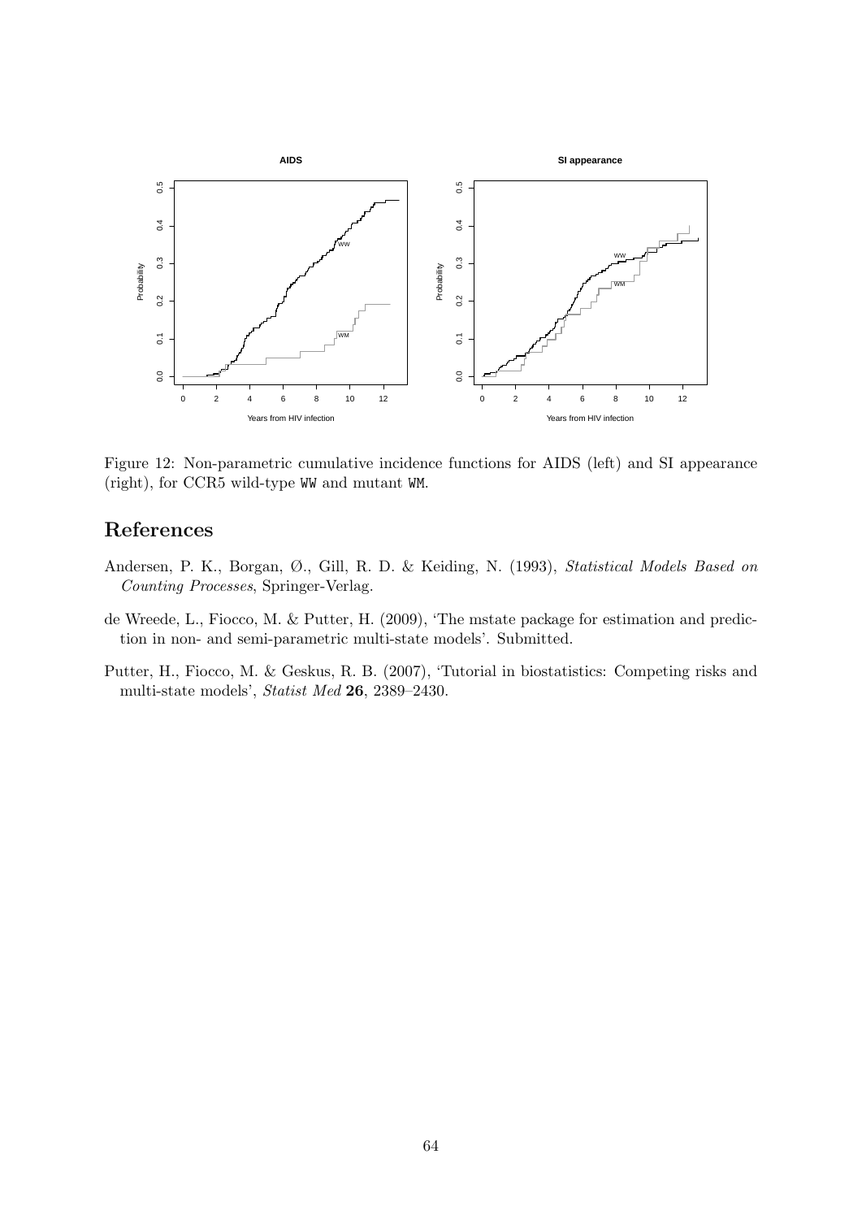AIDS

Probability

0.0
0.1
0.2
0.3
0.4
0.5

0 2 4 6 8 10 12

Years from HIV infection

WW

WM

SI appearance

Probability

0.0
0.1
0.2
0.3
0.4
0.5

0 2 4 6 8 10 12

Years from HIV infection

WW

WM

Figure 12: Non-parametric cumulative incidence functions for AIDS (left) and SI appearance (right), for CCR5 wild-type `WW` and mutant `WM`.

## References

Andersen, P. K., Borgan, Ø., Gill, R. D. & Keiding, N. (1993), *Statistical Models Based on Counting Processes*, Springer-Verlag.

de Wreede, L., Fiocco, M. & Putter, H. (2009), 'The mstate package for estimation and prediction in non- and semi-parametric multi-state models'. Submitted.

Putter, H., Fiocco, M. & Geskus, R. B. (2007), 'Tutorial in biostatistics: Competing risks and multi-state models', *Statist Med* **26**, 2389–2430.